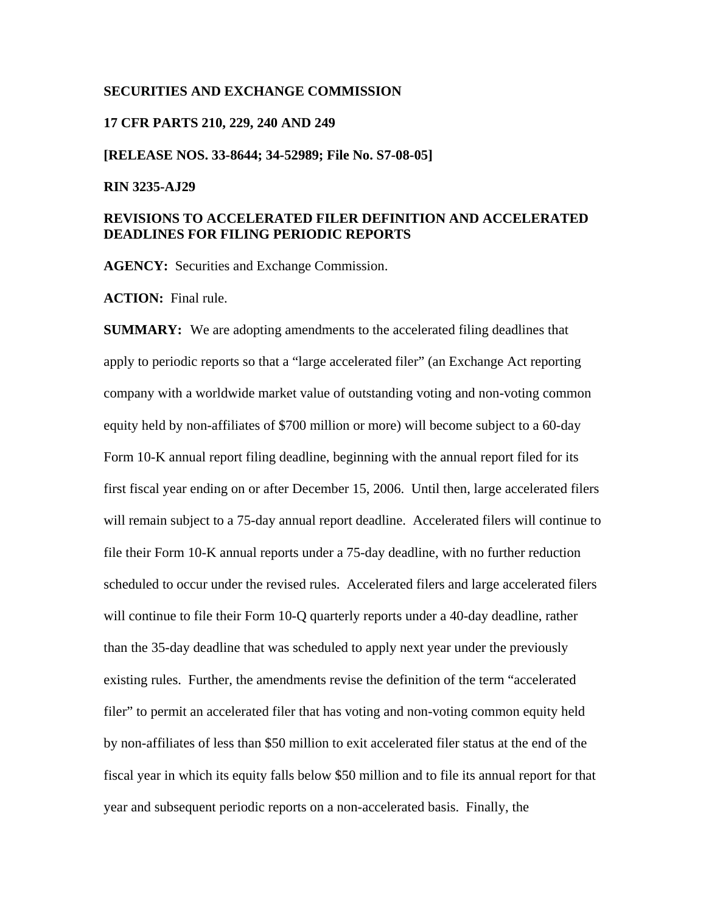**SECURITIES AND EXCHANGE COMMISSION**

**17 CFR PARTS 210, 229, 240 AND 249**

**[RELEASE NOS. 33-8644; 34-52989; File No. S7-08-05]**

**RIN 3235-AJ29**

**REVISIONS TO ACCELERATED FILER DEFINITION AND ACCELERATED DEADLINES FOR FILING PERIODIC REPORTS**

**AGENCY:** Securities and Exchange Commission.

**ACTION:** Final rule.

**SUMMARY:** We are adopting amendments to the accelerated filing deadlines that apply to periodic reports so that a "large accelerated filer" (an Exchange Act reporting company with a worldwide market value of outstanding voting and non-voting common equity held by non-affiliates of $700 million or more) will become subject to a 60-day Form 10-K annual report filing deadline, beginning with the annual report filed for its first fiscal year ending on or after December 15, 2006. Until then, large accelerated filers will remain subject to a 75-day annual report deadline. Accelerated filers will continue to file their Form 10-K annual reports under a 75-day deadline, with no further reduction scheduled to occur under the revised rules. Accelerated filers and large accelerated filers will continue to file their Form 10-Q quarterly reports under a 40-day deadline, rather than the 35-day deadline that was scheduled to apply next year under the previously existing rules. Further, the amendments revise the definition of the term "accelerated filer" to permit an accelerated filer that has voting and non-voting common equity held by non-affiliates of less than $50 million to exit accelerated filer status at the end of the fiscal year in which its equity falls below $50 million and to file its annual report for that year and subsequent periodic reports on a non-accelerated basis. Finally, the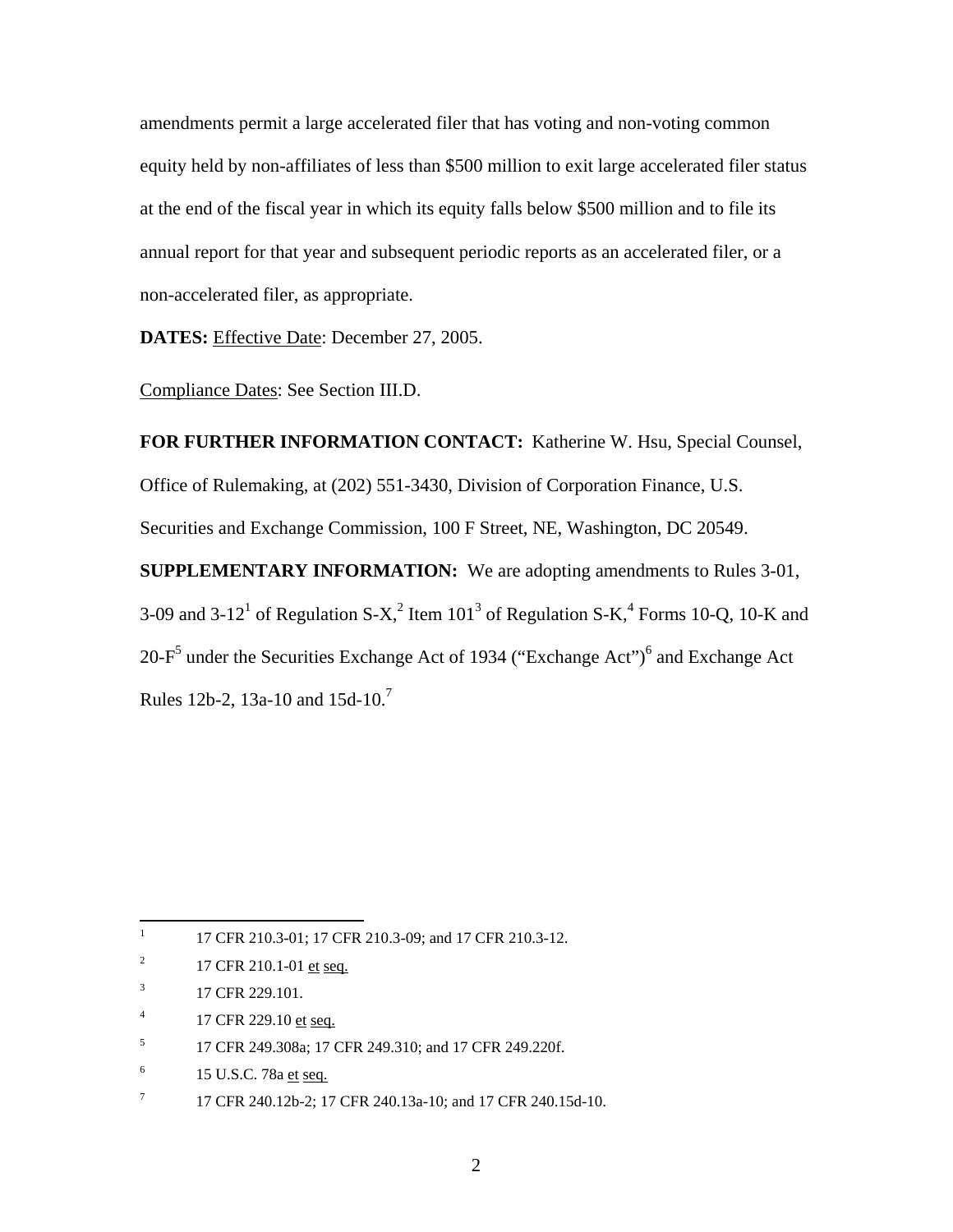amendments permit a large accelerated filer that has voting and non-voting common equity held by non-affiliates of less than $500 million to exit large accelerated filer status at the end of the fiscal year in which its equity falls below $500 million and to file its annual report for that year and subsequent periodic reports as an accelerated filer, or a non-accelerated filer, as appropriate.

**DATES:** Effective Date: December 27, 2005.

Compliance Dates: See Section III.D.

**FOR FURTHER INFORMATION CONTACT:** Katherine W. Hsu, Special Counsel, Office of Rulemaking, at (202) 551-3430, Division of Corporation Finance, U.S. Securities and Exchange Commission, 100 F Street, NE, Washington, DC 20549.

**SUPPLEMENTARY INFORMATION:** We are adopting amendments to Rules 3-01, 3-09 and 3-12[1] of Regulation S-X,[2] Item 101[3] of Regulation S-K,[4] Forms 10-Q, 10-K and 20-F[5] under the Securities Exchange Act of 1934 ("Exchange Act")[6] and Exchange Act Rules 12b-2, 13a-10 and 15d-10.[7]

---

[1] 17 CFR 210.3-01; 17 CFR 210.3-09; and 17 CFR 210.3-12.

[2] 17 CFR 210.1-01 et seq.

[3] 17 CFR 229.101.

[4] 17 CFR 229.10 et seq.

[5] 17 CFR 249.308a; 17 CFR 249.310; and 17 CFR 249.220f.

[6] 15 U.S.C. 78a et seq.

[7] 17 CFR 240.12b-2; 17 CFR 240.13a-10; and 17 CFR 240.15d-10.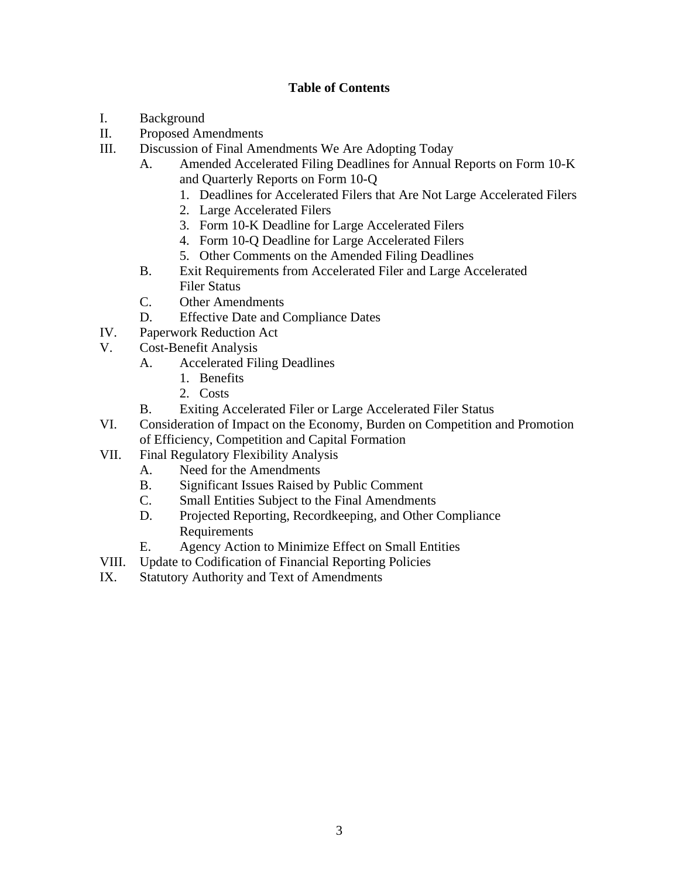**Table of Contents**

I. Background

II. Proposed Amendments

III. Discussion of Final Amendments We Are Adopting Today

- A. Amended Accelerated Filing Deadlines for Annual Reports on Form 10-K and Quarterly Reports on Form 10-Q
  1. Deadlines for Accelerated Filers that Are Not Large Accelerated Filers
  2. Large Accelerated Filers
  3. Form 10-K Deadline for Large Accelerated Filers
  4. Form 10-Q Deadline for Large Accelerated Filers
  5. Other Comments on the Amended Filing Deadlines
- B. Exit Requirements from Accelerated Filer and Large Accelerated Filer Status
- C. Other Amendments
- D. Effective Date and Compliance Dates

IV. Paperwork Reduction Act

V. Cost-Benefit Analysis

- A. Accelerated Filing Deadlines
  1. Benefits
  2. Costs
- B. Exiting Accelerated Filer or Large Accelerated Filer Status

VI. Consideration of Impact on the Economy, Burden on Competition and Promotion of Efficiency, Competition and Capital Formation

VII. Final Regulatory Flexibility Analysis

- A. Need for the Amendments
- B. Significant Issues Raised by Public Comment
- C. Small Entities Subject to the Final Amendments
- D. Projected Reporting, Recordkeeping, and Other Compliance Requirements
- E. Agency Action to Minimize Effect on Small Entities

VIII. Update to Codification of Financial Reporting Policies

IX. Statutory Authority and Text of Amendments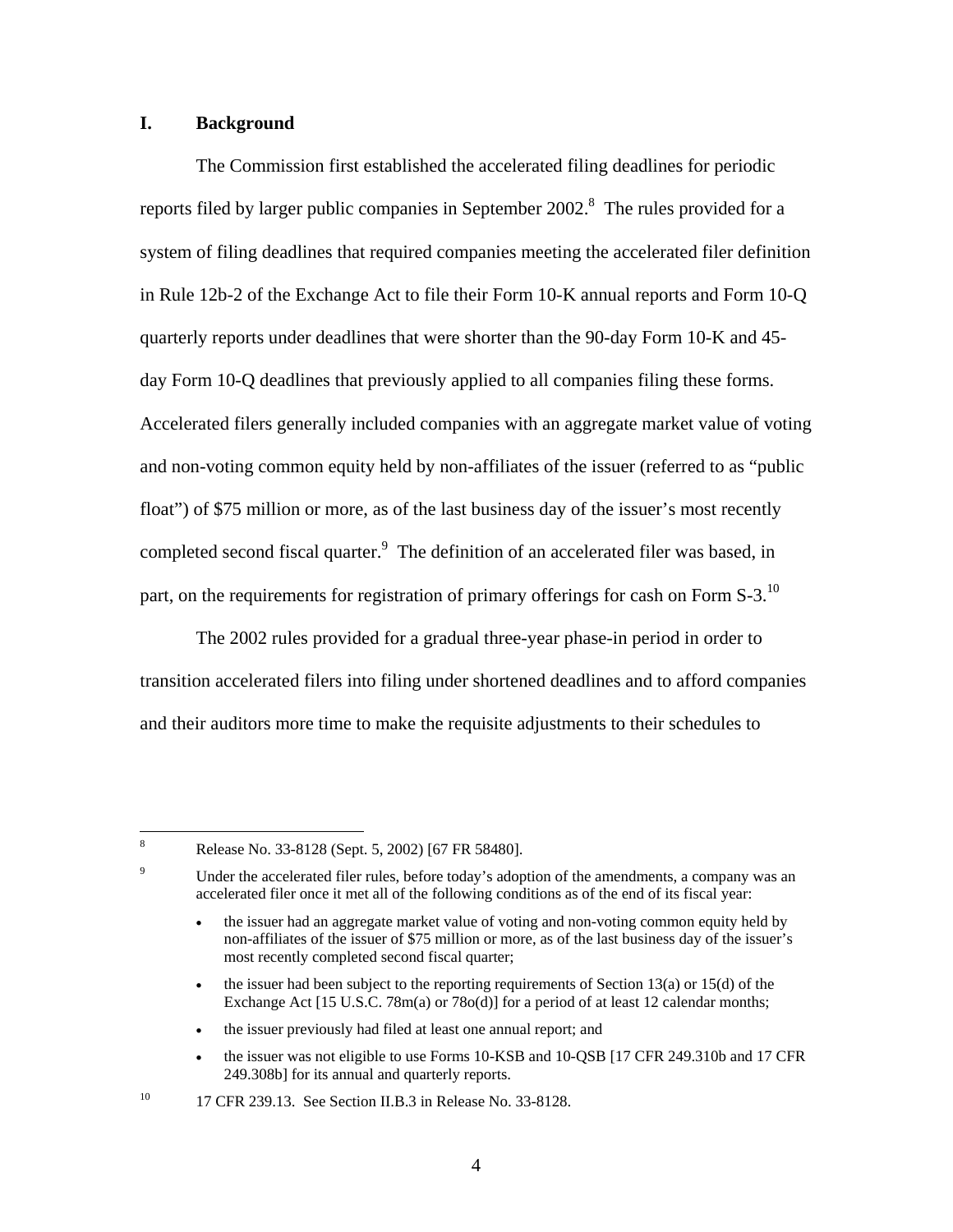## I. Background

The Commission first established the accelerated filing deadlines for periodic reports filed by larger public companies in September 2002.[8] The rules provided for a system of filing deadlines that required companies meeting the accelerated filer definition in Rule 12b-2 of the Exchange Act to file their Form 10-K annual reports and Form 10-Q quarterly reports under deadlines that were shorter than the 90-day Form 10-K and 45-day Form 10-Q deadlines that previously applied to all companies filing these forms. Accelerated filers generally included companies with an aggregate market value of voting and non-voting common equity held by non-affiliates of the issuer (referred to as "public float") of $75 million or more, as of the last business day of the issuer's most recently completed second fiscal quarter.[9] The definition of an accelerated filer was based, in part, on the requirements for registration of primary offerings for cash on Form S-3.[10]

The 2002 rules provided for a gradual three-year phase-in period in order to transition accelerated filers into filing under shortened deadlines and to afford companies and their auditors more time to make the requisite adjustments to their schedules to

---

[8] Release No. 33-8128 (Sept. 5, 2002) [67 FR 58480].

[9] Under the accelerated filer rules, before today's adoption of the amendments, a company was an accelerated filer once it met all of the following conditions as of the end of its fiscal year:

- the issuer had an aggregate market value of voting and non-voting common equity held by non-affiliates of the issuer of $75 million or more, as of the last business day of the issuer's most recently completed second fiscal quarter;
- the issuer had been subject to the reporting requirements of Section 13(a) or 15(d) of the Exchange Act [15 U.S.C. 78m(a) or 78o(d)] for a period of at least 12 calendar months;
- the issuer previously had filed at least one annual report; and
- the issuer was not eligible to use Forms 10-KSB and 10-QSB [17 CFR 249.310b and 17 CFR 249.308b] for its annual and quarterly reports.

[10] 17 CFR 239.13. See Section II.B.3 in Release No. 33-8128.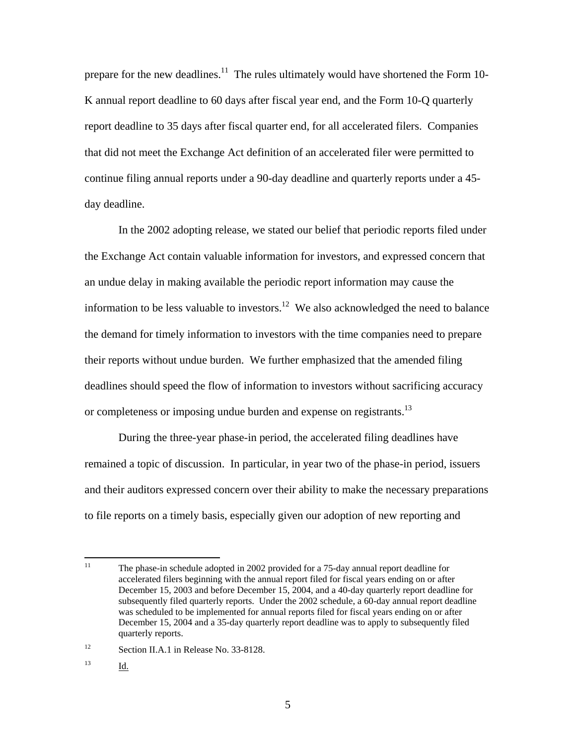prepare for the new deadlines.[11] The rules ultimately would have shortened the Form 10-K annual report deadline to 60 days after fiscal year end, and the Form 10-Q quarterly report deadline to 35 days after fiscal quarter end, for all accelerated filers. Companies that did not meet the Exchange Act definition of an accelerated filer were permitted to continue filing annual reports under a 90-day deadline and quarterly reports under a 45-day deadline.

In the 2002 adopting release, we stated our belief that periodic reports filed under the Exchange Act contain valuable information for investors, and expressed concern that an undue delay in making available the periodic report information may cause the information to be less valuable to investors.[12] We also acknowledged the need to balance the demand for timely information to investors with the time companies need to prepare their reports without undue burden. We further emphasized that the amended filing deadlines should speed the flow of information to investors without sacrificing accuracy or completeness or imposing undue burden and expense on registrants.[13]

During the three-year phase-in period, the accelerated filing deadlines have remained a topic of discussion. In particular, in year two of the phase-in period, issuers and their auditors expressed concern over their ability to make the necessary preparations to file reports on a timely basis, especially given our adoption of new reporting and

---

[11] The phase-in schedule adopted in 2002 provided for a 75-day annual report deadline for accelerated filers beginning with the annual report filed for fiscal years ending on or after December 15, 2003 and before December 15, 2004, and a 40-day quarterly report deadline for subsequently filed quarterly reports. Under the 2002 schedule, a 60-day annual report deadline was scheduled to be implemented for annual reports filed for fiscal years ending on or after December 15, 2004 and a 35-day quarterly report deadline was to apply to subsequently filed quarterly reports.

[12] Section II.A.1 in Release No. 33-8128.

[13] Id.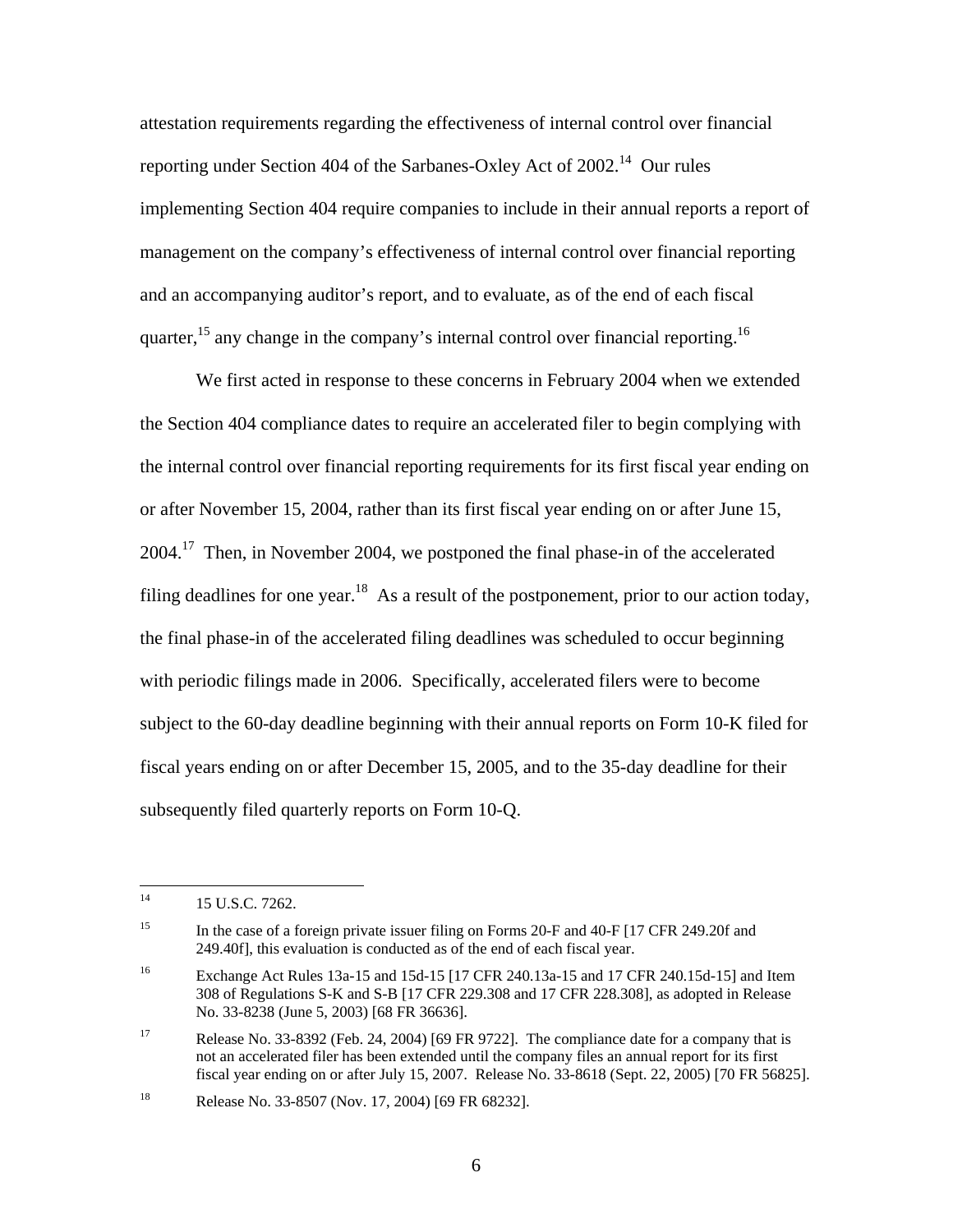attestation requirements regarding the effectiveness of internal control over financial reporting under Section 404 of the Sarbanes-Oxley Act of 2002.[14] Our rules implementing Section 404 require companies to include in their annual reports a report of management on the company's effectiveness of internal control over financial reporting and an accompanying auditor's report, and to evaluate, as of the end of each fiscal quarter,[15] any change in the company's internal control over financial reporting.[16]

We first acted in response to these concerns in February 2004 when we extended the Section 404 compliance dates to require an accelerated filer to begin complying with the internal control over financial reporting requirements for its first fiscal year ending on or after November 15, 2004, rather than its first fiscal year ending on or after June 15, 2004.[17] Then, in November 2004, we postponed the final phase-in of the accelerated filing deadlines for one year.[18] As a result of the postponement, prior to our action today, the final phase-in of the accelerated filing deadlines was scheduled to occur beginning with periodic filings made in 2006. Specifically, accelerated filers were to become subject to the 60-day deadline beginning with their annual reports on Form 10-K filed for fiscal years ending on or after December 15, 2005, and to the 35-day deadline for their subsequently filed quarterly reports on Form 10-Q.

---

[14] 15 U.S.C. 7262.

[15] In the case of a foreign private issuer filing on Forms 20-F and 40-F [17 CFR 249.20f and 249.40f], this evaluation is conducted as of the end of each fiscal year.

[16] Exchange Act Rules 13a-15 and 15d-15 [17 CFR 240.13a-15 and 17 CFR 240.15d-15] and Item 308 of Regulations S-K and S-B [17 CFR 229.308 and 17 CFR 228.308], as adopted in Release No. 33-8238 (June 5, 2003) [68 FR 36636].

[17] Release No. 33-8392 (Feb. 24, 2004) [69 FR 9722]. The compliance date for a company that is not an accelerated filer has been extended until the company files an annual report for its first fiscal year ending on or after July 15, 2007. Release No. 33-8618 (Sept. 22, 2005) [70 FR 56825].

[18] Release No. 33-8507 (Nov. 17, 2004) [69 FR 68232].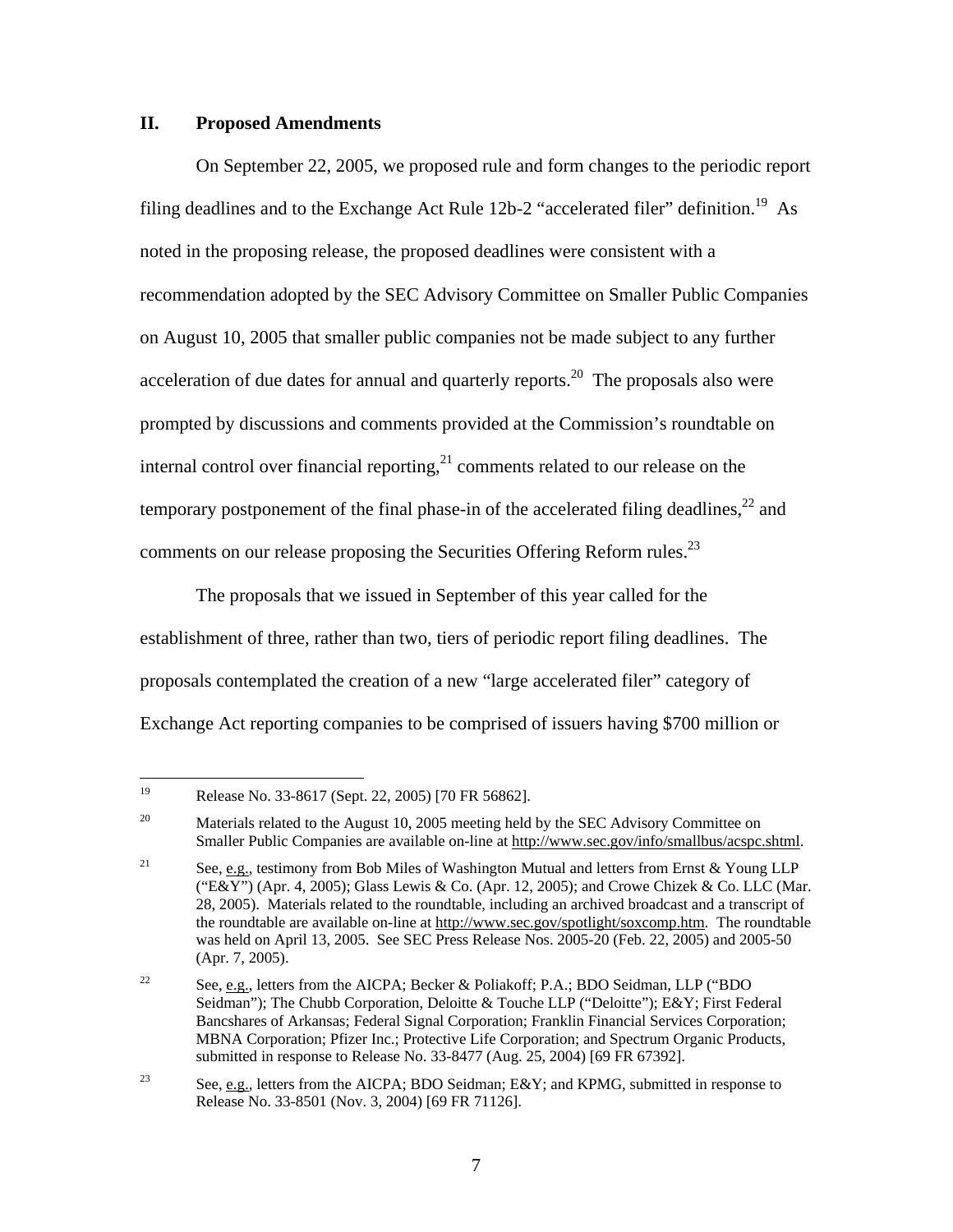## II. Proposed Amendments

On September 22, 2005, we proposed rule and form changes to the periodic report filing deadlines and to the Exchange Act Rule 12b-2 "accelerated filer" definition.[19] As noted in the proposing release, the proposed deadlines were consistent with a recommendation adopted by the SEC Advisory Committee on Smaller Public Companies on August 10, 2005 that smaller public companies not be made subject to any further acceleration of due dates for annual and quarterly reports.[20] The proposals also were prompted by discussions and comments provided at the Commission's roundtable on internal control over financial reporting,[21] comments related to our release on the temporary postponement of the final phase-in of the accelerated filing deadlines,[22] and comments on our release proposing the Securities Offering Reform rules.[23]

The proposals that we issued in September of this year called for the establishment of three, rather than two, tiers of periodic report filing deadlines. The proposals contemplated the creation of a new "large accelerated filer" category of Exchange Act reporting companies to be comprised of issuers having $700 million or

---

[19] Release No. 33-8617 (Sept. 22, 2005) [70 FR 56862].

[20] Materials related to the August 10, 2005 meeting held by the SEC Advisory Committee on Smaller Public Companies are available on-line at http://www.sec.gov/info/smallbus/acspc.shtml.

[21] See, e.g., testimony from Bob Miles of Washington Mutual and letters from Ernst & Young LLP ("E&Y") (Apr. 4, 2005); Glass Lewis & Co. (Apr. 12, 2005); and Crowe Chizek & Co. LLC (Mar. 28, 2005). Materials related to the roundtable, including an archived broadcast and a transcript of the roundtable are available on-line at http://www.sec.gov/spotlight/soxcomp.htm. The roundtable was held on April 13, 2005. See SEC Press Release Nos. 2005-20 (Feb. 22, 2005) and 2005-50 (Apr. 7, 2005).

[22] See, e.g., letters from the AICPA; Becker & Poliakoff; P.A.; BDO Seidman, LLP ("BDO Seidman"); The Chubb Corporation, Deloitte & Touche LLP ("Deloitte"); E&Y; First Federal Bancshares of Arkansas; Federal Signal Corporation; Franklin Financial Services Corporation; MBNA Corporation; Pfizer Inc.; Protective Life Corporation; and Spectrum Organic Products, submitted in response to Release No. 33-8477 (Aug. 25, 2004) [69 FR 67392].

[23] See, e.g., letters from the AICPA; BDO Seidman; E&Y; and KPMG, submitted in response to Release No. 33-8501 (Nov. 3, 2004) [69 FR 71126].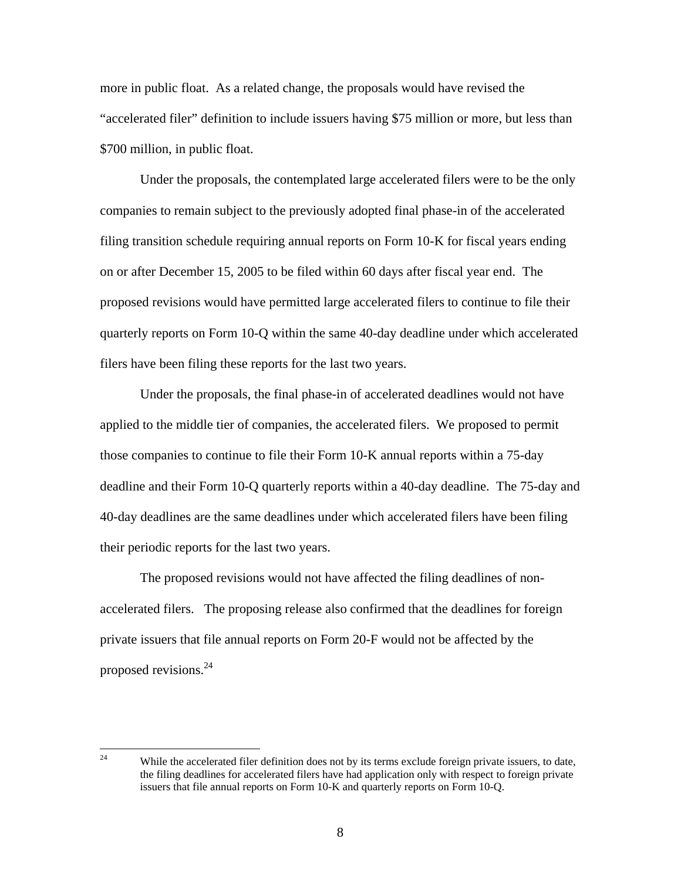more in public float. As a related change, the proposals would have revised the "accelerated filer" definition to include issuers having $75 million or more, but less than $700 million, in public float.

Under the proposals, the contemplated large accelerated filers were to be the only companies to remain subject to the previously adopted final phase-in of the accelerated filing transition schedule requiring annual reports on Form 10-K for fiscal years ending on or after December 15, 2005 to be filed within 60 days after fiscal year end. The proposed revisions would have permitted large accelerated filers to continue to file their quarterly reports on Form 10-Q within the same 40-day deadline under which accelerated filers have been filing these reports for the last two years.

Under the proposals, the final phase-in of accelerated deadlines would not have applied to the middle tier of companies, the accelerated filers. We proposed to permit those companies to continue to file their Form 10-K annual reports within a 75-day deadline and their Form 10-Q quarterly reports within a 40-day deadline. The 75-day and 40-day deadlines are the same deadlines under which accelerated filers have been filing their periodic reports for the last two years.

The proposed revisions would not have affected the filing deadlines of non-accelerated filers. The proposing release also confirmed that the deadlines for foreign private issuers that file annual reports on Form 20-F would not be affected by the proposed revisions.[24]

[24] While the accelerated filer definition does not by its terms exclude foreign private issuers, to date, the filing deadlines for accelerated filers have had application only with respect to foreign private issuers that file annual reports on Form 10-K and quarterly reports on Form 10-Q.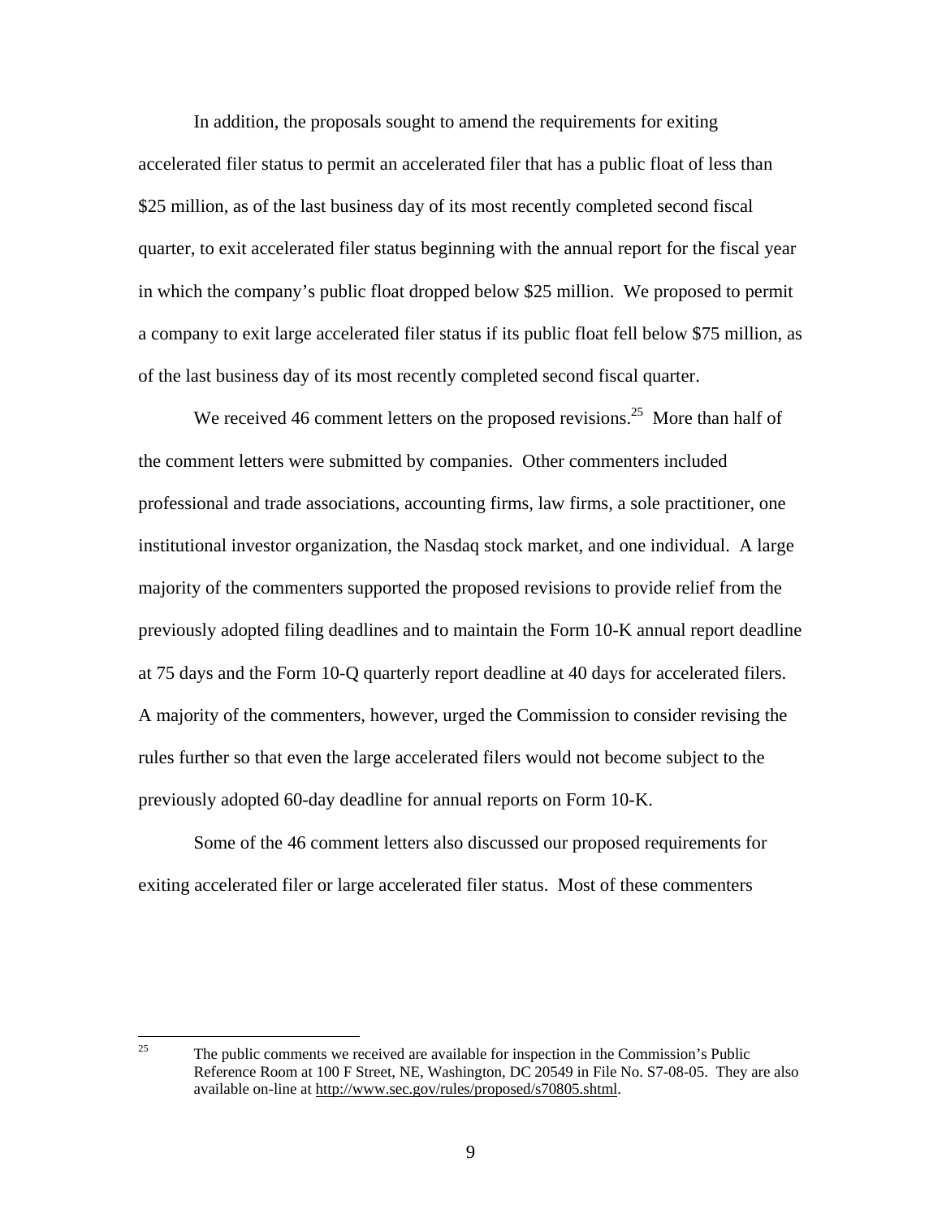In addition, the proposals sought to amend the requirements for exiting accelerated filer status to permit an accelerated filer that has a public float of less than $25 million, as of the last business day of its most recently completed second fiscal quarter, to exit accelerated filer status beginning with the annual report for the fiscal year in which the company's public float dropped below $25 million. We proposed to permit a company to exit large accelerated filer status if its public float fell below $75 million, as of the last business day of its most recently completed second fiscal quarter.

We received 46 comment letters on the proposed revisions.[25] More than half of the comment letters were submitted by companies. Other commenters included professional and trade associations, accounting firms, law firms, a sole practitioner, one institutional investor organization, the Nasdaq stock market, and one individual. A large majority of the commenters supported the proposed revisions to provide relief from the previously adopted filing deadlines and to maintain the Form 10-K annual report deadline at 75 days and the Form 10-Q quarterly report deadline at 40 days for accelerated filers. A majority of the commenters, however, urged the Commission to consider revising the rules further so that even the large accelerated filers would not become subject to the previously adopted 60-day deadline for annual reports on Form 10-K.

Some of the 46 comment letters also discussed our proposed requirements for exiting accelerated filer or large accelerated filer status. Most of these commenters

---

[25] The public comments we received are available for inspection in the Commission's Public Reference Room at 100 F Street, NE, Washington, DC 20549 in File No. S7-08-05. They are also available on-line at http://www.sec.gov/rules/proposed/s70805.shtml.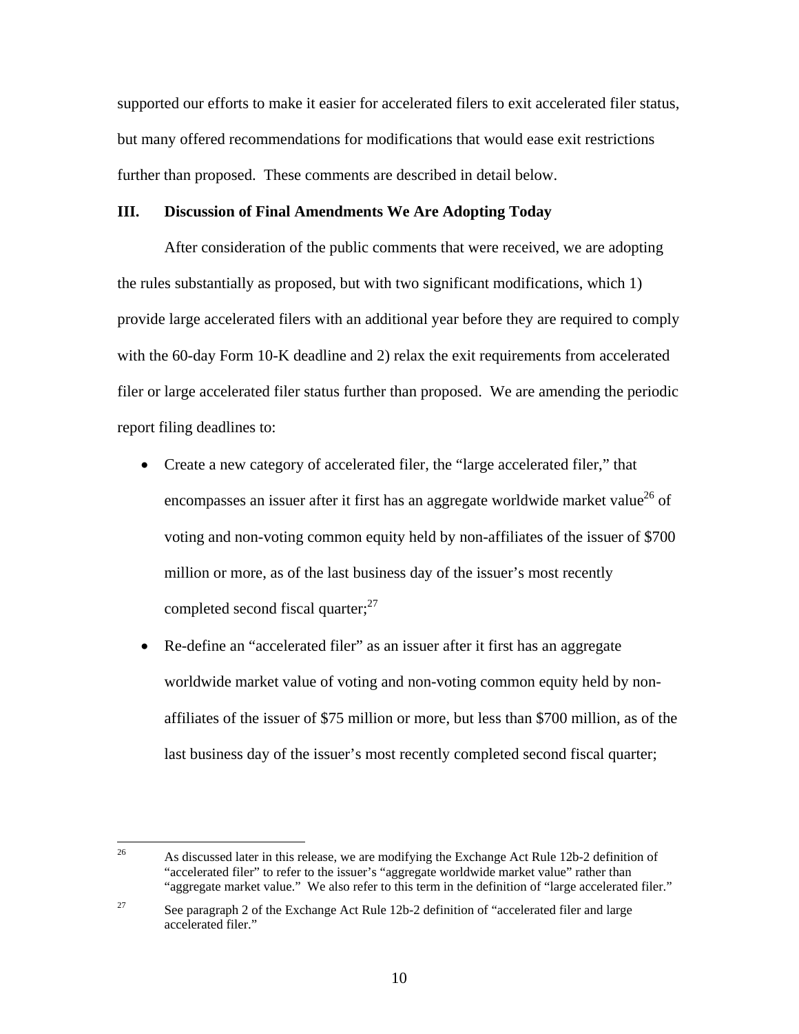supported our efforts to make it easier for accelerated filers to exit accelerated filer status, but many offered recommendations for modifications that would ease exit restrictions further than proposed. These comments are described in detail below.

## III. Discussion of Final Amendments We Are Adopting Today

After consideration of the public comments that were received, we are adopting the rules substantially as proposed, but with two significant modifications, which 1) provide large accelerated filers with an additional year before they are required to comply with the 60-day Form 10-K deadline and 2) relax the exit requirements from accelerated filer or large accelerated filer status further than proposed. We are amending the periodic report filing deadlines to:

- Create a new category of accelerated filer, the "large accelerated filer," that encompasses an issuer after it first has an aggregate worldwide market value[26] of voting and non-voting common equity held by non-affiliates of the issuer of $700 million or more, as of the last business day of the issuer's most recently completed second fiscal quarter;[27]
- Re-define an "accelerated filer" as an issuer after it first has an aggregate worldwide market value of voting and non-voting common equity held by non-affiliates of the issuer of $75 million or more, but less than $700 million, as of the last business day of the issuer's most recently completed second fiscal quarter;

---

[26] As discussed later in this release, we are modifying the Exchange Act Rule 12b-2 definition of "accelerated filer" to refer to the issuer's "aggregate worldwide market value" rather than "aggregate market value." We also refer to this term in the definition of "large accelerated filer."

[27] See paragraph 2 of the Exchange Act Rule 12b-2 definition of "accelerated filer and large accelerated filer."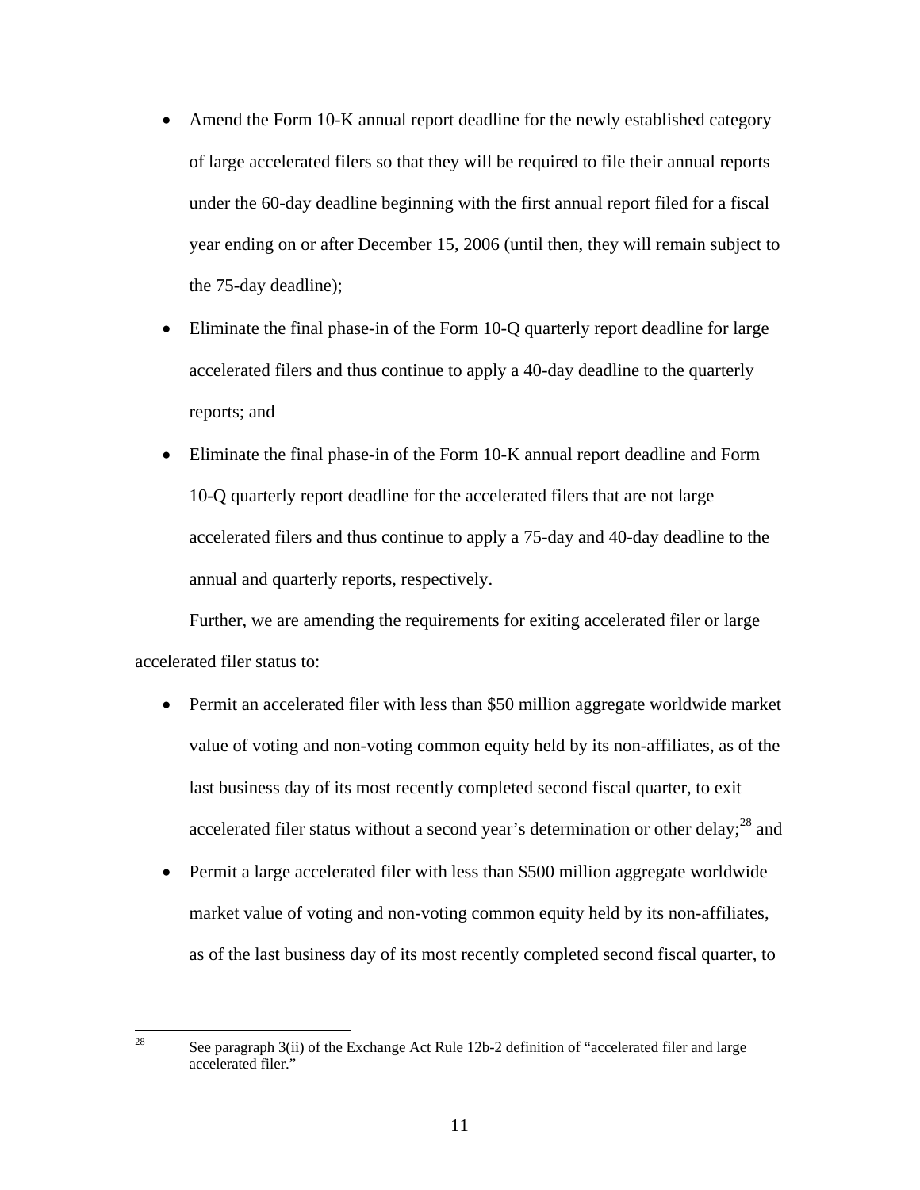- Amend the Form 10-K annual report deadline for the newly established category of large accelerated filers so that they will be required to file their annual reports under the 60-day deadline beginning with the first annual report filed for a fiscal year ending on or after December 15, 2006 (until then, they will remain subject to the 75-day deadline);
- Eliminate the final phase-in of the Form 10-Q quarterly report deadline for large accelerated filers and thus continue to apply a 40-day deadline to the quarterly reports; and
- Eliminate the final phase-in of the Form 10-K annual report deadline and Form 10-Q quarterly report deadline for the accelerated filers that are not large accelerated filers and thus continue to apply a 75-day and 40-day deadline to the annual and quarterly reports, respectively.

Further, we are amending the requirements for exiting accelerated filer or large accelerated filer status to:

- Permit an accelerated filer with less than $50 million aggregate worldwide market value of voting and non-voting common equity held by its non-affiliates, as of the last business day of its most recently completed second fiscal quarter, to exit accelerated filer status without a second year's determination or other delay;[28] and
- Permit a large accelerated filer with less than $500 million aggregate worldwide market value of voting and non-voting common equity held by its non-affiliates, as of the last business day of its most recently completed second fiscal quarter, to

---

[28] See paragraph 3(ii) of the Exchange Act Rule 12b-2 definition of "accelerated filer and large accelerated filer."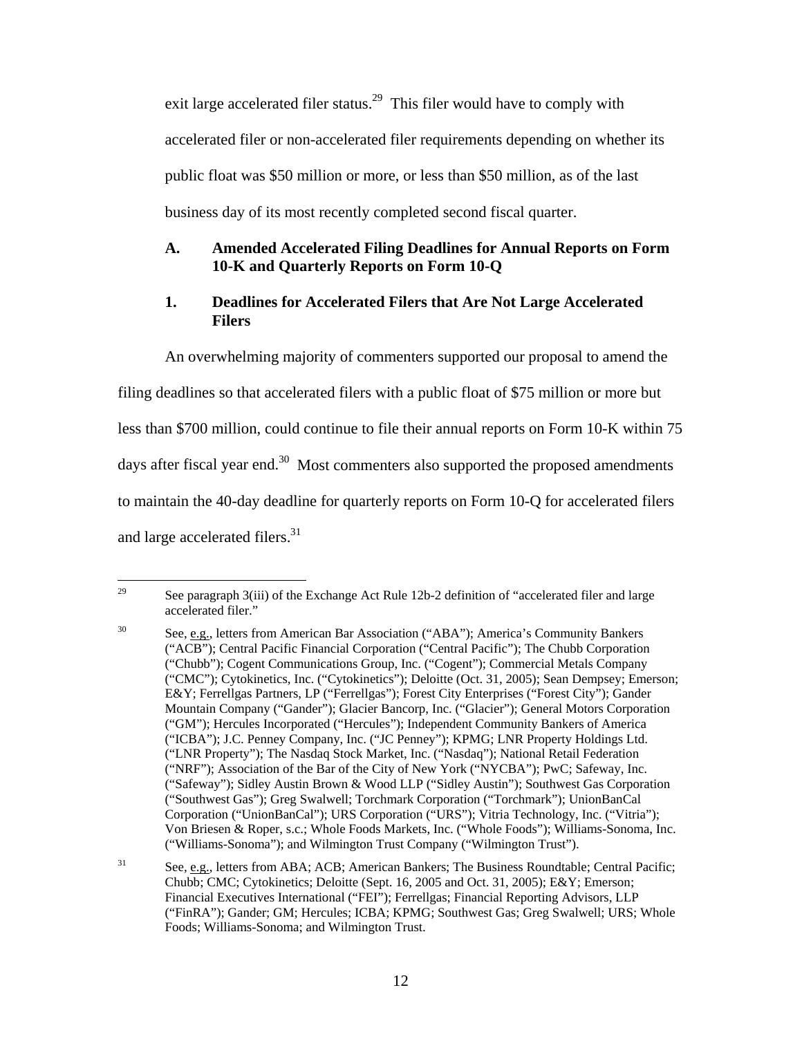exit large accelerated filer status.[29] This filer would have to comply with accelerated filer or non-accelerated filer requirements depending on whether its public float was $50 million or more, or less than $50 million, as of the last business day of its most recently completed second fiscal quarter.

### A. Amended Accelerated Filing Deadlines for Annual Reports on Form 10-K and Quarterly Reports on Form 10-Q

#### 1. Deadlines for Accelerated Filers that Are Not Large Accelerated Filers

An overwhelming majority of commenters supported our proposal to amend the filing deadlines so that accelerated filers with a public float of $75 million or more but less than $700 million, could continue to file their annual reports on Form 10-K within 75 days after fiscal year end.[30] Most commenters also supported the proposed amendments to maintain the 40-day deadline for quarterly reports on Form 10-Q for accelerated filers and large accelerated filers.[31]

---

[29] See paragraph 3(iii) of the Exchange Act Rule 12b-2 definition of "accelerated filer and large accelerated filer."

[30] See, e.g., letters from American Bar Association ("ABA"); America's Community Bankers ("ACB"); Central Pacific Financial Corporation ("Central Pacific"); The Chubb Corporation ("Chubb"); Cogent Communications Group, Inc. ("Cogent"); Commercial Metals Company ("CMC"); Cytokinetics, Inc. ("Cytokinetics"); Deloitte (Oct. 31, 2005); Sean Dempsey; Emerson; E&Y; Ferrellgas Partners, LP ("Ferrellgas"); Forest City Enterprises ("Forest City"); Gander Mountain Company ("Gander"); Glacier Bancorp, Inc. ("Glacier"); General Motors Corporation ("GM"); Hercules Incorporated ("Hercules"); Independent Community Bankers of America ("ICBA"); J.C. Penney Company, Inc. ("JC Penney"); KPMG; LNR Property Holdings Ltd. ("LNR Property"); The Nasdaq Stock Market, Inc. ("Nasdaq"); National Retail Federation ("NRF"); Association of the Bar of the City of New York ("NYCBA"); PwC; Safeway, Inc. ("Safeway"); Sidley Austin Brown & Wood LLP ("Sidley Austin"); Southwest Gas Corporation ("Southwest Gas"); Greg Swalwell; Torchmark Corporation ("Torchmark"); UnionBanCal Corporation ("UnionBanCal"); URS Corporation ("URS"); Vitria Technology, Inc. ("Vitria"); Von Briesen & Roper, s.c.; Whole Foods Markets, Inc. ("Whole Foods"); Williams-Sonoma, Inc. ("Williams-Sonoma"); and Wilmington Trust Company ("Wilmington Trust").

[31] See, e.g., letters from ABA; ACB; American Bankers; The Business Roundtable; Central Pacific; Chubb; CMC; Cytokinetics; Deloitte (Sept. 16, 2005 and Oct. 31, 2005); E&Y; Emerson; Financial Executives International ("FEI"); Ferrellgas; Financial Reporting Advisors, LLP ("FinRA"); Gander; GM; Hercules; ICBA; KPMG; Southwest Gas; Greg Swalwell; URS; Whole Foods; Williams-Sonoma; and Wilmington Trust.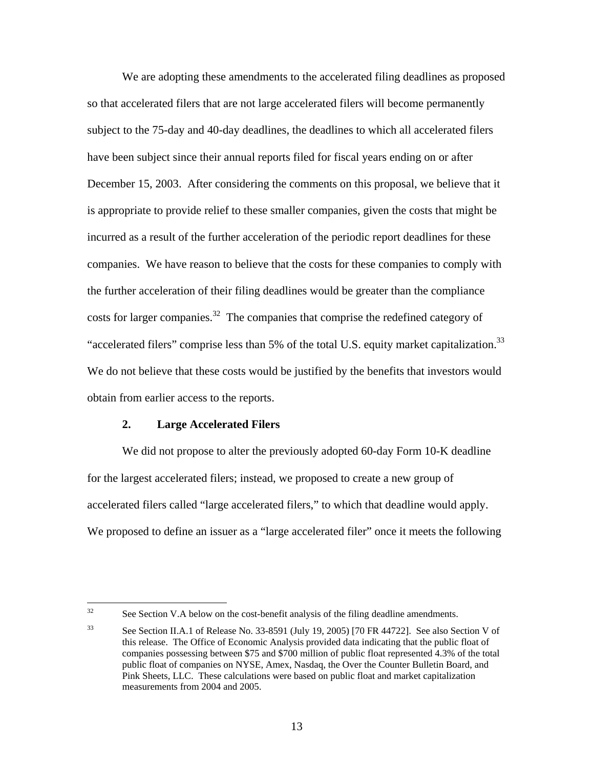We are adopting these amendments to the accelerated filing deadlines as proposed so that accelerated filers that are not large accelerated filers will become permanently subject to the 75-day and 40-day deadlines, the deadlines to which all accelerated filers have been subject since their annual reports filed for fiscal years ending on or after December 15, 2003. After considering the comments on this proposal, we believe that it is appropriate to provide relief to these smaller companies, given the costs that might be incurred as a result of the further acceleration of the periodic report deadlines for these companies. We have reason to believe that the costs for these companies to comply with the further acceleration of their filing deadlines would be greater than the compliance costs for larger companies.[32] The companies that comprise the redefined category of "accelerated filers" comprise less than 5% of the total U.S. equity market capitalization.[33] We do not believe that these costs would be justified by the benefits that investors would obtain from earlier access to the reports.

### 2. Large Accelerated Filers

We did not propose to alter the previously adopted 60-day Form 10-K deadline for the largest accelerated filers; instead, we proposed to create a new group of accelerated filers called "large accelerated filers," to which that deadline would apply. We proposed to define an issuer as a "large accelerated filer" once it meets the following

---

[32] See Section V.A below on the cost-benefit analysis of the filing deadline amendments.

[33] See Section II.A.1 of Release No. 33-8591 (July 19, 2005) [70 FR 44722]. See also Section V of this release. The Office of Economic Analysis provided data indicating that the public float of companies possessing between $75 and $700 million of public float represented 4.3% of the total public float of companies on NYSE, Amex, Nasdaq, the Over the Counter Bulletin Board, and Pink Sheets, LLC. These calculations were based on public float and market capitalization measurements from 2004 and 2005.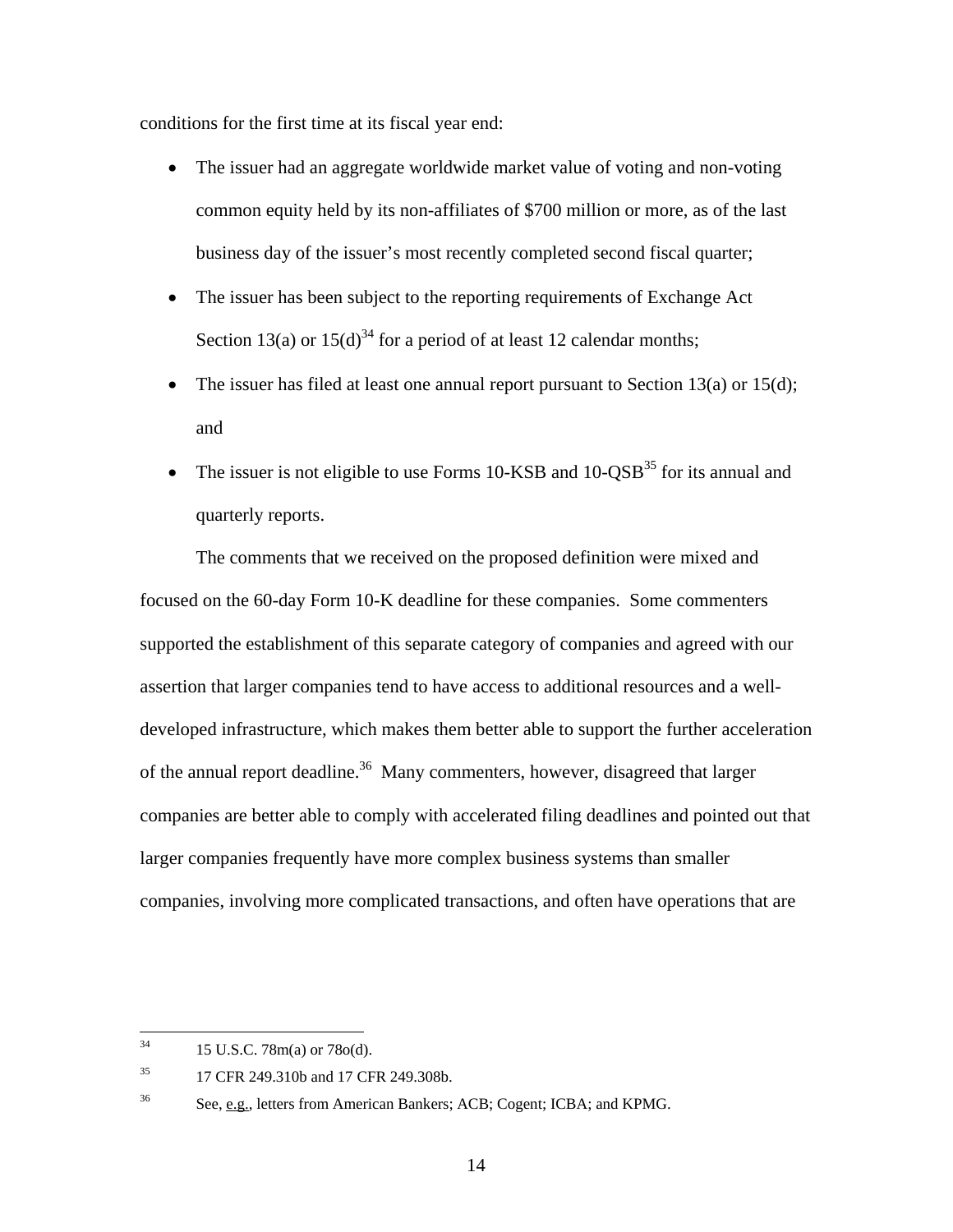conditions for the first time at its fiscal year end:

- The issuer had an aggregate worldwide market value of voting and non-voting common equity held by its non-affiliates of $700 million or more, as of the last business day of the issuer's most recently completed second fiscal quarter;
- The issuer has been subject to the reporting requirements of Exchange Act Section 13(a) or 15(d)[34] for a period of at least 12 calendar months;
- The issuer has filed at least one annual report pursuant to Section 13(a) or 15(d); and
- The issuer is not eligible to use Forms 10-KSB and 10-QSB[35] for its annual and quarterly reports.

The comments that we received on the proposed definition were mixed and focused on the 60-day Form 10-K deadline for these companies. Some commenters supported the establishment of this separate category of companies and agreed with our assertion that larger companies tend to have access to additional resources and a well-developed infrastructure, which makes them better able to support the further acceleration of the annual report deadline.[36] Many commenters, however, disagreed that larger companies are better able to comply with accelerated filing deadlines and pointed out that larger companies frequently have more complex business systems than smaller companies, involving more complicated transactions, and often have operations that are

---

[34] 15 U.S.C. 78m(a) or 78o(d).

[35] 17 CFR 249.310b and 17 CFR 249.308b.

[36] See, e.g., letters from American Bankers; ACB; Cogent; ICBA; and KPMG.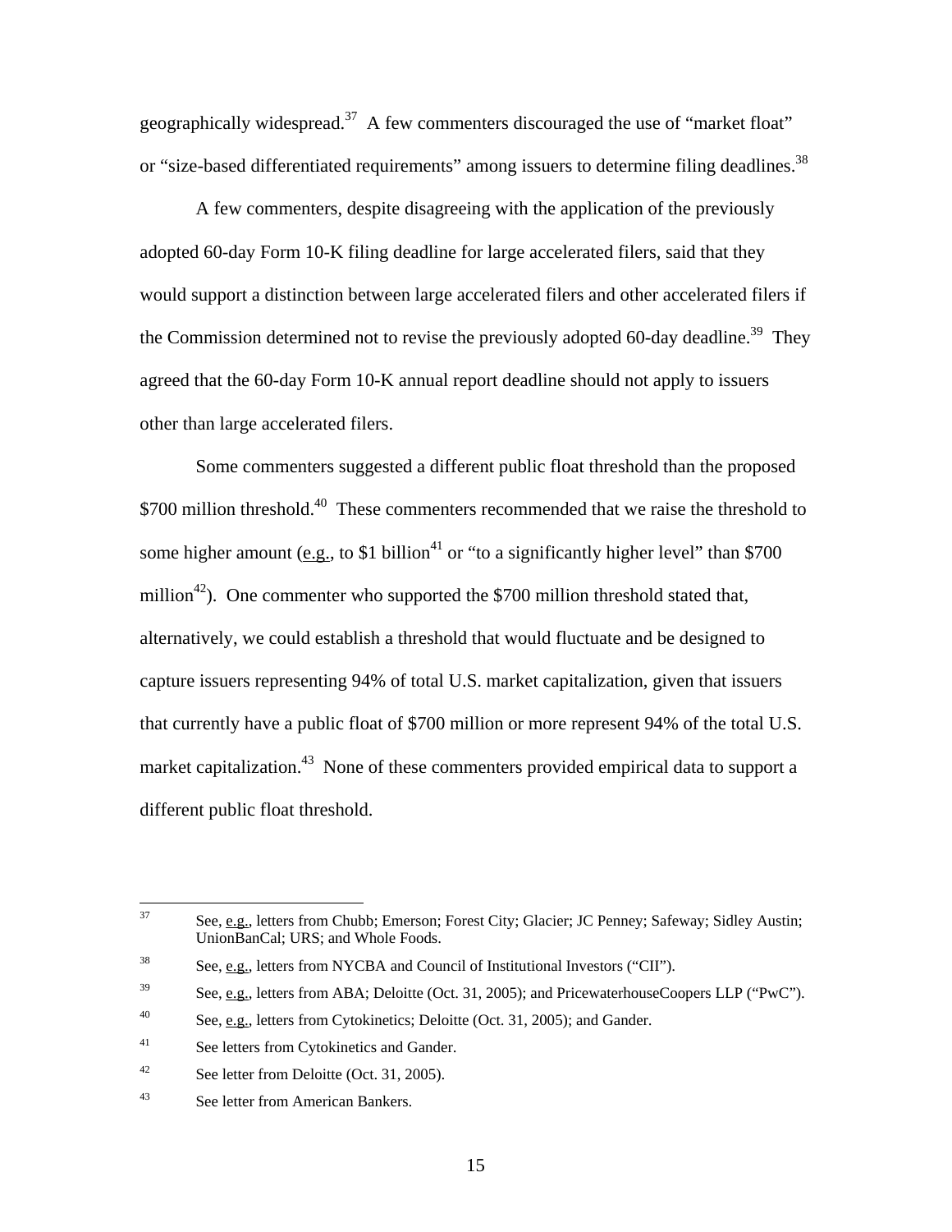geographically widespread.[37] A few commenters discouraged the use of "market float" or "size-based differentiated requirements" among issuers to determine filing deadlines.[38]

A few commenters, despite disagreeing with the application of the previously adopted 60-day Form 10-K filing deadline for large accelerated filers, said that they would support a distinction between large accelerated filers and other accelerated filers if the Commission determined not to revise the previously adopted 60-day deadline.[39] They agreed that the 60-day Form 10-K annual report deadline should not apply to issuers other than large accelerated filers.

Some commenters suggested a different public float threshold than the proposed $700 million threshold.[40] These commenters recommended that we raise the threshold to some higher amount (e.g., to $1 billion[41] or "to a significantly higher level" than $700 million[42]). One commenter who supported the $700 million threshold stated that, alternatively, we could establish a threshold that would fluctuate and be designed to capture issuers representing 94% of total U.S. market capitalization, given that issuers that currently have a public float of $700 million or more represent 94% of the total U.S. market capitalization.[43] None of these commenters provided empirical data to support a different public float threshold.

---

[37] See, e.g., letters from Chubb; Emerson; Forest City; Glacier; JC Penney; Safeway; Sidley Austin; UnionBanCal; URS; and Whole Foods.

[38] See, e.g., letters from NYCBA and Council of Institutional Investors ("CII").

[39] See, e.g., letters from ABA; Deloitte (Oct. 31, 2005); and PricewaterhouseCoopers LLP ("PwC").

[40] See, e.g., letters from Cytokinetics; Deloitte (Oct. 31, 2005); and Gander.

[41] See letters from Cytokinetics and Gander.

[42] See letter from Deloitte (Oct. 31, 2005).

[43] See letter from American Bankers.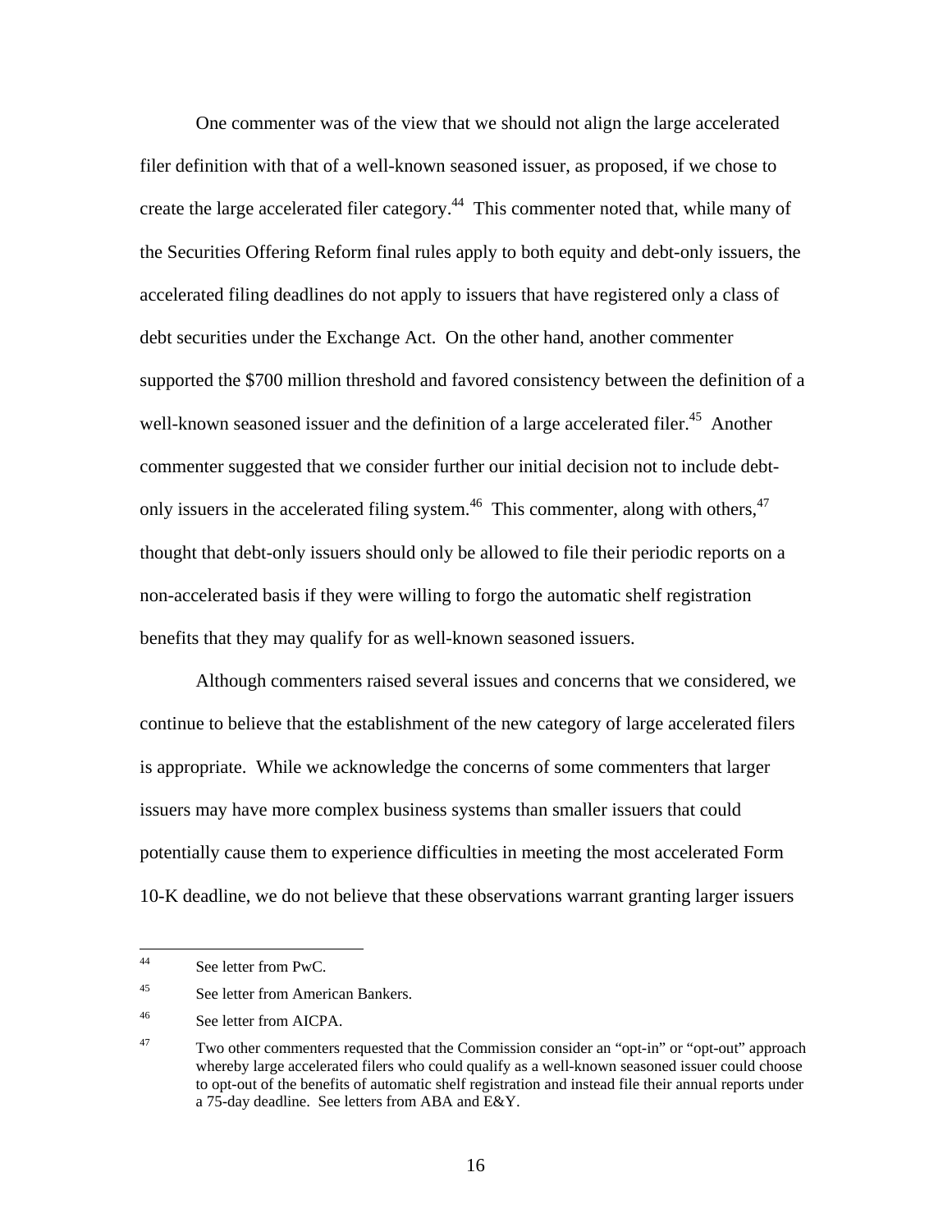One commenter was of the view that we should not align the large accelerated filer definition with that of a well-known seasoned issuer, as proposed, if we chose to create the large accelerated filer category.[44] This commenter noted that, while many of the Securities Offering Reform final rules apply to both equity and debt-only issuers, the accelerated filing deadlines do not apply to issuers that have registered only a class of debt securities under the Exchange Act. On the other hand, another commenter supported the $700 million threshold and favored consistency between the definition of a well-known seasoned issuer and the definition of a large accelerated filer.[45] Another commenter suggested that we consider further our initial decision not to include debt-only issuers in the accelerated filing system.[46] This commenter, along with others,[47] thought that debt-only issuers should only be allowed to file their periodic reports on a non-accelerated basis if they were willing to forgo the automatic shelf registration benefits that they may qualify for as well-known seasoned issuers.

Although commenters raised several issues and concerns that we considered, we continue to believe that the establishment of the new category of large accelerated filers is appropriate. While we acknowledge the concerns of some commenters that larger issuers may have more complex business systems than smaller issuers that could potentially cause them to experience difficulties in meeting the most accelerated Form 10-K deadline, we do not believe that these observations warrant granting larger issuers

---

[44] See letter from PwC.

[45] See letter from American Bankers.

[46] See letter from AICPA.

[47] Two other commenters requested that the Commission consider an "opt-in" or "opt-out" approach whereby large accelerated filers who could qualify as a well-known seasoned issuer could choose to opt-out of the benefits of automatic shelf registration and instead file their annual reports under a 75-day deadline. See letters from ABA and E&Y.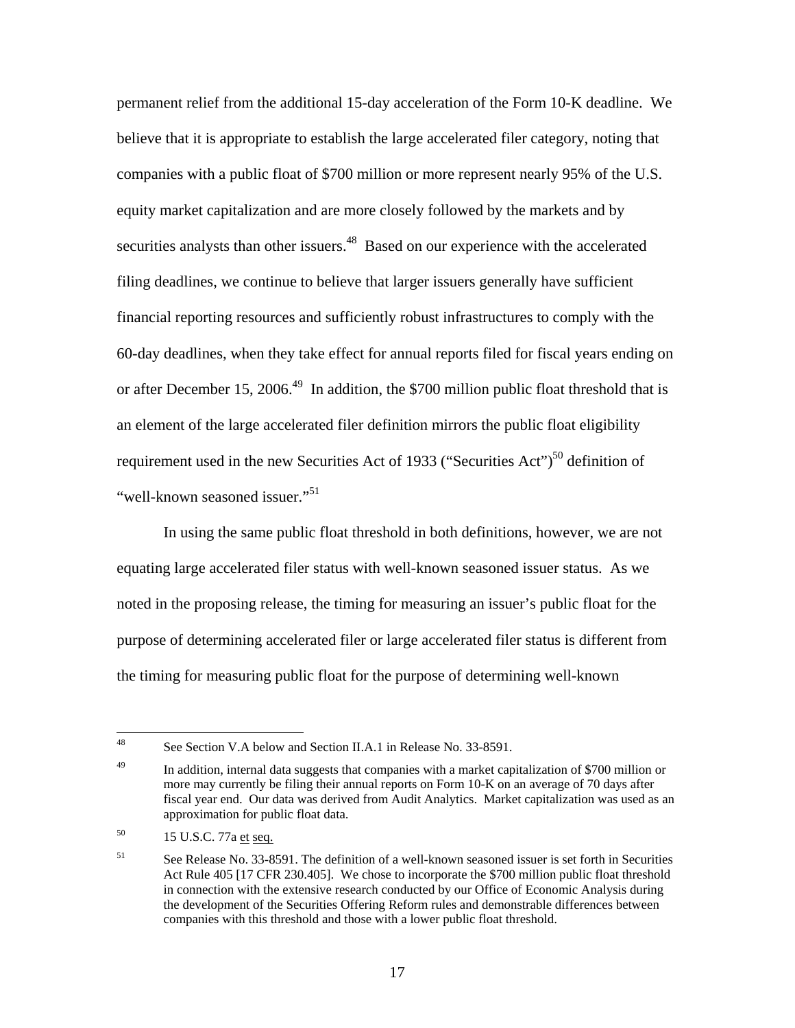permanent relief from the additional 15-day acceleration of the Form 10-K deadline. We believe that it is appropriate to establish the large accelerated filer category, noting that companies with a public float of $700 million or more represent nearly 95% of the U.S. equity market capitalization and are more closely followed by the markets and by securities analysts than other issuers.[48] Based on our experience with the accelerated filing deadlines, we continue to believe that larger issuers generally have sufficient financial reporting resources and sufficiently robust infrastructures to comply with the 60-day deadlines, when they take effect for annual reports filed for fiscal years ending on or after December 15, 2006.[49] In addition, the $700 million public float threshold that is an element of the large accelerated filer definition mirrors the public float eligibility requirement used in the new Securities Act of 1933 ("Securities Act")[50] definition of "well-known seasoned issuer."[51]

In using the same public float threshold in both definitions, however, we are not equating large accelerated filer status with well-known seasoned issuer status. As we noted in the proposing release, the timing for measuring an issuer's public float for the purpose of determining accelerated filer or large accelerated filer status is different from the timing for measuring public float for the purpose of determining well-known

---

[48] See Section V.A below and Section II.A.1 in Release No. 33-8591.

[49] In addition, internal data suggests that companies with a market capitalization of $700 million or more may currently be filing their annual reports on Form 10-K on an average of 70 days after fiscal year end. Our data was derived from Audit Analytics. Market capitalization was used as an approximation for public float data.

[50] 15 U.S.C. 77a et seq.

[51] See Release No. 33-8591. The definition of a well-known seasoned issuer is set forth in Securities Act Rule 405 [17 CFR 230.405]. We chose to incorporate the $700 million public float threshold in connection with the extensive research conducted by our Office of Economic Analysis during the development of the Securities Offering Reform rules and demonstrable differences between companies with this threshold and those with a lower public float threshold.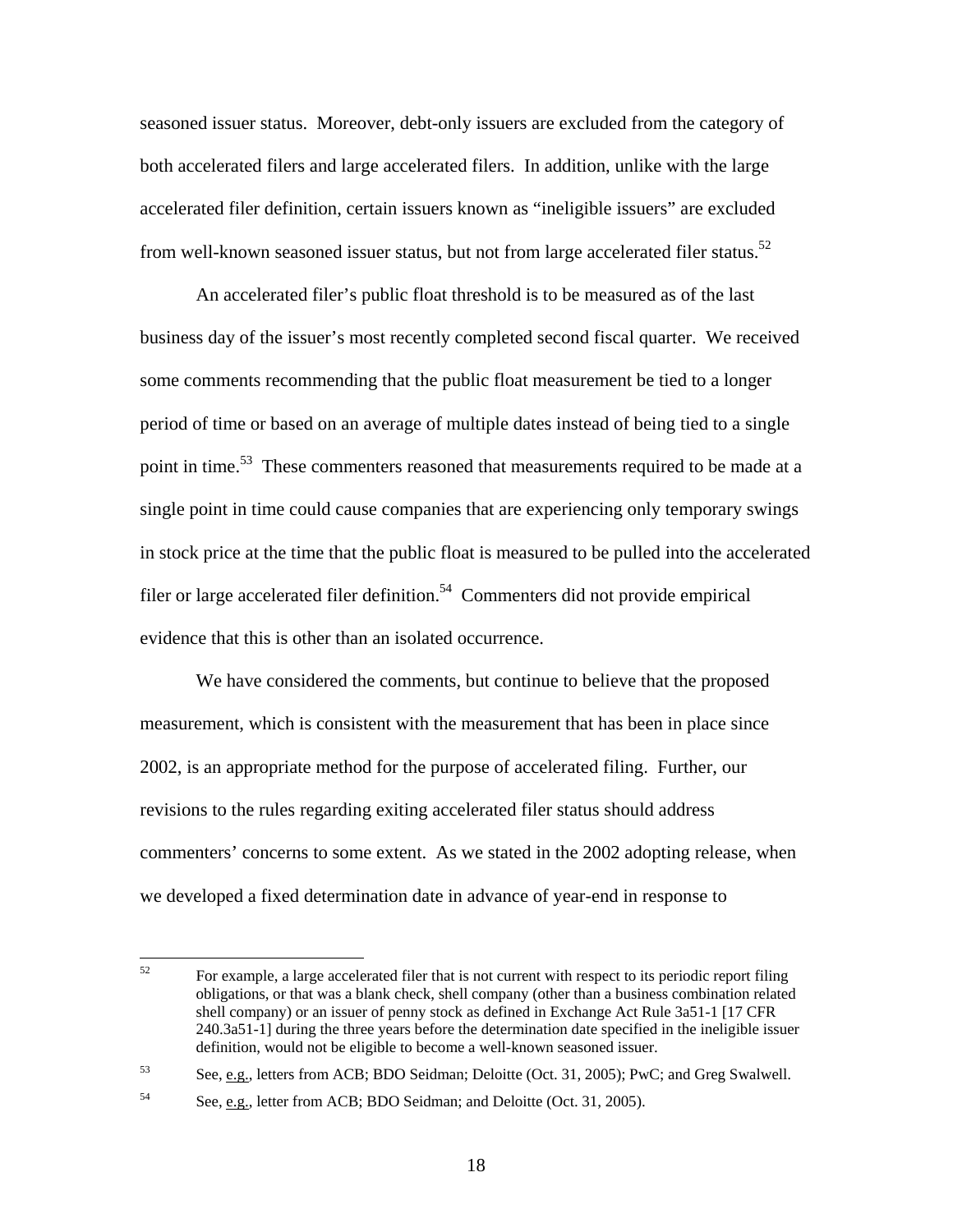seasoned issuer status. Moreover, debt-only issuers are excluded from the category of both accelerated filers and large accelerated filers. In addition, unlike with the large accelerated filer definition, certain issuers known as "ineligible issuers" are excluded from well-known seasoned issuer status, but not from large accelerated filer status.[52]

An accelerated filer's public float threshold is to be measured as of the last business day of the issuer's most recently completed second fiscal quarter. We received some comments recommending that the public float measurement be tied to a longer period of time or based on an average of multiple dates instead of being tied to a single point in time.[53] These commenters reasoned that measurements required to be made at a single point in time could cause companies that are experiencing only temporary swings in stock price at the time that the public float is measured to be pulled into the accelerated filer or large accelerated filer definition.[54] Commenters did not provide empirical evidence that this is other than an isolated occurrence.

We have considered the comments, but continue to believe that the proposed measurement, which is consistent with the measurement that has been in place since 2002, is an appropriate method for the purpose of accelerated filing. Further, our revisions to the rules regarding exiting accelerated filer status should address commenters' concerns to some extent. As we stated in the 2002 adopting release, when we developed a fixed determination date in advance of year-end in response to

---

[52] For example, a large accelerated filer that is not current with respect to its periodic report filing obligations, or that was a blank check, shell company (other than a business combination related shell company) or an issuer of penny stock as defined in Exchange Act Rule 3a51-1 [17 CFR 240.3a51-1] during the three years before the determination date specified in the ineligible issuer definition, would not be eligible to become a well-known seasoned issuer.

[53] See, e.g., letters from ACB; BDO Seidman; Deloitte (Oct. 31, 2005); PwC; and Greg Swalwell.

[54] See, e.g., letter from ACB; BDO Seidman; and Deloitte (Oct. 31, 2005).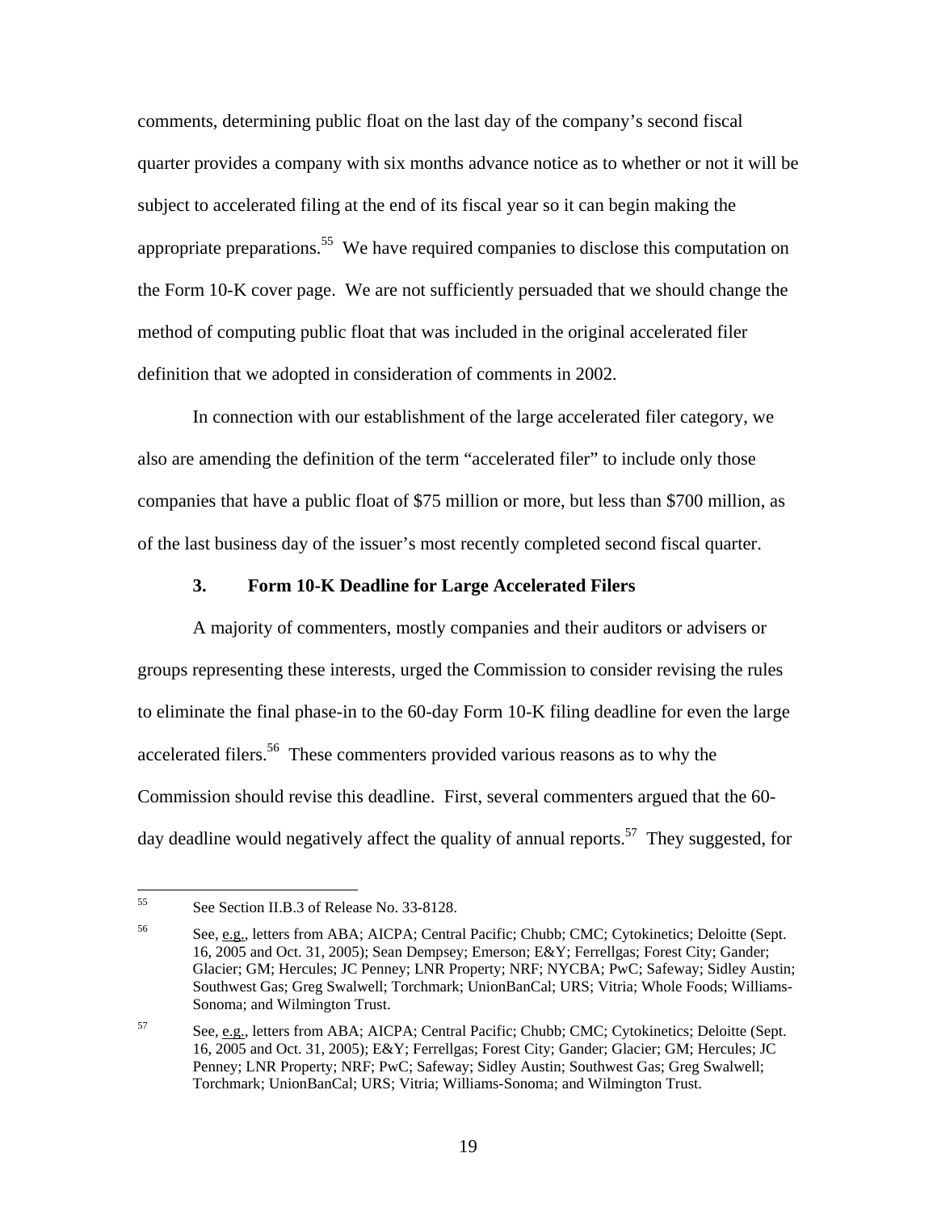comments, determining public float on the last day of the company's second fiscal quarter provides a company with six months advance notice as to whether or not it will be subject to accelerated filing at the end of its fiscal year so it can begin making the appropriate preparations.[55] We have required companies to disclose this computation on the Form 10-K cover page. We are not sufficiently persuaded that we should change the method of computing public float that was included in the original accelerated filer definition that we adopted in consideration of comments in 2002.

In connection with our establishment of the large accelerated filer category, we also are amending the definition of the term "accelerated filer" to include only those companies that have a public float of $75 million or more, but less than $700 million, as of the last business day of the issuer's most recently completed second fiscal quarter.

### 3. Form 10-K Deadline for Large Accelerated Filers

A majority of commenters, mostly companies and their auditors or advisers or groups representing these interests, urged the Commission to consider revising the rules to eliminate the final phase-in to the 60-day Form 10-K filing deadline for even the large accelerated filers.[56] These commenters provided various reasons as to why the Commission should revise this deadline. First, several commenters argued that the 60-day deadline would negatively affect the quality of annual reports.[57] They suggested, for

---

[55] See Section II.B.3 of Release No. 33-8128.

[56] See, e.g., letters from ABA; AICPA; Central Pacific; Chubb; CMC; Cytokinetics; Deloitte (Sept. 16, 2005 and Oct. 31, 2005); Sean Dempsey; Emerson; E&Y; Ferrellgas; Forest City; Gander; Glacier; GM; Hercules; JC Penney; LNR Property; NRF; NYCBA; PwC; Safeway; Sidley Austin; Southwest Gas; Greg Swalwell; Torchmark; UnionBanCal; URS; Vitria; Whole Foods; Williams-Sonoma; and Wilmington Trust.

[57] See, e.g., letters from ABA; AICPA; Central Pacific; Chubb; CMC; Cytokinetics; Deloitte (Sept. 16, 2005 and Oct. 31, 2005); E&Y; Ferrellgas; Forest City; Gander; Glacier; GM; Hercules; JC Penney; LNR Property; NRF; PwC; Safeway; Sidley Austin; Southwest Gas; Greg Swalwell; Torchmark; UnionBanCal; URS; Vitria; Williams-Sonoma; and Wilmington Trust.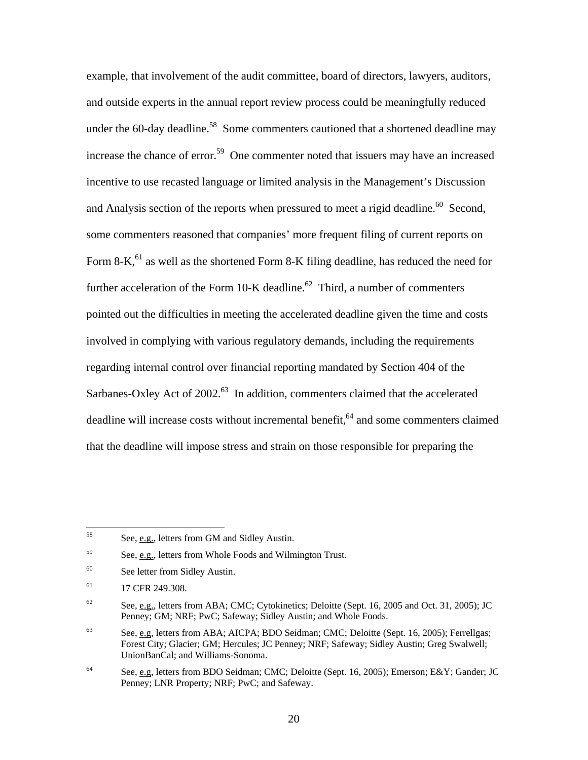example, that involvement of the audit committee, board of directors, lawyers, auditors, and outside experts in the annual report review process could be meaningfully reduced under the 60-day deadline.[58] Some commenters cautioned that a shortened deadline may increase the chance of error.[59] One commenter noted that issuers may have an increased incentive to use recasted language or limited analysis in the Management's Discussion and Analysis section of the reports when pressured to meet a rigid deadline.[60] Second, some commenters reasoned that companies' more frequent filing of current reports on Form 8-K,[61] as well as the shortened Form 8-K filing deadline, has reduced the need for further acceleration of the Form 10-K deadline.[62] Third, a number of commenters pointed out the difficulties in meeting the accelerated deadline given the time and costs involved in complying with various regulatory demands, including the requirements regarding internal control over financial reporting mandated by Section 404 of the Sarbanes-Oxley Act of 2002.[63] In addition, commenters claimed that the accelerated deadline will increase costs without incremental benefit,[64] and some commenters claimed that the deadline will impose stress and strain on those responsible for preparing the

---

[58] See, e.g., letters from GM and Sidley Austin.

[59] See, e.g., letters from Whole Foods and Wilmington Trust.

[60] See letter from Sidley Austin.

[61] 17 CFR 249.308.

[62] See, e.g., letters from ABA; CMC; Cytokinetics; Deloitte (Sept. 16, 2005 and Oct. 31, 2005); JC Penney; GM; NRF; PwC; Safeway; Sidley Austin; and Whole Foods.

[63] See, e.g, letters from ABA; AICPA; BDO Seidman; CMC; Deloitte (Sept. 16, 2005); Ferrellgas; Forest City; Glacier; GM; Hercules; JC Penney; NRF; Safeway; Sidley Austin; Greg Swalwell; UnionBanCal; and Williams-Sonoma.

[64] See, e.g, letters from BDO Seidman; CMC; Deloitte (Sept. 16, 2005); Emerson; E&Y; Gander; JC Penney; LNR Property; NRF; PwC; and Safeway.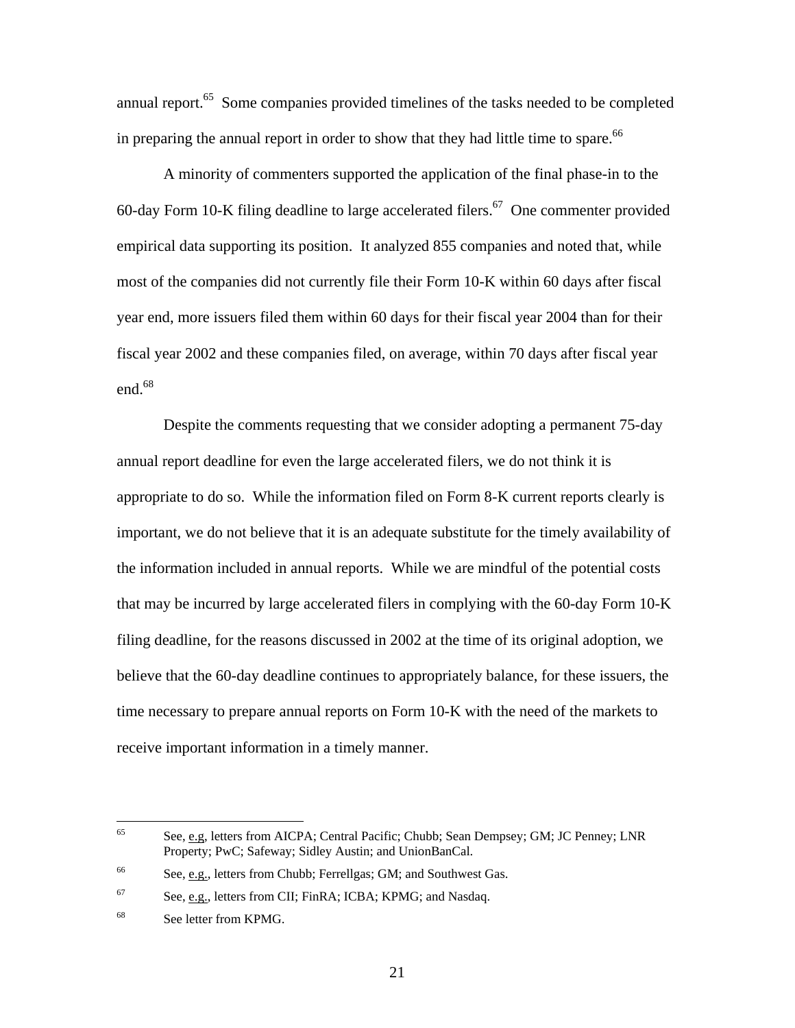annual report.[65] Some companies provided timelines of the tasks needed to be completed in preparing the annual report in order to show that they had little time to spare.[66]

A minority of commenters supported the application of the final phase-in to the 60-day Form 10-K filing deadline to large accelerated filers.[67] One commenter provided empirical data supporting its position. It analyzed 855 companies and noted that, while most of the companies did not currently file their Form 10-K within 60 days after fiscal year end, more issuers filed them within 60 days for their fiscal year 2004 than for their fiscal year 2002 and these companies filed, on average, within 70 days after fiscal year end.[68]

Despite the comments requesting that we consider adopting a permanent 75-day annual report deadline for even the large accelerated filers, we do not think it is appropriate to do so. While the information filed on Form 8-K current reports clearly is important, we do not believe that it is an adequate substitute for the timely availability of the information included in annual reports. While we are mindful of the potential costs that may be incurred by large accelerated filers in complying with the 60-day Form 10-K filing deadline, for the reasons discussed in 2002 at the time of its original adoption, we believe that the 60-day deadline continues to appropriately balance, for these issuers, the time necessary to prepare annual reports on Form 10-K with the need of the markets to receive important information in a timely manner.

---

[65] See, e.g, letters from AICPA; Central Pacific; Chubb; Sean Dempsey; GM; JC Penney; LNR Property; PwC; Safeway; Sidley Austin; and UnionBanCal.

[66] See, e.g., letters from Chubb; Ferrellgas; GM; and Southwest Gas.

[67] See, e.g., letters from CII; FinRA; ICBA; KPMG; and Nasdaq.

[68] See letter from KPMG.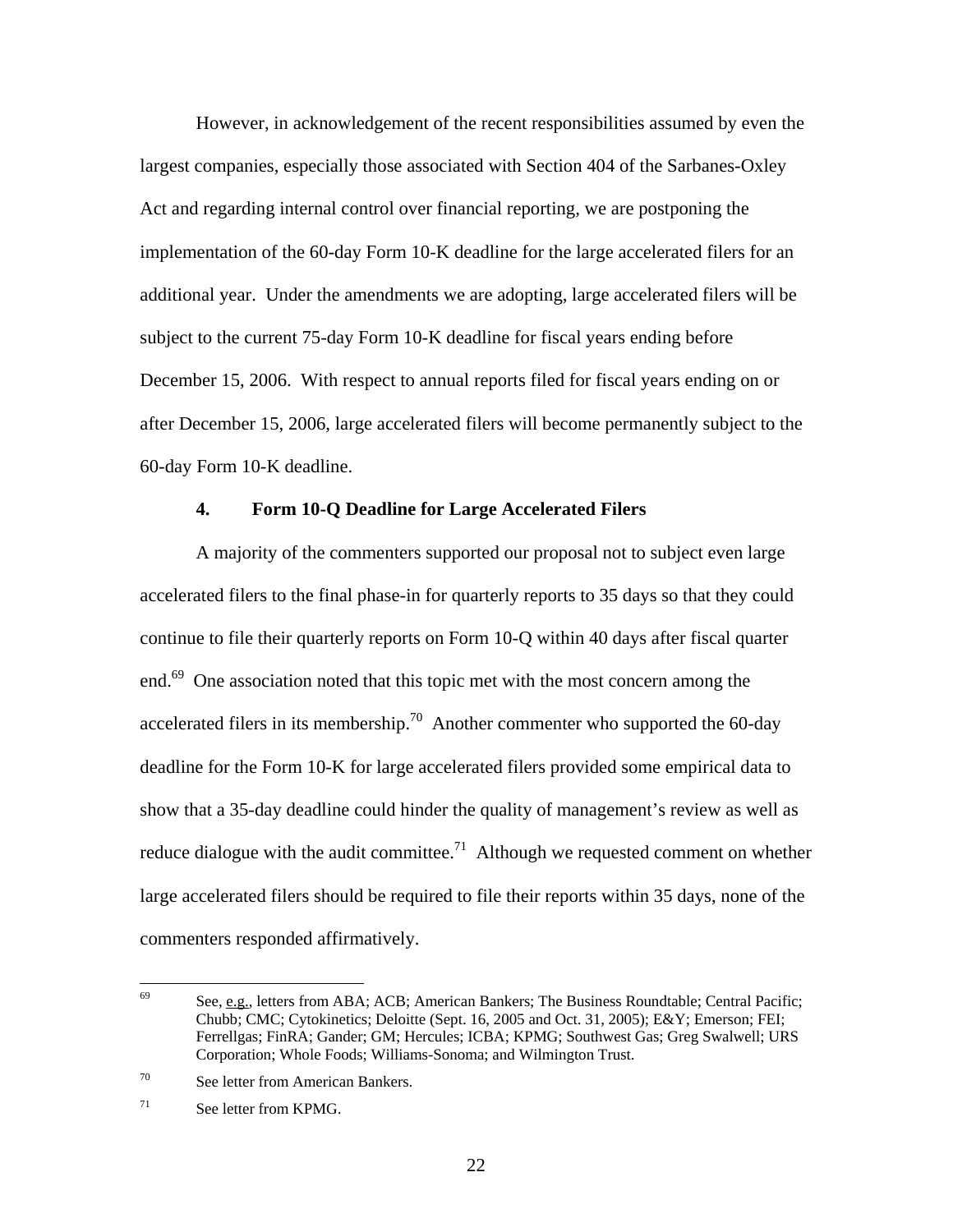However, in acknowledgement of the recent responsibilities assumed by even the largest companies, especially those associated with Section 404 of the Sarbanes-Oxley Act and regarding internal control over financial reporting, we are postponing the implementation of the 60-day Form 10-K deadline for the large accelerated filers for an additional year. Under the amendments we are adopting, large accelerated filers will be subject to the current 75-day Form 10-K deadline for fiscal years ending before December 15, 2006. With respect to annual reports filed for fiscal years ending on or after December 15, 2006, large accelerated filers will become permanently subject to the 60-day Form 10-K deadline.

#### 4. Form 10-Q Deadline for Large Accelerated Filers

A majority of the commenters supported our proposal not to subject even large accelerated filers to the final phase-in for quarterly reports to 35 days so that they could continue to file their quarterly reports on Form 10-Q within 40 days after fiscal quarter end.[69] One association noted that this topic met with the most concern among the accelerated filers in its membership.[70] Another commenter who supported the 60-day deadline for the Form 10-K for large accelerated filers provided some empirical data to show that a 35-day deadline could hinder the quality of management's review as well as reduce dialogue with the audit committee.[71] Although we requested comment on whether large accelerated filers should be required to file their reports within 35 days, none of the commenters responded affirmatively.

---

[69] See, e.g., letters from ABA; ACB; American Bankers; The Business Roundtable; Central Pacific; Chubb; CMC; Cytokinetics; Deloitte (Sept. 16, 2005 and Oct. 31, 2005); E&Y; Emerson; FEI; Ferrellgas; FinRA; Gander; GM; Hercules; ICBA; KPMG; Southwest Gas; Greg Swalwell; URS Corporation; Whole Foods; Williams-Sonoma; and Wilmington Trust.

[70] See letter from American Bankers.

[71] See letter from KPMG.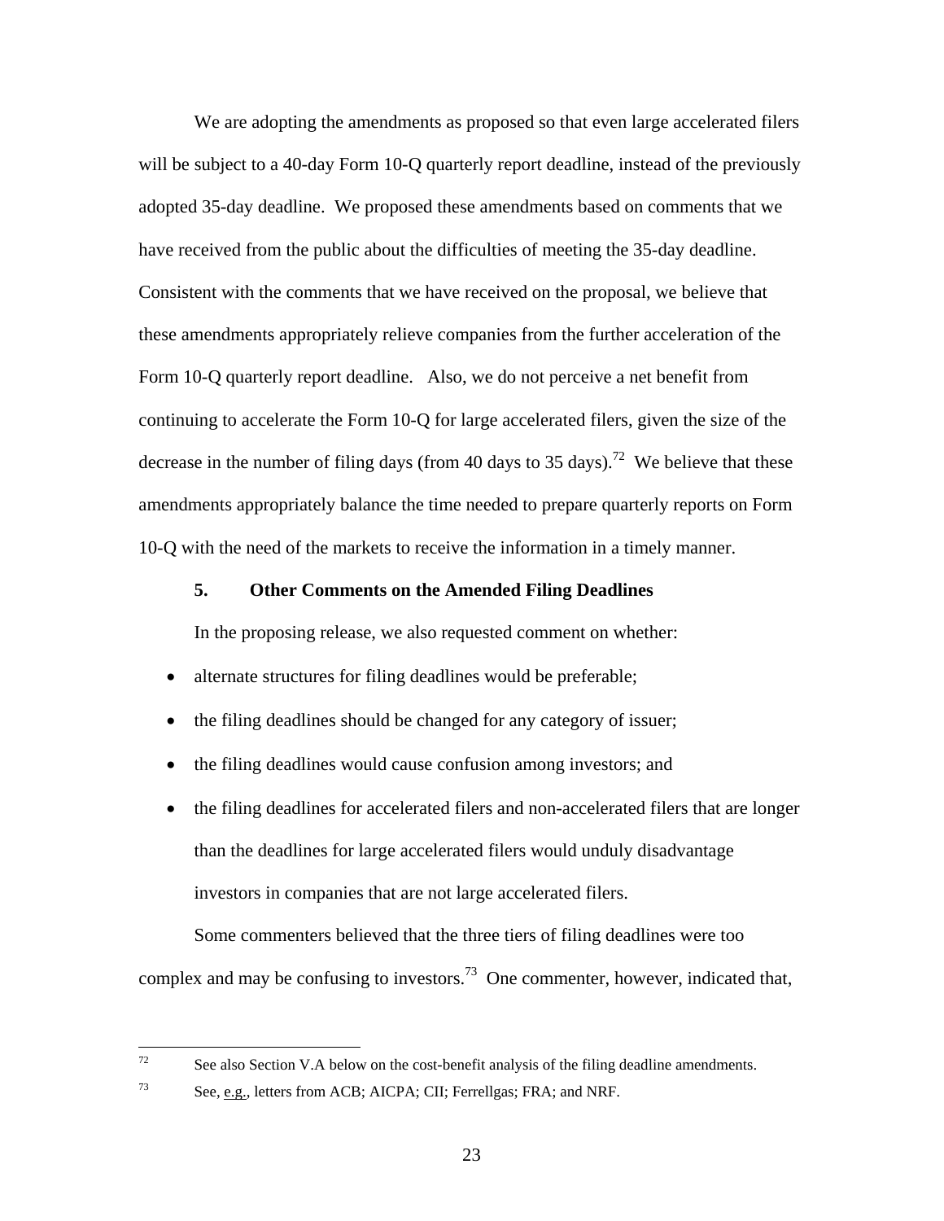We are adopting the amendments as proposed so that even large accelerated filers will be subject to a 40-day Form 10-Q quarterly report deadline, instead of the previously adopted 35-day deadline. We proposed these amendments based on comments that we have received from the public about the difficulties of meeting the 35-day deadline. Consistent with the comments that we have received on the proposal, we believe that these amendments appropriately relieve companies from the further acceleration of the Form 10-Q quarterly report deadline. Also, we do not perceive a net benefit from continuing to accelerate the Form 10-Q for large accelerated filers, given the size of the decrease in the number of filing days (from 40 days to 35 days).[72] We believe that these amendments appropriately balance the time needed to prepare quarterly reports on Form 10-Q with the need of the markets to receive the information in a timely manner.

### 5. Other Comments on the Amended Filing Deadlines

In the proposing release, we also requested comment on whether:

- alternate structures for filing deadlines would be preferable;
- the filing deadlines should be changed for any category of issuer;
- the filing deadlines would cause confusion among investors; and
- the filing deadlines for accelerated filers and non-accelerated filers that are longer than the deadlines for large accelerated filers would unduly disadvantage investors in companies that are not large accelerated filers.

Some commenters believed that the three tiers of filing deadlines were too complex and may be confusing to investors.[73] One commenter, however, indicated that,

---

[72] See also Section V.A below on the cost-benefit analysis of the filing deadline amendments.

[73] See, e.g., letters from ACB; AICPA; CII; Ferrellgas; FRA; and NRF.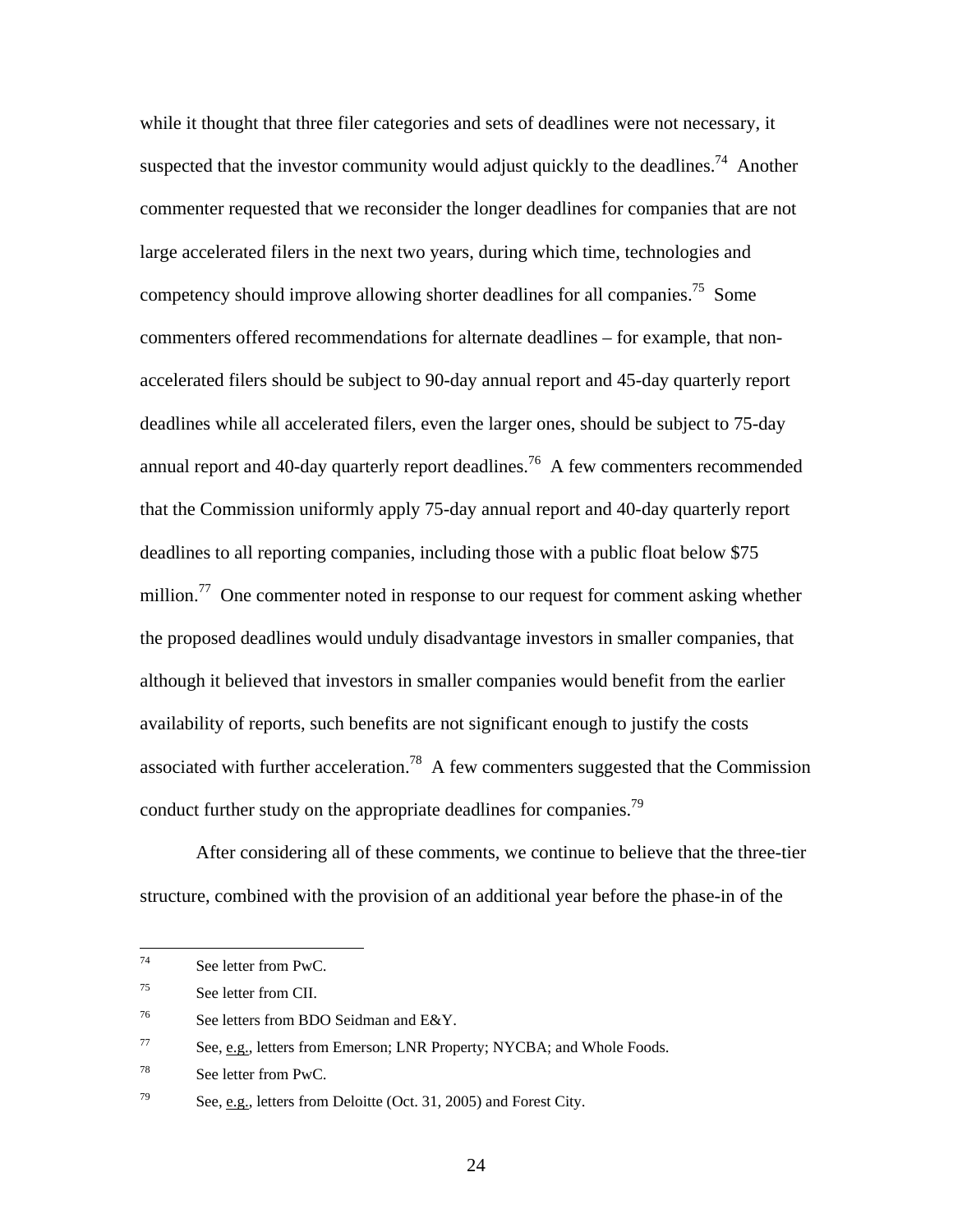while it thought that three filer categories and sets of deadlines were not necessary, it suspected that the investor community would adjust quickly to the deadlines.[74] Another commenter requested that we reconsider the longer deadlines for companies that are not large accelerated filers in the next two years, during which time, technologies and competency should improve allowing shorter deadlines for all companies.[75] Some commenters offered recommendations for alternate deadlines – for example, that non-accelerated filers should be subject to 90-day annual report and 45-day quarterly report deadlines while all accelerated filers, even the larger ones, should be subject to 75-day annual report and 40-day quarterly report deadlines.[76] A few commenters recommended that the Commission uniformly apply 75-day annual report and 40-day quarterly report deadlines to all reporting companies, including those with a public float below $75 million.[77] One commenter noted in response to our request for comment asking whether the proposed deadlines would unduly disadvantage investors in smaller companies, that although it believed that investors in smaller companies would benefit from the earlier availability of reports, such benefits are not significant enough to justify the costs associated with further acceleration.[78] A few commenters suggested that the Commission conduct further study on the appropriate deadlines for companies.[79]

After considering all of these comments, we continue to believe that the three-tier structure, combined with the provision of an additional year before the phase-in of the

---

[74] See letter from PwC.

[75] See letter from CII.

[76] See letters from BDO Seidman and E&Y.

[77] See, e.g., letters from Emerson; LNR Property; NYCBA; and Whole Foods.

[78] See letter from PwC.

[79] See, e.g., letters from Deloitte (Oct. 31, 2005) and Forest City.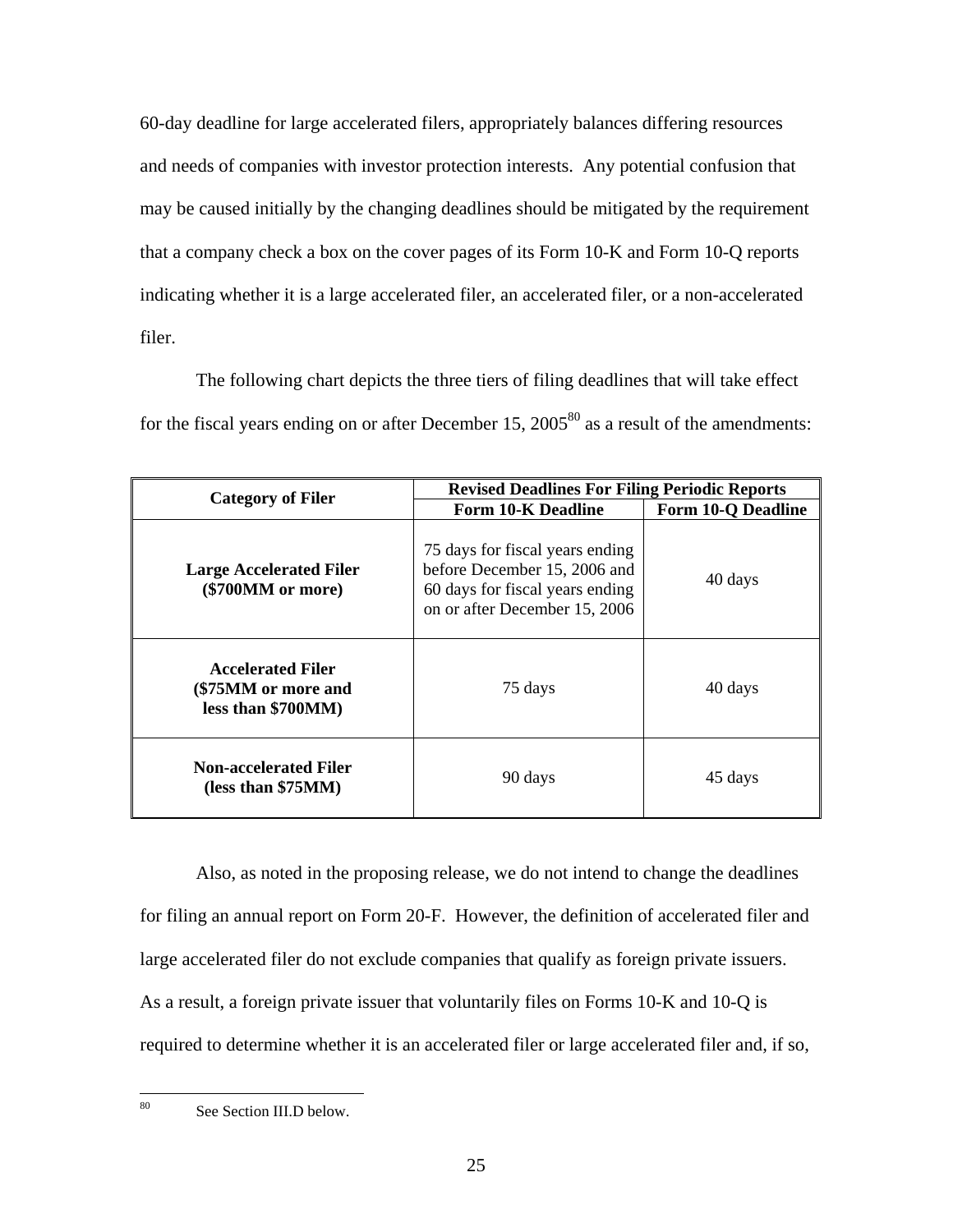60-day deadline for large accelerated filers, appropriately balances differing resources and needs of companies with investor protection interests. Any potential confusion that may be caused initially by the changing deadlines should be mitigated by the requirement that a company check a box on the cover pages of its Form 10-K and Form 10-Q reports indicating whether it is a large accelerated filer, an accelerated filer, or a non-accelerated filer.

The following chart depicts the three tiers of filing deadlines that will take effect for the fiscal years ending on or after December 15, 2005[80] as a result of the amendments:

| **Category of Filer** | **Revised Deadlines For Filing Periodic Reports** | |
|---|---|---|
| | **Form 10-K Deadline** | **Form 10-Q Deadline** |
| **Large Accelerated Filer ($700MM or more)** | 75 days for fiscal years ending before December 15, 2006 and 60 days for fiscal years ending on or after December 15, 2006 | 40 days |
| **Accelerated Filer ($75MM or more and less than $700MM)** | 75 days | 40 days |
| **Non-accelerated Filer (less than $75MM)** | 90 days | 45 days |

Also, as noted in the proposing release, we do not intend to change the deadlines for filing an annual report on Form 20-F. However, the definition of accelerated filer and large accelerated filer do not exclude companies that qualify as foreign private issuers. As a result, a foreign private issuer that voluntarily files on Forms 10-K and 10-Q is required to determine whether it is an accelerated filer or large accelerated filer and, if so,

---

80 See Section III.D below.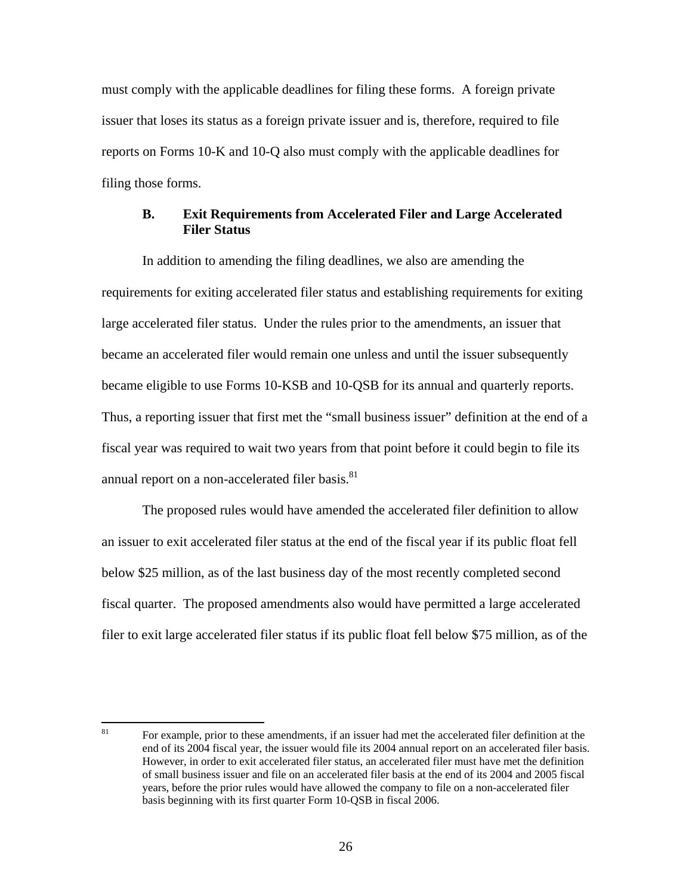must comply with the applicable deadlines for filing these forms. A foreign private issuer that loses its status as a foreign private issuer and is, therefore, required to file reports on Forms 10-K and 10-Q also must comply with the applicable deadlines for filing those forms.

### B. Exit Requirements from Accelerated Filer and Large Accelerated Filer Status

In addition to amending the filing deadlines, we also are amending the requirements for exiting accelerated filer status and establishing requirements for exiting large accelerated filer status. Under the rules prior to the amendments, an issuer that became an accelerated filer would remain one unless and until the issuer subsequently became eligible to use Forms 10-KSB and 10-QSB for its annual and quarterly reports. Thus, a reporting issuer that first met the "small business issuer" definition at the end of a fiscal year was required to wait two years from that point before it could begin to file its annual report on a non-accelerated filer basis.[81]

The proposed rules would have amended the accelerated filer definition to allow an issuer to exit accelerated filer status at the end of the fiscal year if its public float fell below $25 million, as of the last business day of the most recently completed second fiscal quarter. The proposed amendments also would have permitted a large accelerated filer to exit large accelerated filer status if its public float fell below $75 million, as of the

---

[81] For example, prior to these amendments, if an issuer had met the accelerated filer definition at the end of its 2004 fiscal year, the issuer would file its 2004 annual report on an accelerated filer basis. However, in order to exit accelerated filer status, an accelerated filer must have met the definition of small business issuer and file on an accelerated filer basis at the end of its 2004 and 2005 fiscal years, before the prior rules would have allowed the company to file on a non-accelerated filer basis beginning with its first quarter Form 10-QSB in fiscal 2006.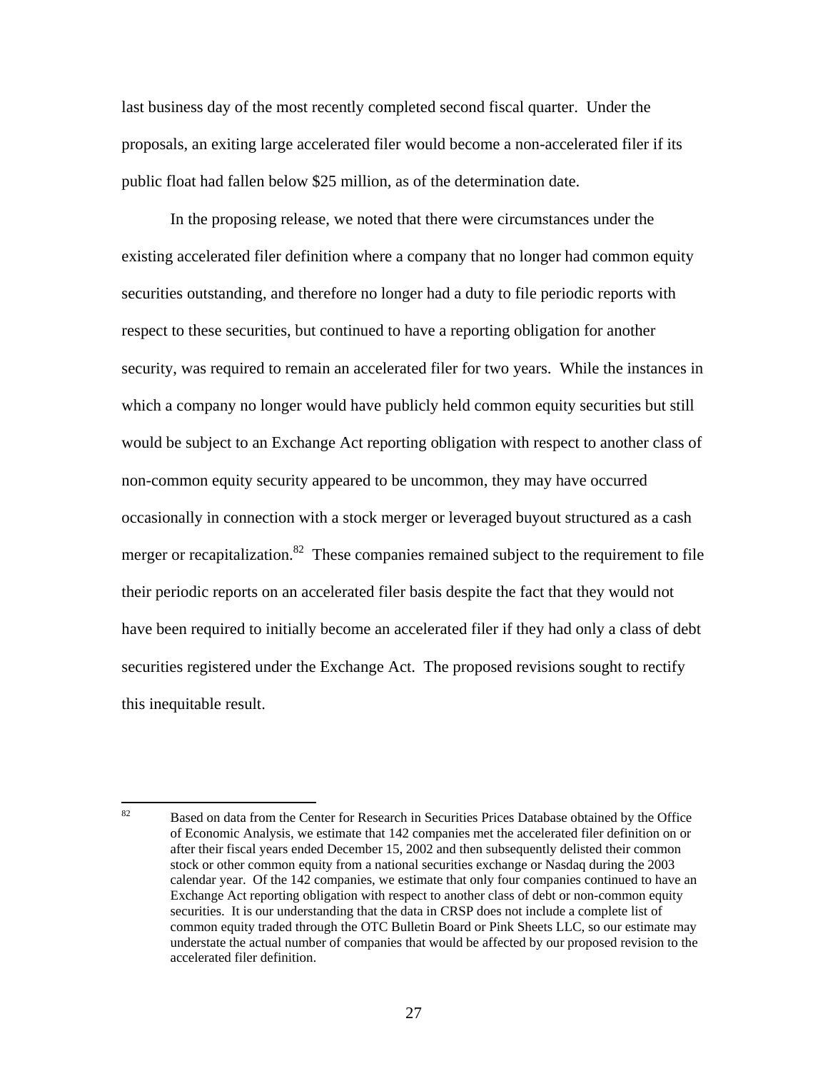last business day of the most recently completed second fiscal quarter. Under the proposals, an exiting large accelerated filer would become a non-accelerated filer if its public float had fallen below $25 million, as of the determination date.

In the proposing release, we noted that there were circumstances under the existing accelerated filer definition where a company that no longer had common equity securities outstanding, and therefore no longer had a duty to file periodic reports with respect to these securities, but continued to have a reporting obligation for another security, was required to remain an accelerated filer for two years. While the instances in which a company no longer would have publicly held common equity securities but still would be subject to an Exchange Act reporting obligation with respect to another class of non-common equity security appeared to be uncommon, they may have occurred occasionally in connection with a stock merger or leveraged buyout structured as a cash merger or recapitalization.[82] These companies remained subject to the requirement to file their periodic reports on an accelerated filer basis despite the fact that they would not have been required to initially become an accelerated filer if they had only a class of debt securities registered under the Exchange Act. The proposed revisions sought to rectify this inequitable result.

---

[82] Based on data from the Center for Research in Securities Prices Database obtained by the Office of Economic Analysis, we estimate that 142 companies met the accelerated filer definition on or after their fiscal years ended December 15, 2002 and then subsequently delisted their common stock or other common equity from a national securities exchange or Nasdaq during the 2003 calendar year. Of the 142 companies, we estimate that only four companies continued to have an Exchange Act reporting obligation with respect to another class of debt or non-common equity securities. It is our understanding that the data in CRSP does not include a complete list of common equity traded through the OTC Bulletin Board or Pink Sheets LLC, so our estimate may understate the actual number of companies that would be affected by our proposed revision to the accelerated filer definition.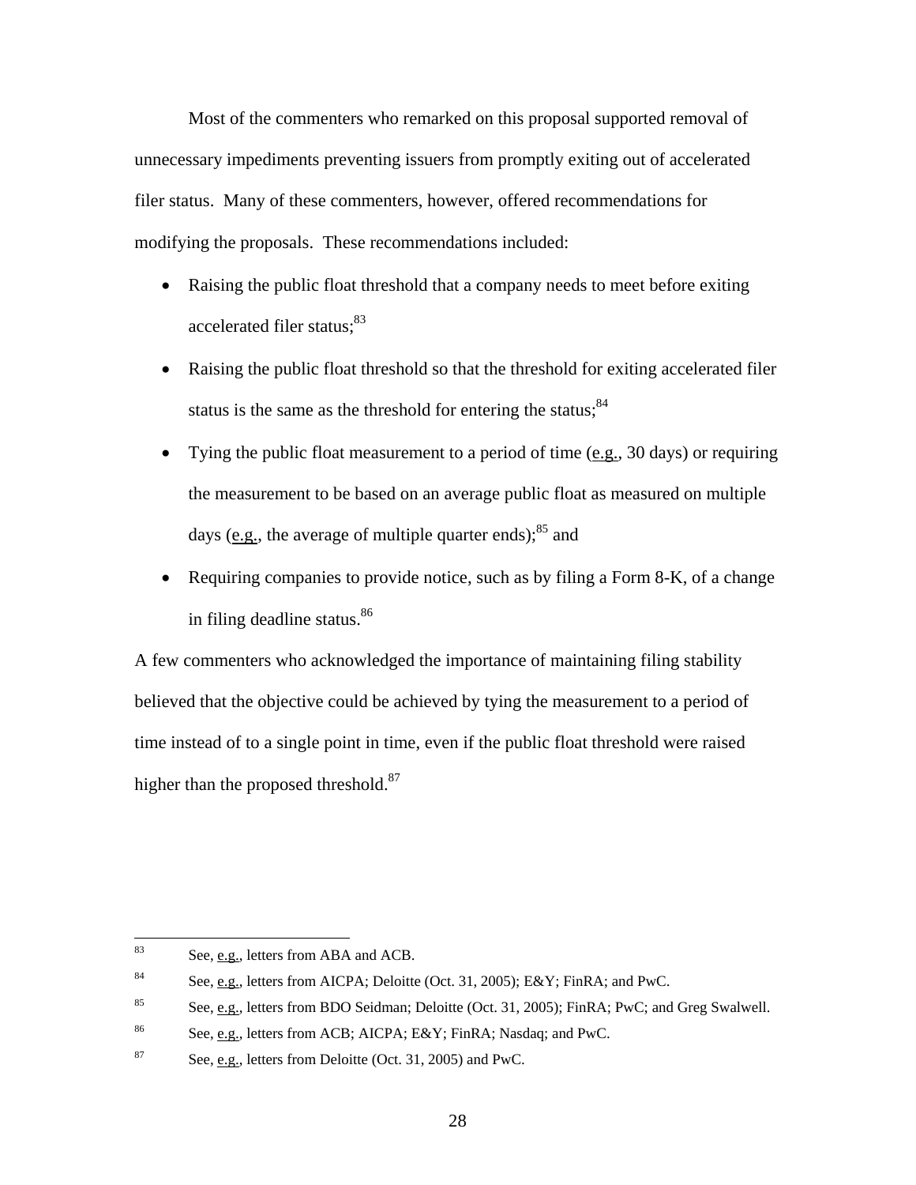Most of the commenters who remarked on this proposal supported removal of unnecessary impediments preventing issuers from promptly exiting out of accelerated filer status. Many of these commenters, however, offered recommendations for modifying the proposals. These recommendations included:

- Raising the public float threshold that a company needs to meet before exiting accelerated filer status;[83]
- Raising the public float threshold so that the threshold for exiting accelerated filer status is the same as the threshold for entering the status;[84]
- Tying the public float measurement to a period of time (e.g., 30 days) or requiring the measurement to be based on an average public float as measured on multiple days (e.g., the average of multiple quarter ends);[85] and
- Requiring companies to provide notice, such as by filing a Form 8-K, of a change in filing deadline status.[86]

A few commenters who acknowledged the importance of maintaining filing stability believed that the objective could be achieved by tying the measurement to a period of time instead of to a single point in time, even if the public float threshold were raised higher than the proposed threshold.[87]

---

[83] See, e.g., letters from ABA and ACB.

[84] See, e.g., letters from AICPA; Deloitte (Oct. 31, 2005); E&Y; FinRA; and PwC.

[85] See, e.g., letters from BDO Seidman; Deloitte (Oct. 31, 2005); FinRA; PwC; and Greg Swalwell.

[86] See, e.g., letters from ACB; AICPA; E&Y; FinRA; Nasdaq; and PwC.

[87] See, e.g., letters from Deloitte (Oct. 31, 2005) and PwC.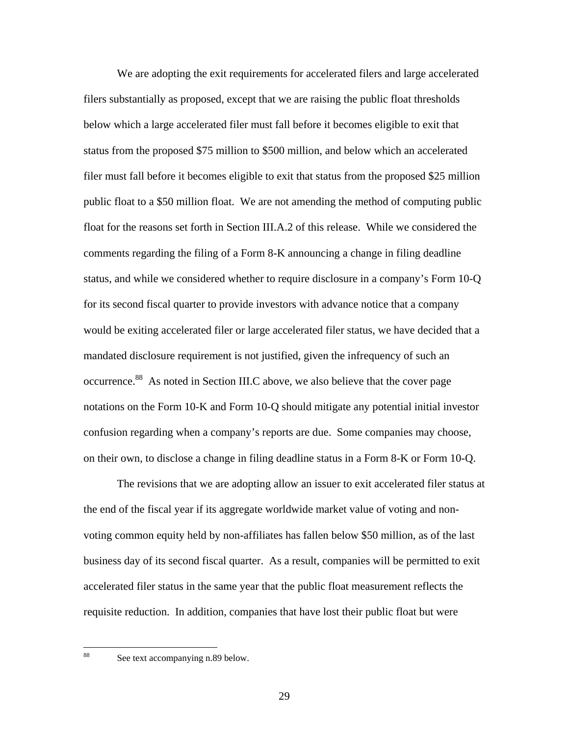We are adopting the exit requirements for accelerated filers and large accelerated filers substantially as proposed, except that we are raising the public float thresholds below which a large accelerated filer must fall before it becomes eligible to exit that status from the proposed $75 million to $500 million, and below which an accelerated filer must fall before it becomes eligible to exit that status from the proposed $25 million public float to a $50 million float. We are not amending the method of computing public float for the reasons set forth in Section III.A.2 of this release. While we considered the comments regarding the filing of a Form 8-K announcing a change in filing deadline status, and while we considered whether to require disclosure in a company's Form 10-Q for its second fiscal quarter to provide investors with advance notice that a company would be exiting accelerated filer or large accelerated filer status, we have decided that a mandated disclosure requirement is not justified, given the infrequency of such an occurrence.[88] As noted in Section III.C above, we also believe that the cover page notations on the Form 10-K and Form 10-Q should mitigate any potential initial investor confusion regarding when a company's reports are due. Some companies may choose, on their own, to disclose a change in filing deadline status in a Form 8-K or Form 10-Q.

The revisions that we are adopting allow an issuer to exit accelerated filer status at the end of the fiscal year if its aggregate worldwide market value of voting and non-voting common equity held by non-affiliates has fallen below $50 million, as of the last business day of its second fiscal quarter. As a result, companies will be permitted to exit accelerated filer status in the same year that the public float measurement reflects the requisite reduction. In addition, companies that have lost their public float but were

[88] See text accompanying n.89 below.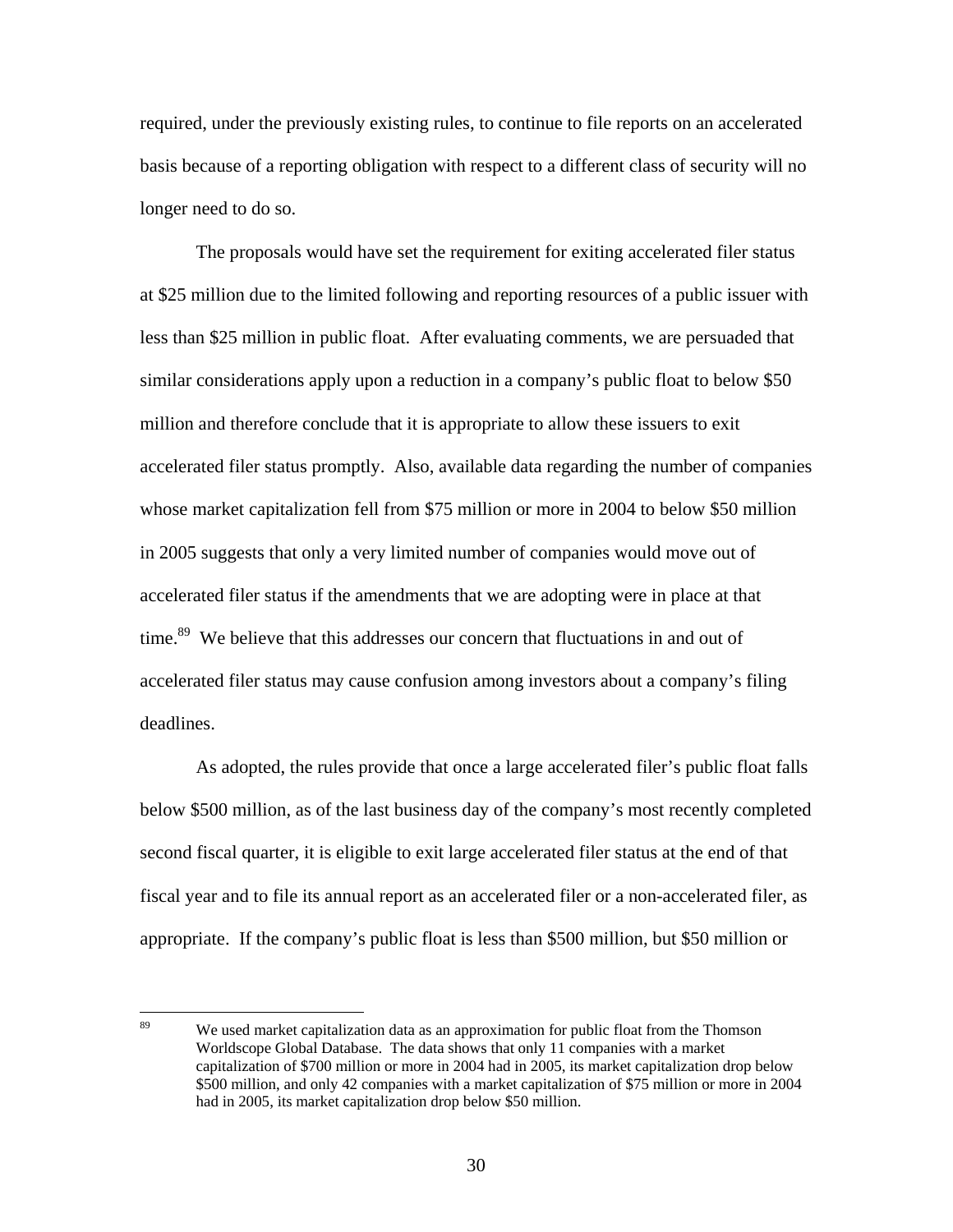required, under the previously existing rules, to continue to file reports on an accelerated basis because of a reporting obligation with respect to a different class of security will no longer need to do so.

The proposals would have set the requirement for exiting accelerated filer status at $25 million due to the limited following and reporting resources of a public issuer with less than $25 million in public float. After evaluating comments, we are persuaded that similar considerations apply upon a reduction in a company's public float to below $50 million and therefore conclude that it is appropriate to allow these issuers to exit accelerated filer status promptly. Also, available data regarding the number of companies whose market capitalization fell from $75 million or more in 2004 to below $50 million in 2005 suggests that only a very limited number of companies would move out of accelerated filer status if the amendments that we are adopting were in place at that time.[89] We believe that this addresses our concern that fluctuations in and out of accelerated filer status may cause confusion among investors about a company's filing deadlines.

As adopted, the rules provide that once a large accelerated filer's public float falls below $500 million, as of the last business day of the company's most recently completed second fiscal quarter, it is eligible to exit large accelerated filer status at the end of that fiscal year and to file its annual report as an accelerated filer or a non-accelerated filer, as appropriate. If the company's public float is less than $500 million, but $50 million or

[89] We used market capitalization data as an approximation for public float from the Thomson Worldscope Global Database. The data shows that only 11 companies with a market capitalization of $700 million or more in 2004 had in 2005, its market capitalization drop below $500 million, and only 42 companies with a market capitalization of $75 million or more in 2004 had in 2005, its market capitalization drop below $50 million.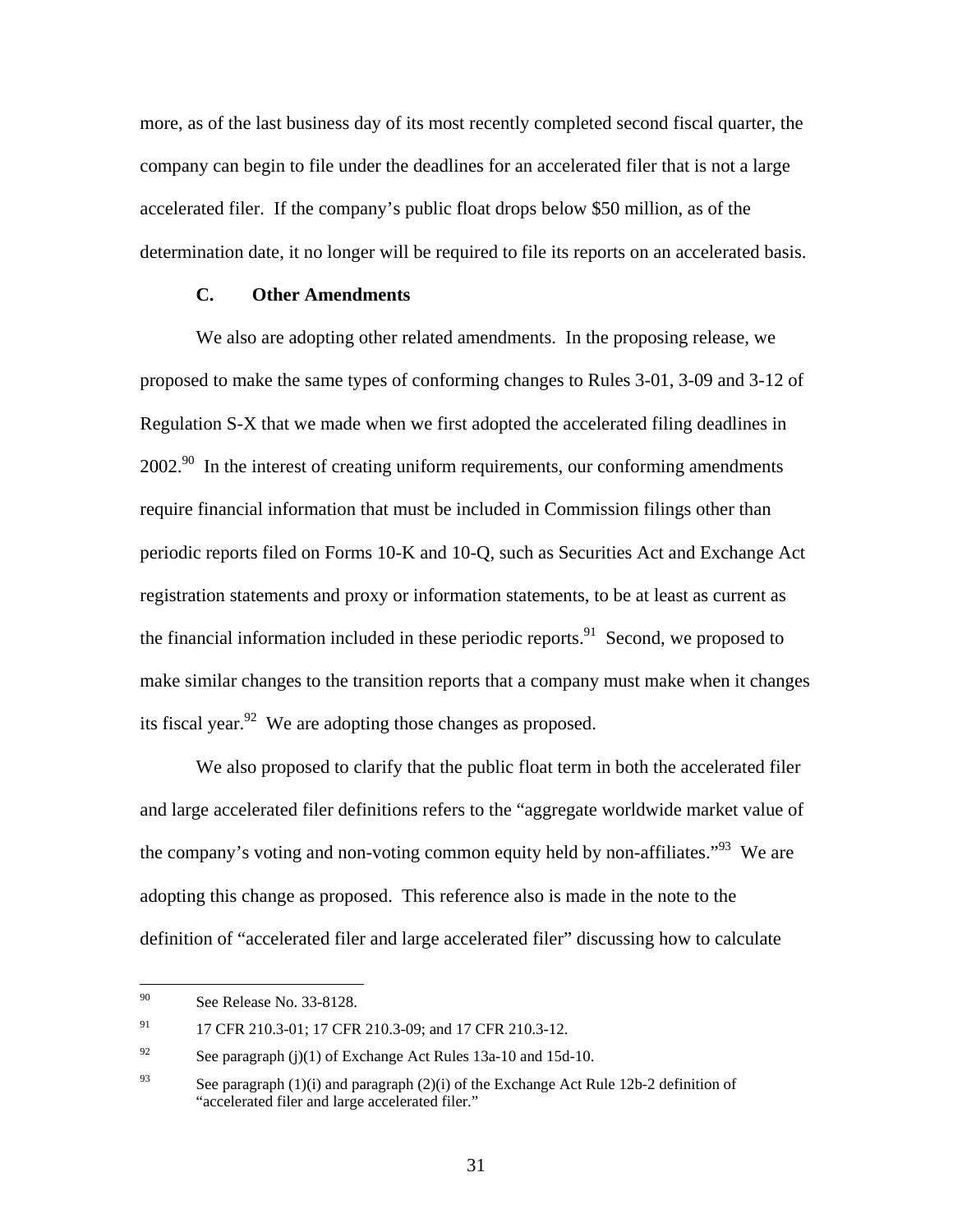more, as of the last business day of its most recently completed second fiscal quarter, the company can begin to file under the deadlines for an accelerated filer that is not a large accelerated filer. If the company's public float drops below $50 million, as of the determination date, it no longer will be required to file its reports on an accelerated basis.

### C. Other Amendments

We also are adopting other related amendments. In the proposing release, we proposed to make the same types of conforming changes to Rules 3-01, 3-09 and 3-12 of Regulation S-X that we made when we first adopted the accelerated filing deadlines in 2002.[90] In the interest of creating uniform requirements, our conforming amendments require financial information that must be included in Commission filings other than periodic reports filed on Forms 10-K and 10-Q, such as Securities Act and Exchange Act registration statements and proxy or information statements, to be at least as current as the financial information included in these periodic reports.[91] Second, we proposed to make similar changes to the transition reports that a company must make when it changes its fiscal year.[92] We are adopting those changes as proposed.

We also proposed to clarify that the public float term in both the accelerated filer and large accelerated filer definitions refers to the "aggregate worldwide market value of the company's voting and non-voting common equity held by non-affiliates."[93] We are adopting this change as proposed. This reference also is made in the note to the definition of "accelerated filer and large accelerated filer" discussing how to calculate

---

[90] See Release No. 33-8128.

[91] 17 CFR 210.3-01; 17 CFR 210.3-09; and 17 CFR 210.3-12.

[92] See paragraph (j)(1) of Exchange Act Rules 13a-10 and 15d-10.

[93] See paragraph (1)(i) and paragraph (2)(i) of the Exchange Act Rule 12b-2 definition of "accelerated filer and large accelerated filer."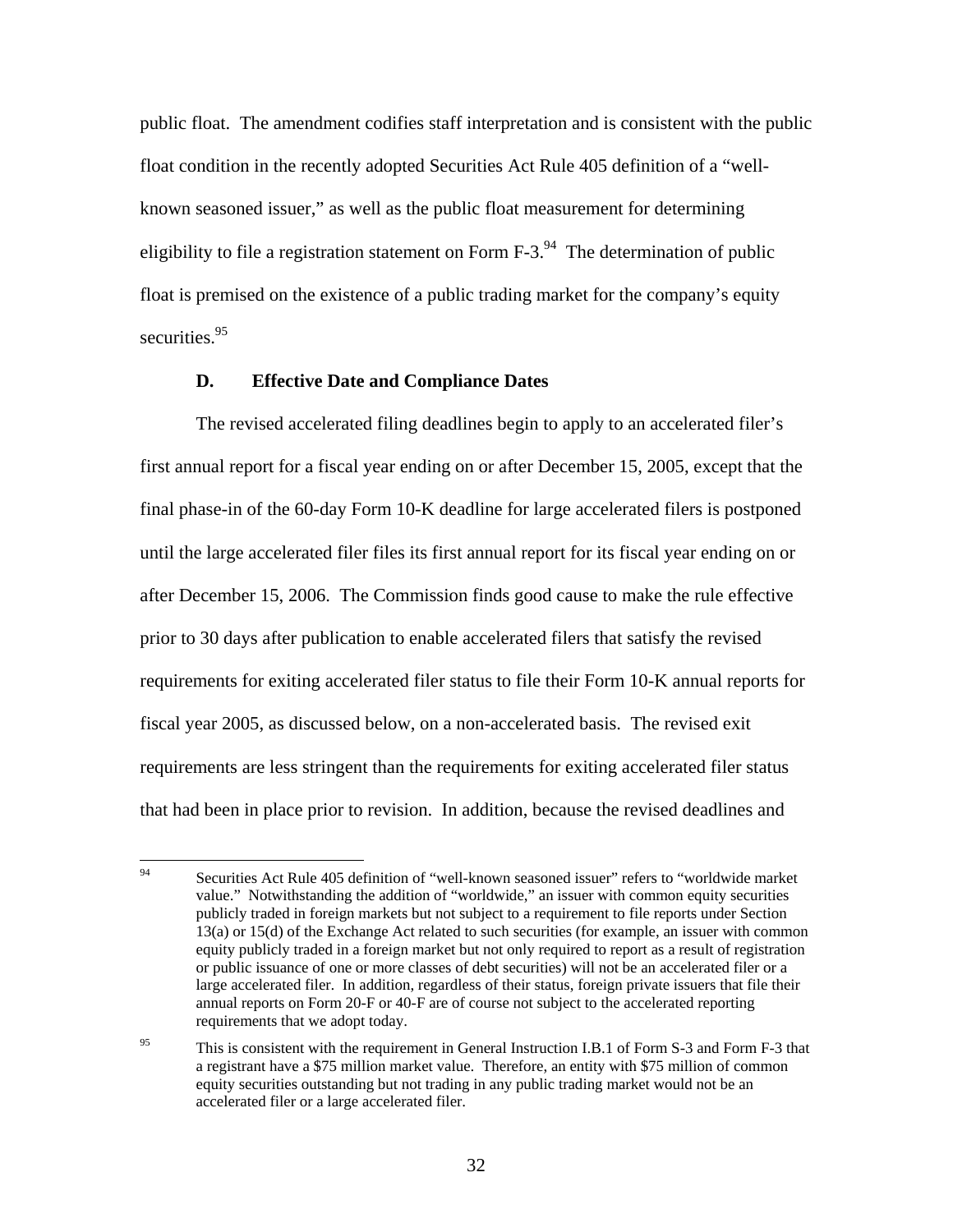public float. The amendment codifies staff interpretation and is consistent with the public float condition in the recently adopted Securities Act Rule 405 definition of a "well-known seasoned issuer," as well as the public float measurement for determining eligibility to file a registration statement on Form F-3.[94] The determination of public float is premised on the existence of a public trading market for the company's equity securities.[95]

### D. Effective Date and Compliance Dates

The revised accelerated filing deadlines begin to apply to an accelerated filer's first annual report for a fiscal year ending on or after December 15, 2005, except that the final phase-in of the 60-day Form 10-K deadline for large accelerated filers is postponed until the large accelerated filer files its first annual report for its fiscal year ending on or after December 15, 2006. The Commission finds good cause to make the rule effective prior to 30 days after publication to enable accelerated filers that satisfy the revised requirements for exiting accelerated filer status to file their Form 10-K annual reports for fiscal year 2005, as discussed below, on a non-accelerated basis. The revised exit requirements are less stringent than the requirements for exiting accelerated filer status that had been in place prior to revision. In addition, because the revised deadlines and

---

[94] Securities Act Rule 405 definition of "well-known seasoned issuer" refers to "worldwide market value." Notwithstanding the addition of "worldwide," an issuer with common equity securities publicly traded in foreign markets but not subject to a requirement to file reports under Section 13(a) or 15(d) of the Exchange Act related to such securities (for example, an issuer with common equity publicly traded in a foreign market but not only required to report as a result of registration or public issuance of one or more classes of debt securities) will not be an accelerated filer or a large accelerated filer. In addition, regardless of their status, foreign private issuers that file their annual reports on Form 20-F or 40-F are of course not subject to the accelerated reporting requirements that we adopt today.

[95] This is consistent with the requirement in General Instruction I.B.1 of Form S-3 and Form F-3 that a registrant have a $75 million market value. Therefore, an entity with $75 million of common equity securities outstanding but not trading in any public trading market would not be an accelerated filer or a large accelerated filer.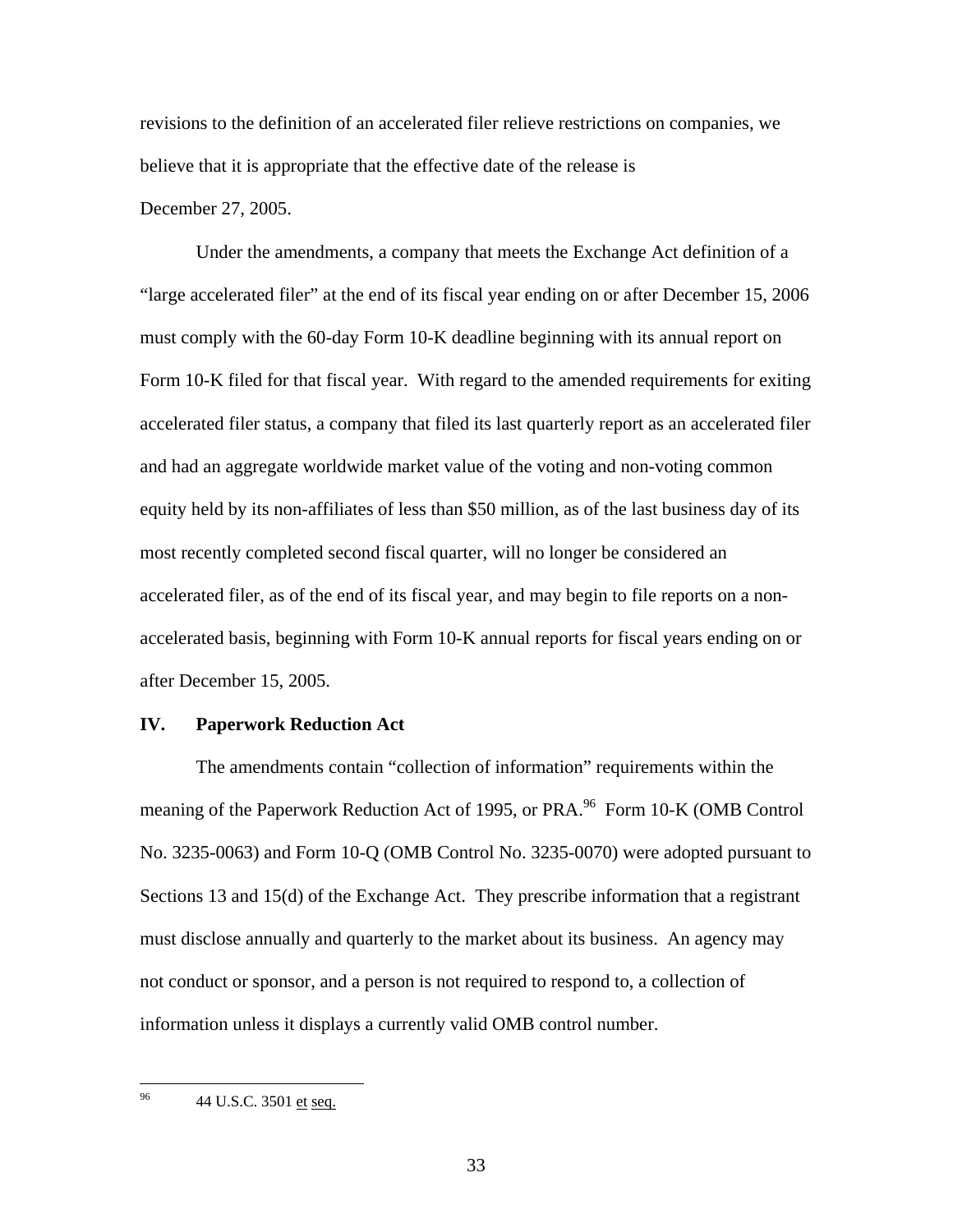revisions to the definition of an accelerated filer relieve restrictions on companies, we believe that it is appropriate that the effective date of the release is December 27, 2005.

Under the amendments, a company that meets the Exchange Act definition of a "large accelerated filer" at the end of its fiscal year ending on or after December 15, 2006 must comply with the 60-day Form 10-K deadline beginning with its annual report on Form 10-K filed for that fiscal year. With regard to the amended requirements for exiting accelerated filer status, a company that filed its last quarterly report as an accelerated filer and had an aggregate worldwide market value of the voting and non-voting common equity held by its non-affiliates of less than $50 million, as of the last business day of its most recently completed second fiscal quarter, will no longer be considered an accelerated filer, as of the end of its fiscal year, and may begin to file reports on a non-accelerated basis, beginning with Form 10-K annual reports for fiscal years ending on or after December 15, 2005.

## IV. Paperwork Reduction Act

The amendments contain "collection of information" requirements within the meaning of the Paperwork Reduction Act of 1995, or PRA.[96] Form 10-K (OMB Control No. 3235-0063) and Form 10-Q (OMB Control No. 3235-0070) were adopted pursuant to Sections 13 and 15(d) of the Exchange Act. They prescribe information that a registrant must disclose annually and quarterly to the market about its business. An agency may not conduct or sponsor, and a person is not required to respond to, a collection of information unless it displays a currently valid OMB control number.

[96] 44 U.S.C. 3501 et seq.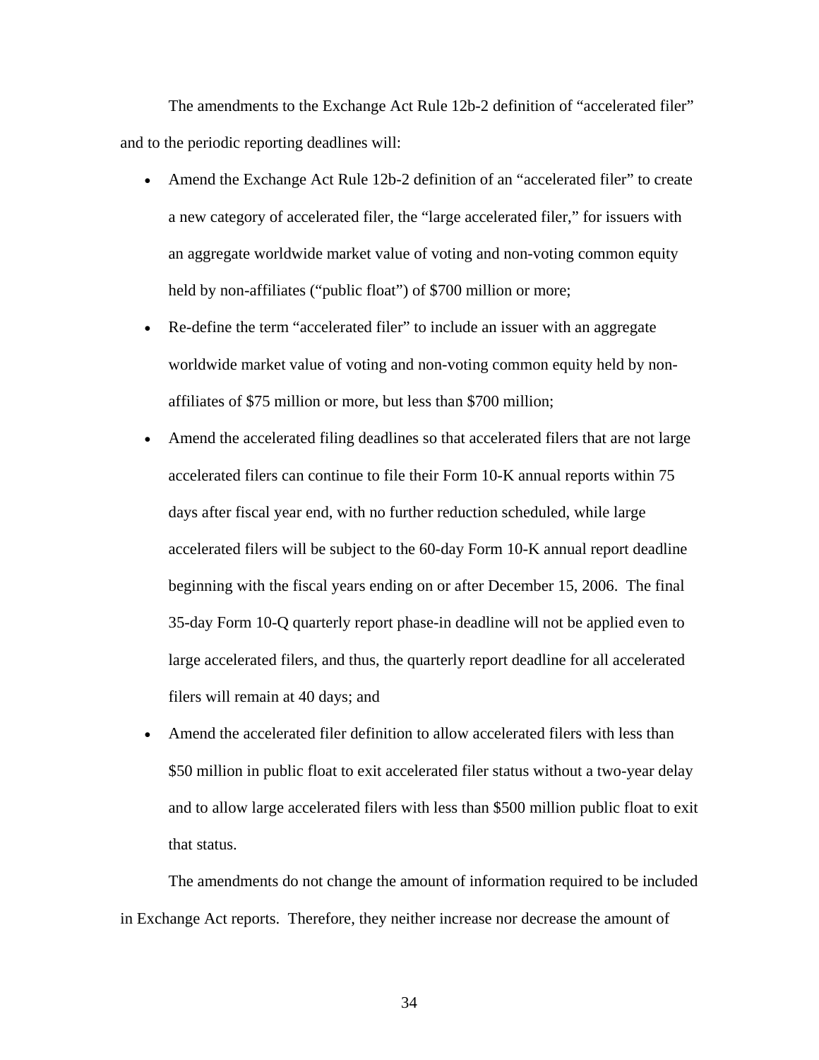The amendments to the Exchange Act Rule 12b-2 definition of "accelerated filer" and to the periodic reporting deadlines will:

- Amend the Exchange Act Rule 12b-2 definition of an "accelerated filer" to create a new category of accelerated filer, the "large accelerated filer," for issuers with an aggregate worldwide market value of voting and non-voting common equity held by non-affiliates ("public float") of $700 million or more;
- Re-define the term "accelerated filer" to include an issuer with an aggregate worldwide market value of voting and non-voting common equity held by non-affiliates of $75 million or more, but less than $700 million;
- Amend the accelerated filing deadlines so that accelerated filers that are not large accelerated filers can continue to file their Form 10-K annual reports within 75 days after fiscal year end, with no further reduction scheduled, while large accelerated filers will be subject to the 60-day Form 10-K annual report deadline beginning with the fiscal years ending on or after December 15, 2006. The final 35-day Form 10-Q quarterly report phase-in deadline will not be applied even to large accelerated filers, and thus, the quarterly report deadline for all accelerated filers will remain at 40 days; and
- Amend the accelerated filer definition to allow accelerated filers with less than $50 million in public float to exit accelerated filer status without a two-year delay and to allow large accelerated filers with less than $500 million public float to exit that status.

The amendments do not change the amount of information required to be included in Exchange Act reports. Therefore, they neither increase nor decrease the amount of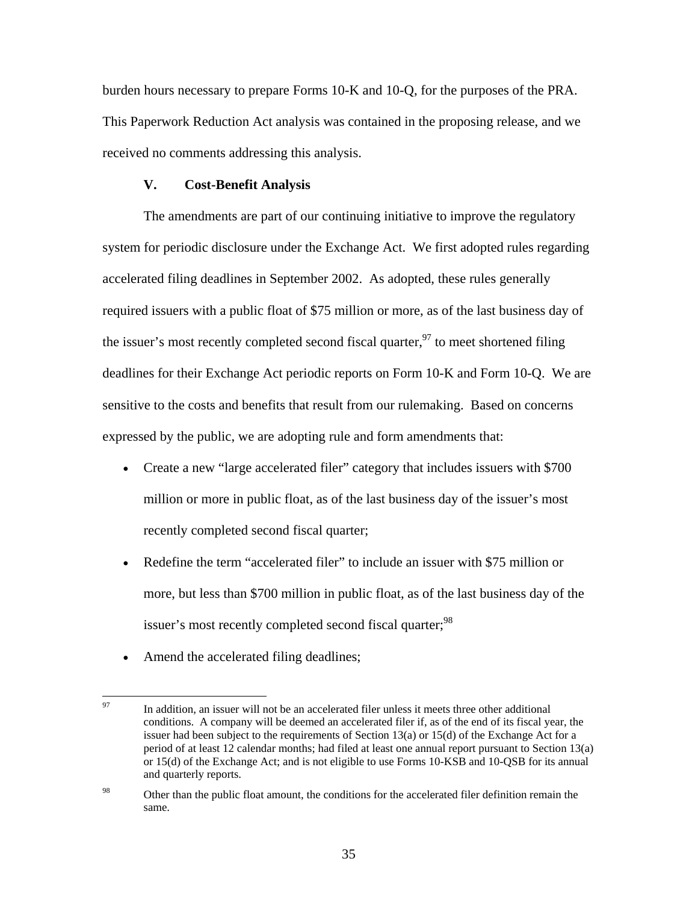burden hours necessary to prepare Forms 10-K and 10-Q, for the purposes of the PRA. This Paperwork Reduction Act analysis was contained in the proposing release, and we received no comments addressing this analysis.

## V. Cost-Benefit Analysis

The amendments are part of our continuing initiative to improve the regulatory system for periodic disclosure under the Exchange Act. We first adopted rules regarding accelerated filing deadlines in September 2002. As adopted, these rules generally required issuers with a public float of $75 million or more, as of the last business day of the issuer's most recently completed second fiscal quarter,[97] to meet shortened filing deadlines for their Exchange Act periodic reports on Form 10-K and Form 10-Q. We are sensitive to the costs and benefits that result from our rulemaking. Based on concerns expressed by the public, we are adopting rule and form amendments that:

- Create a new "large accelerated filer" category that includes issuers with $700 million or more in public float, as of the last business day of the issuer's most recently completed second fiscal quarter;
- Redefine the term "accelerated filer" to include an issuer with $75 million or more, but less than $700 million in public float, as of the last business day of the issuer's most recently completed second fiscal quarter;[98]
- Amend the accelerated filing deadlines;

---

[97] In addition, an issuer will not be an accelerated filer unless it meets three other additional conditions. A company will be deemed an accelerated filer if, as of the end of its fiscal year, the issuer had been subject to the requirements of Section 13(a) or 15(d) of the Exchange Act for a period of at least 12 calendar months; had filed at least one annual report pursuant to Section 13(a) or 15(d) of the Exchange Act; and is not eligible to use Forms 10-KSB and 10-QSB for its annual and quarterly reports.

[98] Other than the public float amount, the conditions for the accelerated filer definition remain the same.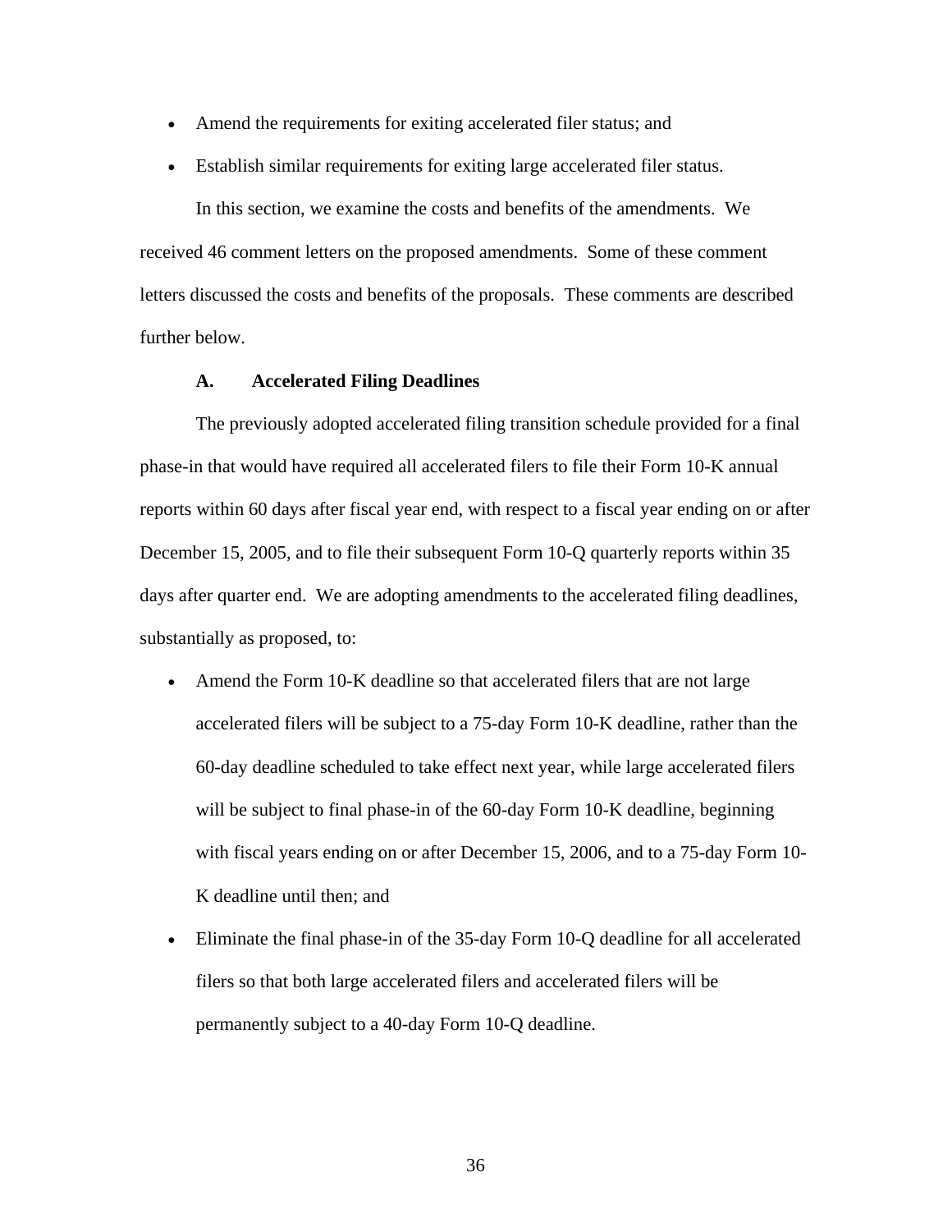- Amend the requirements for exiting accelerated filer status; and
- Establish similar requirements for exiting large accelerated filer status.

In this section, we examine the costs and benefits of the amendments. We received 46 comment letters on the proposed amendments. Some of these comment letters discussed the costs and benefits of the proposals. These comments are described further below.

### A. Accelerated Filing Deadlines

The previously adopted accelerated filing transition schedule provided for a final phase-in that would have required all accelerated filers to file their Form 10-K annual reports within 60 days after fiscal year end, with respect to a fiscal year ending on or after December 15, 2005, and to file their subsequent Form 10-Q quarterly reports within 35 days after quarter end. We are adopting amendments to the accelerated filing deadlines, substantially as proposed, to:

- Amend the Form 10-K deadline so that accelerated filers that are not large accelerated filers will be subject to a 75-day Form 10-K deadline, rather than the 60-day deadline scheduled to take effect next year, while large accelerated filers will be subject to final phase-in of the 60-day Form 10-K deadline, beginning with fiscal years ending on or after December 15, 2006, and to a 75-day Form 10-K deadline until then; and
- Eliminate the final phase-in of the 35-day Form 10-Q deadline for all accelerated filers so that both large accelerated filers and accelerated filers will be permanently subject to a 40-day Form 10-Q deadline.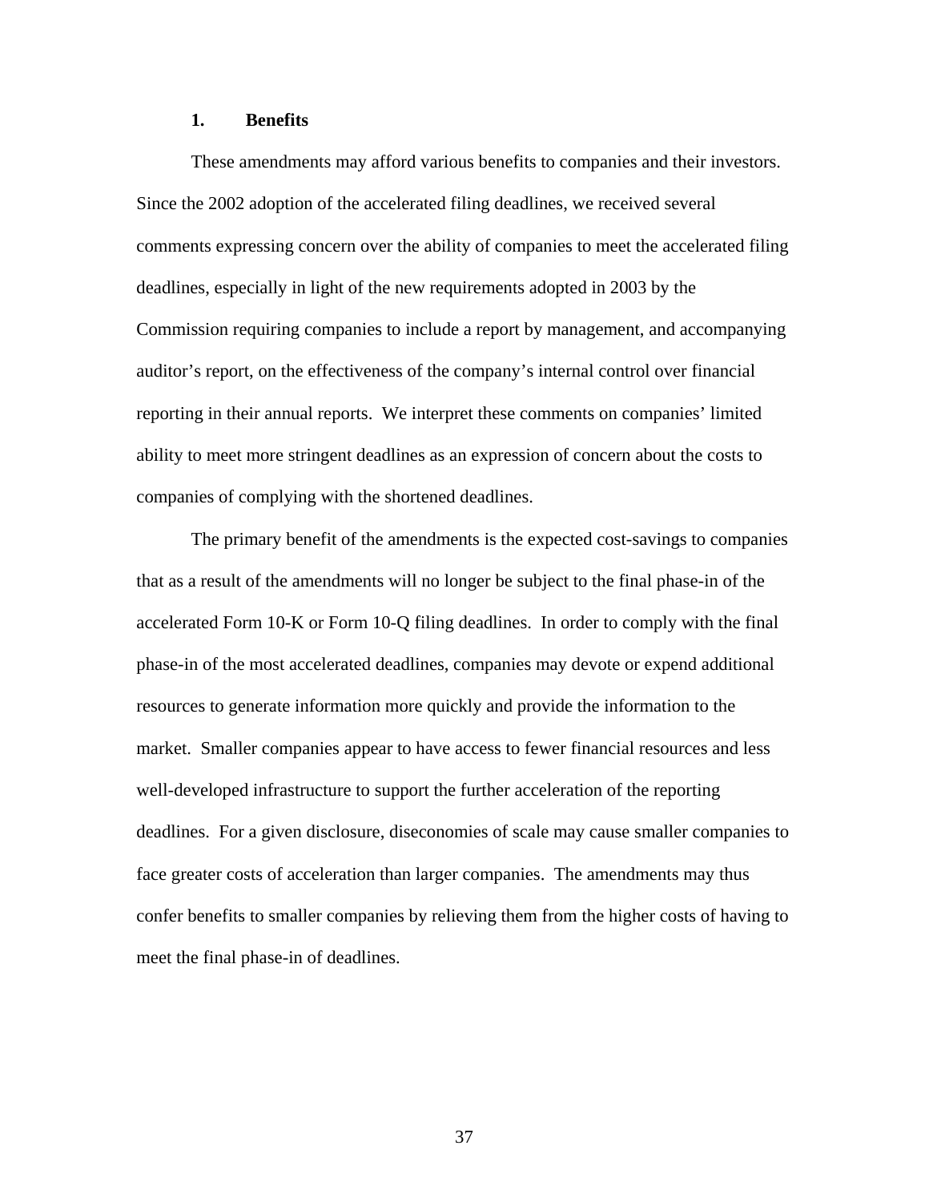### 1. Benefits

These amendments may afford various benefits to companies and their investors. Since the 2002 adoption of the accelerated filing deadlines, we received several comments expressing concern over the ability of companies to meet the accelerated filing deadlines, especially in light of the new requirements adopted in 2003 by the Commission requiring companies to include a report by management, and accompanying auditor's report, on the effectiveness of the company's internal control over financial reporting in their annual reports. We interpret these comments on companies' limited ability to meet more stringent deadlines as an expression of concern about the costs to companies of complying with the shortened deadlines.

The primary benefit of the amendments is the expected cost-savings to companies that as a result of the amendments will no longer be subject to the final phase-in of the accelerated Form 10-K or Form 10-Q filing deadlines. In order to comply with the final phase-in of the most accelerated deadlines, companies may devote or expend additional resources to generate information more quickly and provide the information to the market. Smaller companies appear to have access to fewer financial resources and less well-developed infrastructure to support the further acceleration of the reporting deadlines. For a given disclosure, diseconomies of scale may cause smaller companies to face greater costs of acceleration than larger companies. The amendments may thus confer benefits to smaller companies by relieving them from the higher costs of having to meet the final phase-in of deadlines.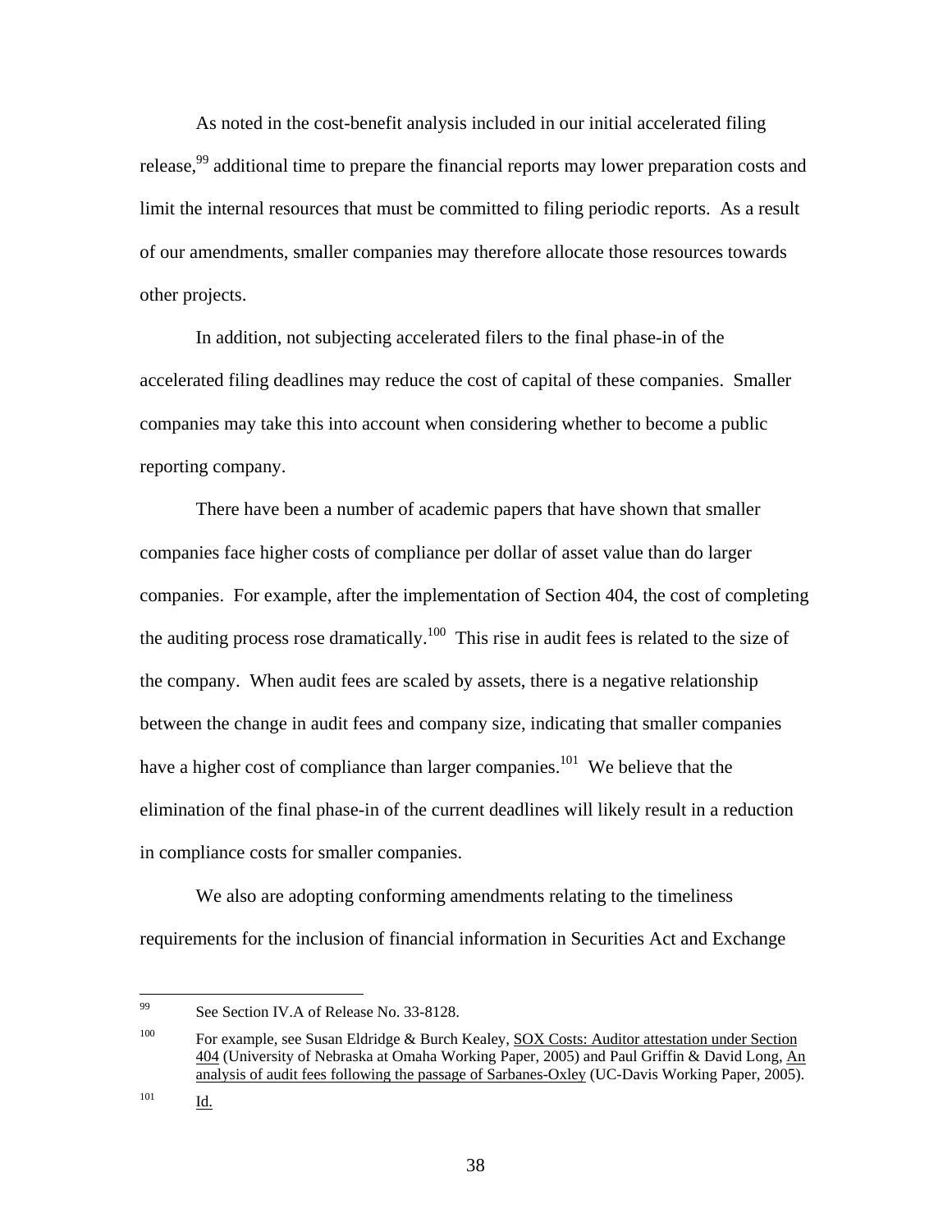As noted in the cost-benefit analysis included in our initial accelerated filing release,[99] additional time to prepare the financial reports may lower preparation costs and limit the internal resources that must be committed to filing periodic reports. As a result of our amendments, smaller companies may therefore allocate those resources towards other projects.

In addition, not subjecting accelerated filers to the final phase-in of the accelerated filing deadlines may reduce the cost of capital of these companies. Smaller companies may take this into account when considering whether to become a public reporting company.

There have been a number of academic papers that have shown that smaller companies face higher costs of compliance per dollar of asset value than do larger companies. For example, after the implementation of Section 404, the cost of completing the auditing process rose dramatically.[100] This rise in audit fees is related to the size of the company. When audit fees are scaled by assets, there is a negative relationship between the change in audit fees and company size, indicating that smaller companies have a higher cost of compliance than larger companies.[101] We believe that the elimination of the final phase-in of the current deadlines will likely result in a reduction in compliance costs for smaller companies.

We also are adopting conforming amendments relating to the timeliness requirements for the inclusion of financial information in Securities Act and Exchange

---

[99] See Section IV.A of Release No. 33-8128.

[100] For example, see Susan Eldridge & Burch Kealey, SOX Costs: Auditor attestation under Section 404 (University of Nebraska at Omaha Working Paper, 2005) and Paul Griffin & David Long, An analysis of audit fees following the passage of Sarbanes-Oxley (UC-Davis Working Paper, 2005).

[101] Id.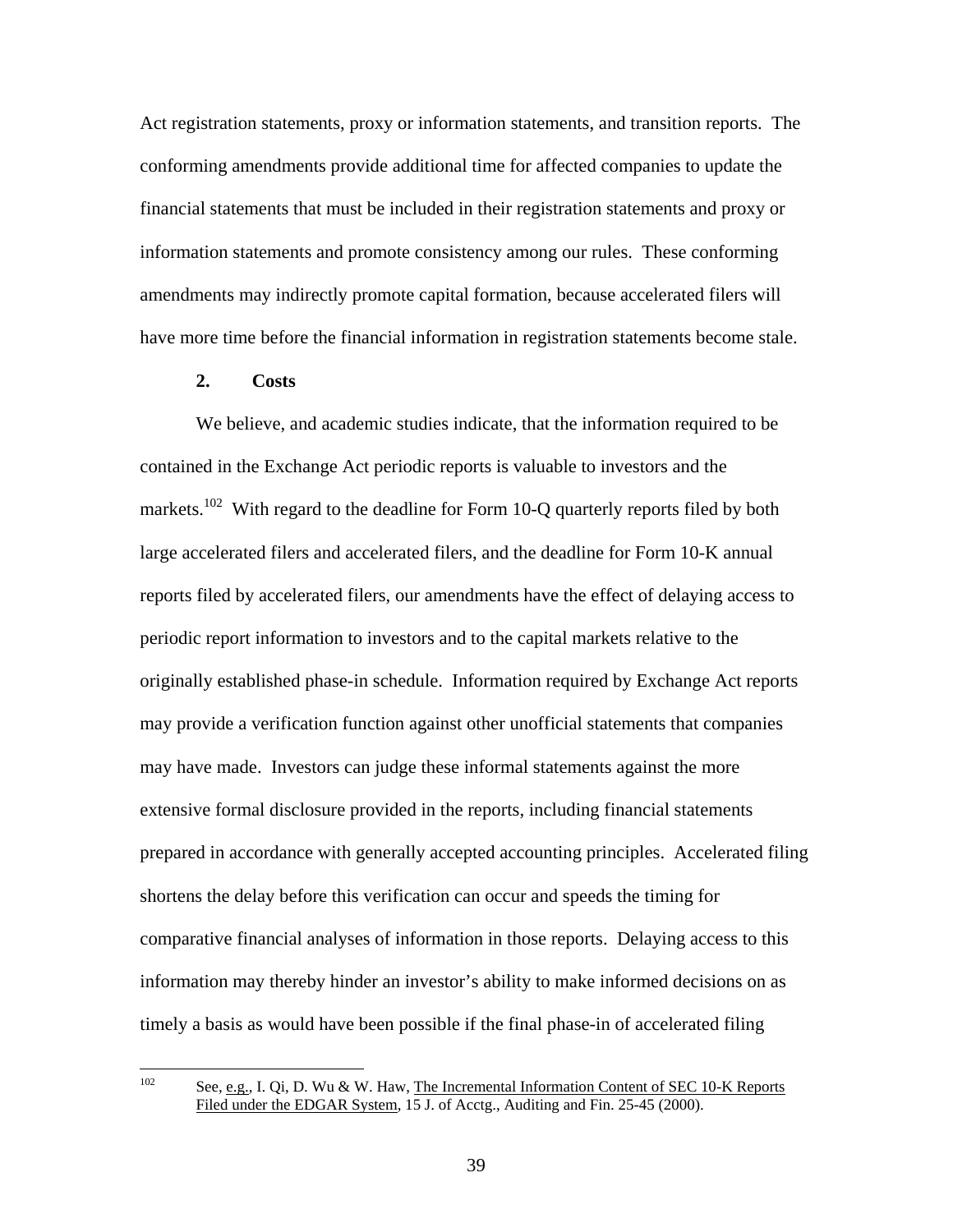Act registration statements, proxy or information statements, and transition reports. The conforming amendments provide additional time for affected companies to update the financial statements that must be included in their registration statements and proxy or information statements and promote consistency among our rules. These conforming amendments may indirectly promote capital formation, because accelerated filers will have more time before the financial information in registration statements become stale.

### 2. Costs

We believe, and academic studies indicate, that the information required to be contained in the Exchange Act periodic reports is valuable to investors and the markets.[102] With regard to the deadline for Form 10-Q quarterly reports filed by both large accelerated filers and accelerated filers, and the deadline for Form 10-K annual reports filed by accelerated filers, our amendments have the effect of delaying access to periodic report information to investors and to the capital markets relative to the originally established phase-in schedule. Information required by Exchange Act reports may provide a verification function against other unofficial statements that companies may have made. Investors can judge these informal statements against the more extensive formal disclosure provided in the reports, including financial statements prepared in accordance with generally accepted accounting principles. Accelerated filing shortens the delay before this verification can occur and speeds the timing for comparative financial analyses of information in those reports. Delaying access to this information may thereby hinder an investor's ability to make informed decisions on as timely a basis as would have been possible if the final phase-in of accelerated filing

---

[102] See, e.g., I. Qi, D. Wu & W. Haw, The Incremental Information Content of SEC 10-K Reports Filed under the EDGAR System, 15 J. of Acctg., Auditing and Fin. 25-45 (2000).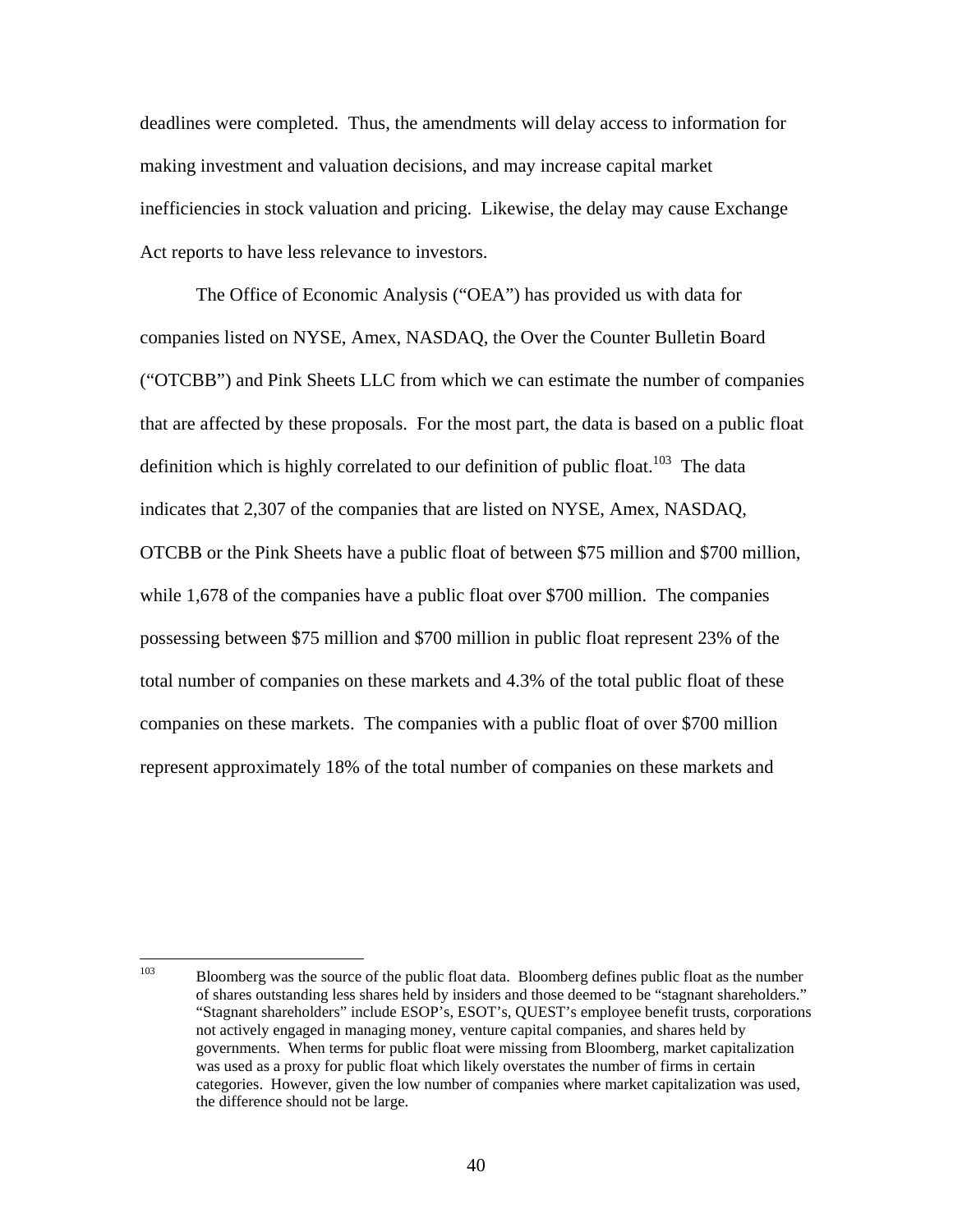deadlines were completed. Thus, the amendments will delay access to information for making investment and valuation decisions, and may increase capital market inefficiencies in stock valuation and pricing. Likewise, the delay may cause Exchange Act reports to have less relevance to investors.

The Office of Economic Analysis ("OEA") has provided us with data for companies listed on NYSE, Amex, NASDAQ, the Over the Counter Bulletin Board ("OTCBB") and Pink Sheets LLC from which we can estimate the number of companies that are affected by these proposals. For the most part, the data is based on a public float definition which is highly correlated to our definition of public float.[103] The data indicates that 2,307 of the companies that are listed on NYSE, Amex, NASDAQ, OTCBB or the Pink Sheets have a public float of between \$75 million and \$700 million, while 1,678 of the companies have a public float over \$700 million. The companies possessing between \$75 million and \$700 million in public float represent 23% of the total number of companies on these markets and 4.3% of the total public float of these companies on these markets. The companies with a public float of over \$700 million represent approximately 18% of the total number of companies on these markets and

[103] Bloomberg was the source of the public float data. Bloomberg defines public float as the number of shares outstanding less shares held by insiders and those deemed to be "stagnant shareholders." "Stagnant shareholders" include ESOP's, ESOT's, QUEST's employee benefit trusts, corporations not actively engaged in managing money, venture capital companies, and shares held by governments. When terms for public float were missing from Bloomberg, market capitalization was used as a proxy for public float which likely overstates the number of firms in certain categories. However, given the low number of companies where market capitalization was used, the difference should not be large.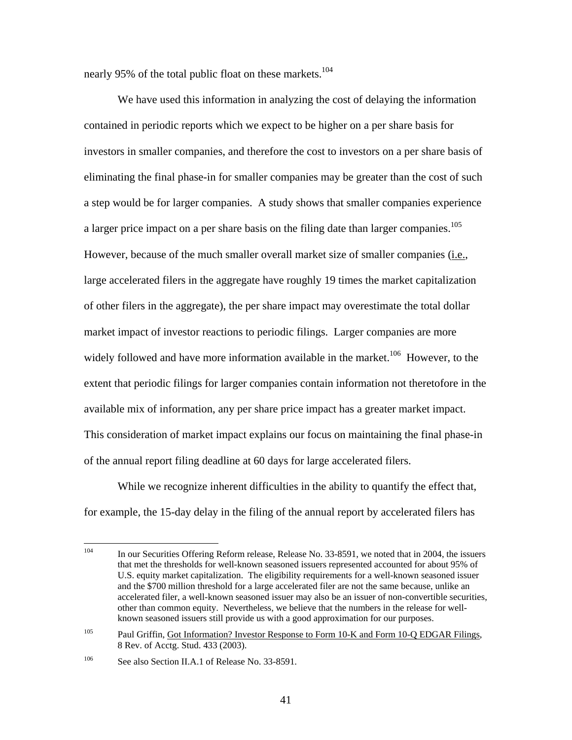nearly 95% of the total public float on these markets.[104]

We have used this information in analyzing the cost of delaying the information contained in periodic reports which we expect to be higher on a per share basis for investors in smaller companies, and therefore the cost to investors on a per share basis of eliminating the final phase-in for smaller companies may be greater than the cost of such a step would be for larger companies. A study shows that smaller companies experience a larger price impact on a per share basis on the filing date than larger companies.[105] However, because of the much smaller overall market size of smaller companies (i.e., large accelerated filers in the aggregate have roughly 19 times the market capitalization of other filers in the aggregate), the per share impact may overestimate the total dollar market impact of investor reactions to periodic filings. Larger companies are more widely followed and have more information available in the market.[106] However, to the extent that periodic filings for larger companies contain information not theretofore in the available mix of information, any per share price impact has a greater market impact. This consideration of market impact explains our focus on maintaining the final phase-in of the annual report filing deadline at 60 days for large accelerated filers.

While we recognize inherent difficulties in the ability to quantify the effect that, for example, the 15-day delay in the filing of the annual report by accelerated filers has

---

[104] In our Securities Offering Reform release, Release No. 33-8591, we noted that in 2004, the issuers that met the thresholds for well-known seasoned issuers represented accounted for about 95% of U.S. equity market capitalization. The eligibility requirements for a well-known seasoned issuer and the $700 million threshold for a large accelerated filer are not the same because, unlike an accelerated filer, a well-known seasoned issuer may also be an issuer of non-convertible securities, other than common equity. Nevertheless, we believe that the numbers in the release for well-known seasoned issuers still provide us with a good approximation for our purposes.

[105] Paul Griffin, Got Information? Investor Response to Form 10-K and Form 10-Q EDGAR Filings, 8 Rev. of Acctg. Stud. 433 (2003).

[106] See also Section II.A.1 of Release No. 33-8591.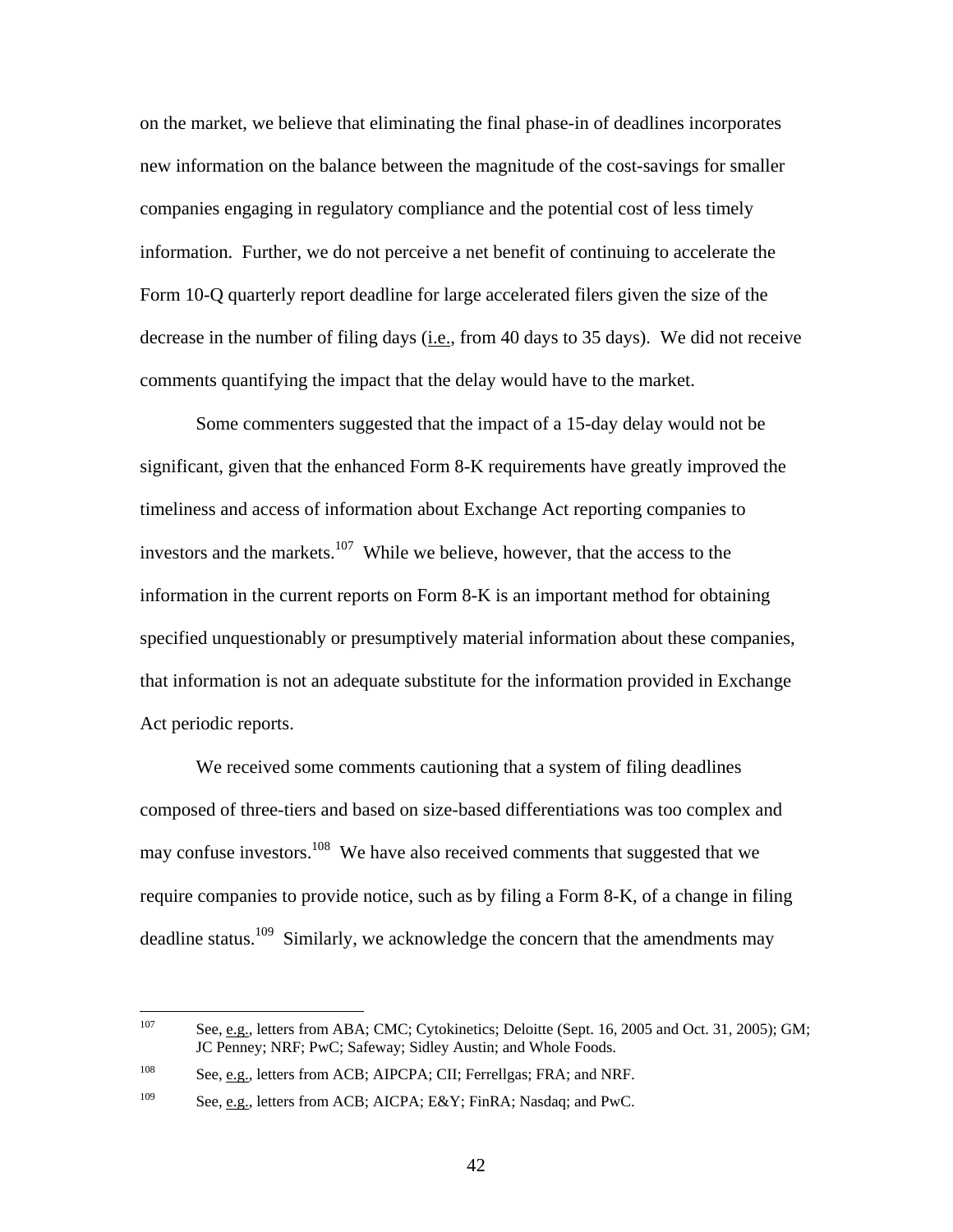on the market, we believe that eliminating the final phase-in of deadlines incorporates new information on the balance between the magnitude of the cost-savings for smaller companies engaging in regulatory compliance and the potential cost of less timely information. Further, we do not perceive a net benefit of continuing to accelerate the Form 10-Q quarterly report deadline for large accelerated filers given the size of the decrease in the number of filing days (i.e., from 40 days to 35 days). We did not receive comments quantifying the impact that the delay would have to the market.

Some commenters suggested that the impact of a 15-day delay would not be significant, given that the enhanced Form 8-K requirements have greatly improved the timeliness and access of information about Exchange Act reporting companies to investors and the markets.[107] While we believe, however, that the access to the information in the current reports on Form 8-K is an important method for obtaining specified unquestionably or presumptively material information about these companies, that information is not an adequate substitute for the information provided in Exchange Act periodic reports.

We received some comments cautioning that a system of filing deadlines composed of three-tiers and based on size-based differentiations was too complex and may confuse investors.[108] We have also received comments that suggested that we require companies to provide notice, such as by filing a Form 8-K, of a change in filing deadline status.[109] Similarly, we acknowledge the concern that the amendments may

---

[107] See, e.g., letters from ABA; CMC; Cytokinetics; Deloitte (Sept. 16, 2005 and Oct. 31, 2005); GM; JC Penney; NRF; PwC; Safeway; Sidley Austin; and Whole Foods.

[108] See, e.g., letters from ACB; AIPCPA; CII; Ferrellgas; FRA; and NRF.

[109] See, e.g., letters from ACB; AICPA; E&Y; FinRA; Nasdaq; and PwC.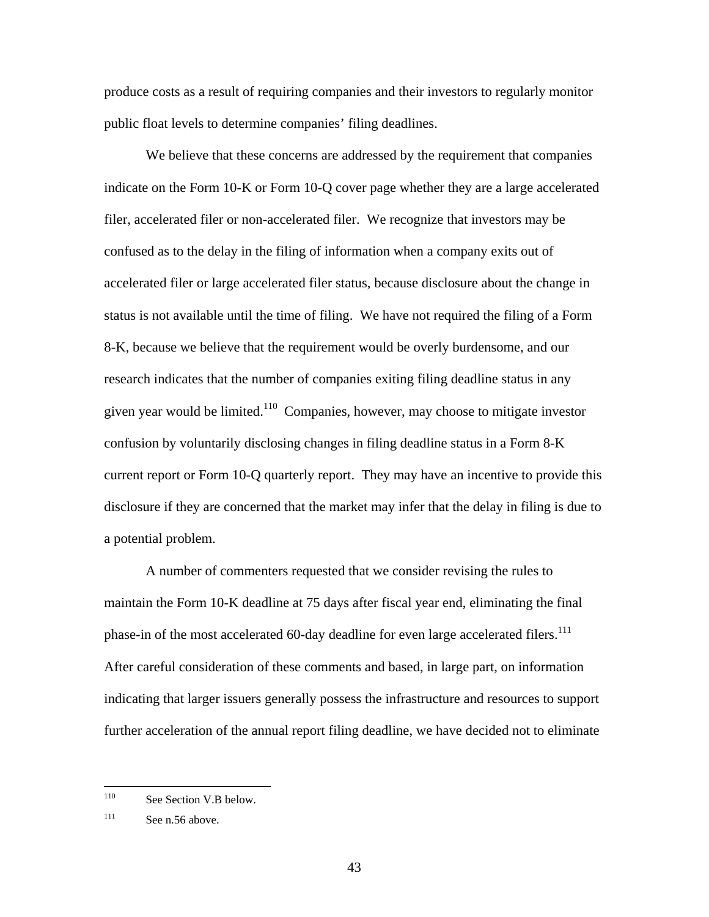produce costs as a result of requiring companies and their investors to regularly monitor public float levels to determine companies' filing deadlines.

We believe that these concerns are addressed by the requirement that companies indicate on the Form 10-K or Form 10-Q cover page whether they are a large accelerated filer, accelerated filer or non-accelerated filer. We recognize that investors may be confused as to the delay in the filing of information when a company exits out of accelerated filer or large accelerated filer status, because disclosure about the change in status is not available until the time of filing. We have not required the filing of a Form 8-K, because we believe that the requirement would be overly burdensome, and our research indicates that the number of companies exiting filing deadline status in any given year would be limited.[110] Companies, however, may choose to mitigate investor confusion by voluntarily disclosing changes in filing deadline status in a Form 8-K current report or Form 10-Q quarterly report. They may have an incentive to provide this disclosure if they are concerned that the market may infer that the delay in filing is due to a potential problem.

A number of commenters requested that we consider revising the rules to maintain the Form 10-K deadline at 75 days after fiscal year end, eliminating the final phase-in of the most accelerated 60-day deadline for even large accelerated filers.[111] After careful consideration of these comments and based, in large part, on information indicating that larger issuers generally possess the infrastructure and resources to support further acceleration of the annual report filing deadline, we have decided not to eliminate

---

[110] See Section V.B below.

[111] See n.56 above.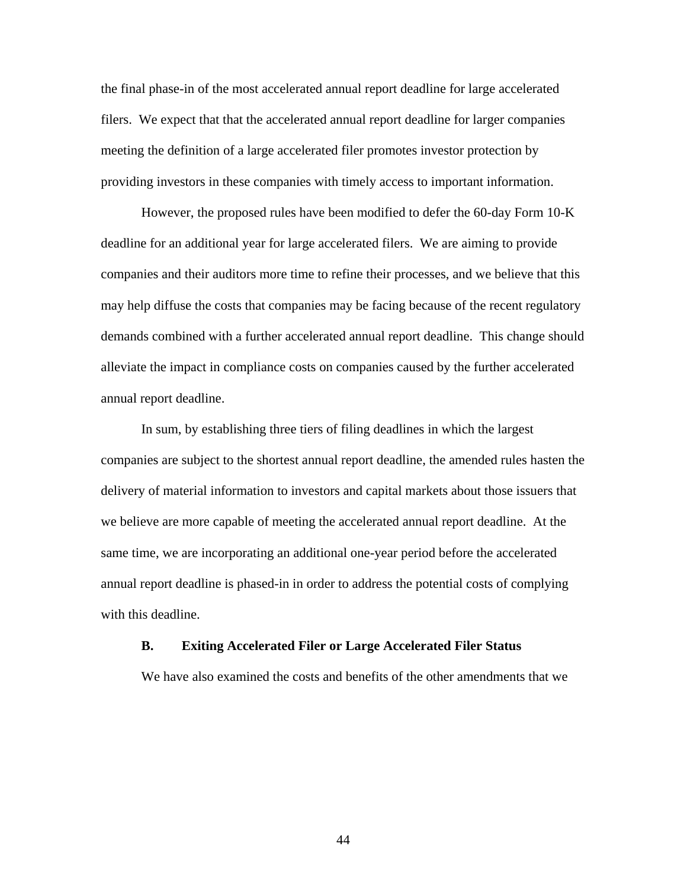the final phase-in of the most accelerated annual report deadline for large accelerated filers. We expect that that the accelerated annual report deadline for larger companies meeting the definition of a large accelerated filer promotes investor protection by providing investors in these companies with timely access to important information.

However, the proposed rules have been modified to defer the 60-day Form 10-K deadline for an additional year for large accelerated filers. We are aiming to provide companies and their auditors more time to refine their processes, and we believe that this may help diffuse the costs that companies may be facing because of the recent regulatory demands combined with a further accelerated annual report deadline. This change should alleviate the impact in compliance costs on companies caused by the further accelerated annual report deadline.

In sum, by establishing three tiers of filing deadlines in which the largest companies are subject to the shortest annual report deadline, the amended rules hasten the delivery of material information to investors and capital markets about those issuers that we believe are more capable of meeting the accelerated annual report deadline. At the same time, we are incorporating an additional one-year period before the accelerated annual report deadline is phased-in in order to address the potential costs of complying with this deadline.

### B. Exiting Accelerated Filer or Large Accelerated Filer Status

We have also examined the costs and benefits of the other amendments that we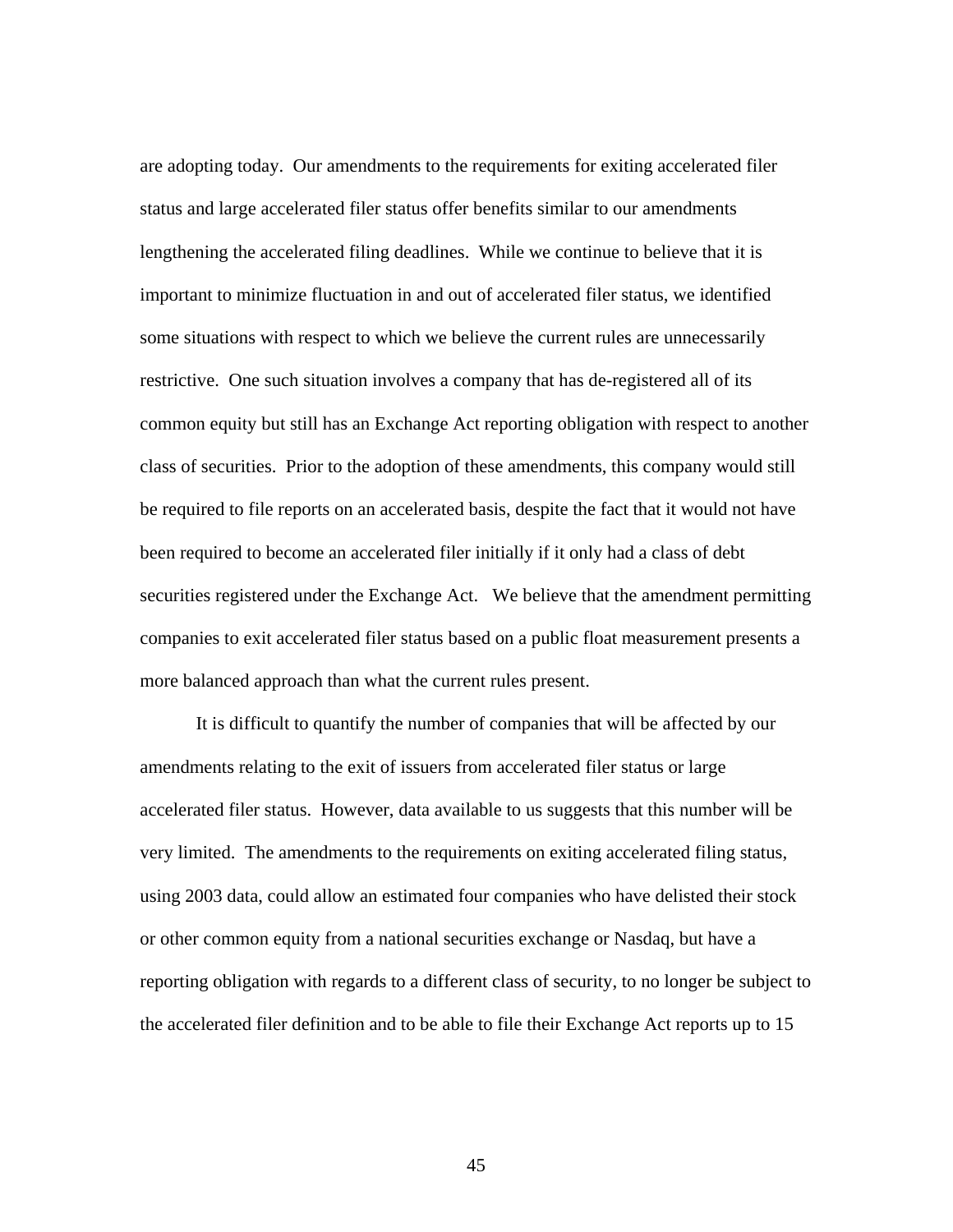are adopting today. Our amendments to the requirements for exiting accelerated filer status and large accelerated filer status offer benefits similar to our amendments lengthening the accelerated filing deadlines. While we continue to believe that it is important to minimize fluctuation in and out of accelerated filer status, we identified some situations with respect to which we believe the current rules are unnecessarily restrictive. One such situation involves a company that has de-registered all of its common equity but still has an Exchange Act reporting obligation with respect to another class of securities. Prior to the adoption of these amendments, this company would still be required to file reports on an accelerated basis, despite the fact that it would not have been required to become an accelerated filer initially if it only had a class of debt securities registered under the Exchange Act. We believe that the amendment permitting companies to exit accelerated filer status based on a public float measurement presents a more balanced approach than what the current rules present.

It is difficult to quantify the number of companies that will be affected by our amendments relating to the exit of issuers from accelerated filer status or large accelerated filer status. However, data available to us suggests that this number will be very limited. The amendments to the requirements on exiting accelerated filing status, using 2003 data, could allow an estimated four companies who have delisted their stock or other common equity from a national securities exchange or Nasdaq, but have a reporting obligation with regards to a different class of security, to no longer be subject to the accelerated filer definition and to be able to file their Exchange Act reports up to 15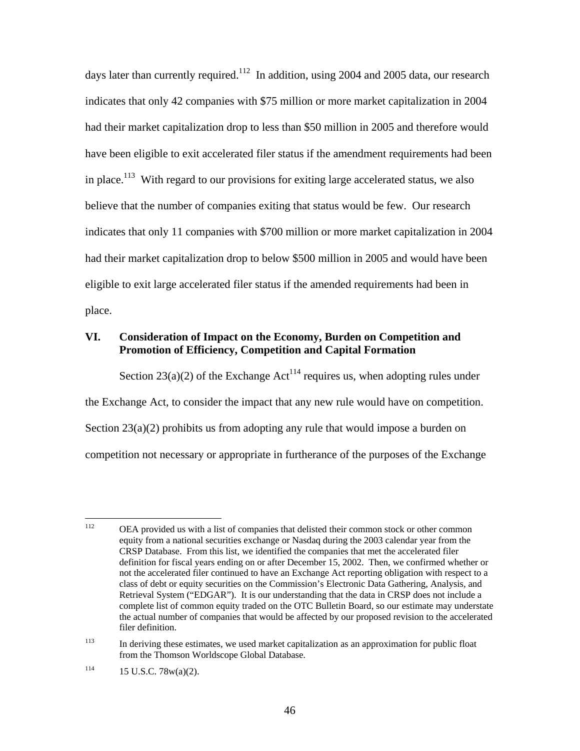days later than currently required.[112] In addition, using 2004 and 2005 data, our research indicates that only 42 companies with $75 million or more market capitalization in 2004 had their market capitalization drop to less than $50 million in 2005 and therefore would have been eligible to exit accelerated filer status if the amendment requirements had been in place.[113] With regard to our provisions for exiting large accelerated status, we also believe that the number of companies exiting that status would be few. Our research indicates that only 11 companies with $700 million or more market capitalization in 2004 had their market capitalization drop to below $500 million in 2005 and would have been eligible to exit large accelerated filer status if the amended requirements had been in place.

## VI. Consideration of Impact on the Economy, Burden on Competition and Promotion of Efficiency, Competition and Capital Formation

Section 23(a)(2) of the Exchange Act[114] requires us, when adopting rules under the Exchange Act, to consider the impact that any new rule would have on competition. Section 23(a)(2) prohibits us from adopting any rule that would impose a burden on competition not necessary or appropriate in furtherance of the purposes of the Exchange

---

[112] OEA provided us with a list of companies that delisted their common stock or other common equity from a national securities exchange or Nasdaq during the 2003 calendar year from the CRSP Database. From this list, we identified the companies that met the accelerated filer definition for fiscal years ending on or after December 15, 2002. Then, we confirmed whether or not the accelerated filer continued to have an Exchange Act reporting obligation with respect to a class of debt or equity securities on the Commission's Electronic Data Gathering, Analysis, and Retrieval System ("EDGAR"). It is our understanding that the data in CRSP does not include a complete list of common equity traded on the OTC Bulletin Board, so our estimate may understate the actual number of companies that would be affected by our proposed revision to the accelerated filer definition.

[113] In deriving these estimates, we used market capitalization as an approximation for public float from the Thomson Worldscope Global Database.

[114] 15 U.S.C. 78w(a)(2).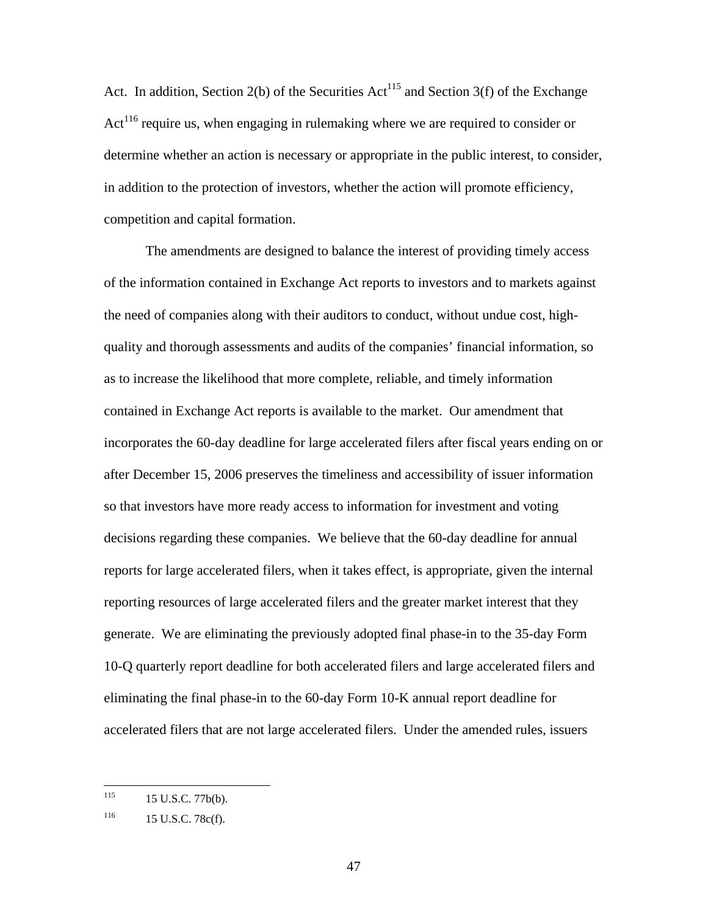Act. In addition, Section 2(b) of the Securities Act[115] and Section 3(f) of the Exchange Act[116] require us, when engaging in rulemaking where we are required to consider or determine whether an action is necessary or appropriate in the public interest, to consider, in addition to the protection of investors, whether the action will promote efficiency, competition and capital formation.

The amendments are designed to balance the interest of providing timely access of the information contained in Exchange Act reports to investors and to markets against the need of companies along with their auditors to conduct, without undue cost, high-quality and thorough assessments and audits of the companies' financial information, so as to increase the likelihood that more complete, reliable, and timely information contained in Exchange Act reports is available to the market. Our amendment that incorporates the 60-day deadline for large accelerated filers after fiscal years ending on or after December 15, 2006 preserves the timeliness and accessibility of issuer information so that investors have more ready access to information for investment and voting decisions regarding these companies. We believe that the 60-day deadline for annual reports for large accelerated filers, when it takes effect, is appropriate, given the internal reporting resources of large accelerated filers and the greater market interest that they generate. We are eliminating the previously adopted final phase-in to the 35-day Form 10-Q quarterly report deadline for both accelerated filers and large accelerated filers and eliminating the final phase-in to the 60-day Form 10-K annual report deadline for accelerated filers that are not large accelerated filers. Under the amended rules, issuers

---

[115] 15 U.S.C. 77b(b).

[116] 15 U.S.C. 78c(f).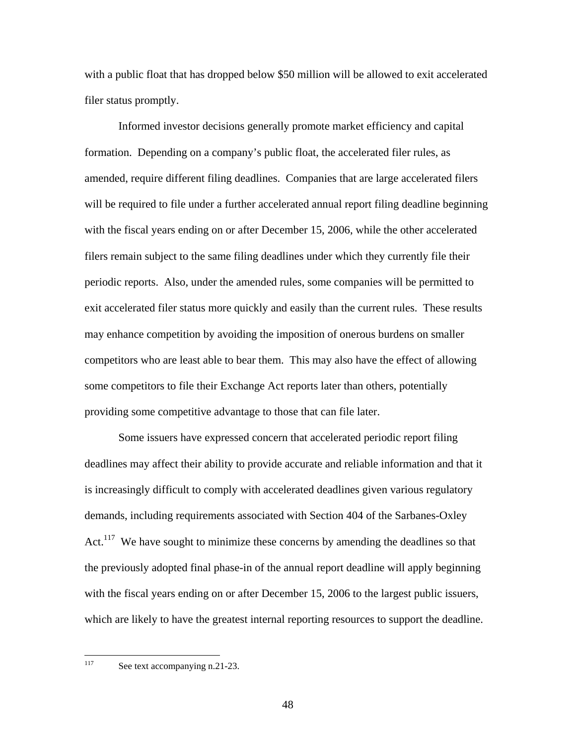with a public float that has dropped below $50 million will be allowed to exit accelerated filer status promptly.

Informed investor decisions generally promote market efficiency and capital formation. Depending on a company's public float, the accelerated filer rules, as amended, require different filing deadlines. Companies that are large accelerated filers will be required to file under a further accelerated annual report filing deadline beginning with the fiscal years ending on or after December 15, 2006, while the other accelerated filers remain subject to the same filing deadlines under which they currently file their periodic reports. Also, under the amended rules, some companies will be permitted to exit accelerated filer status more quickly and easily than the current rules. These results may enhance competition by avoiding the imposition of onerous burdens on smaller competitors who are least able to bear them. This may also have the effect of allowing some competitors to file their Exchange Act reports later than others, potentially providing some competitive advantage to those that can file later.

Some issuers have expressed concern that accelerated periodic report filing deadlines may affect their ability to provide accurate and reliable information and that it is increasingly difficult to comply with accelerated deadlines given various regulatory demands, including requirements associated with Section 404 of the Sarbanes-Oxley Act.[117] We have sought to minimize these concerns by amending the deadlines so that the previously adopted final phase-in of the annual report deadline will apply beginning with the fiscal years ending on or after December 15, 2006 to the largest public issuers, which are likely to have the greatest internal reporting resources to support the deadline.

---

[117] See text accompanying n.21-23.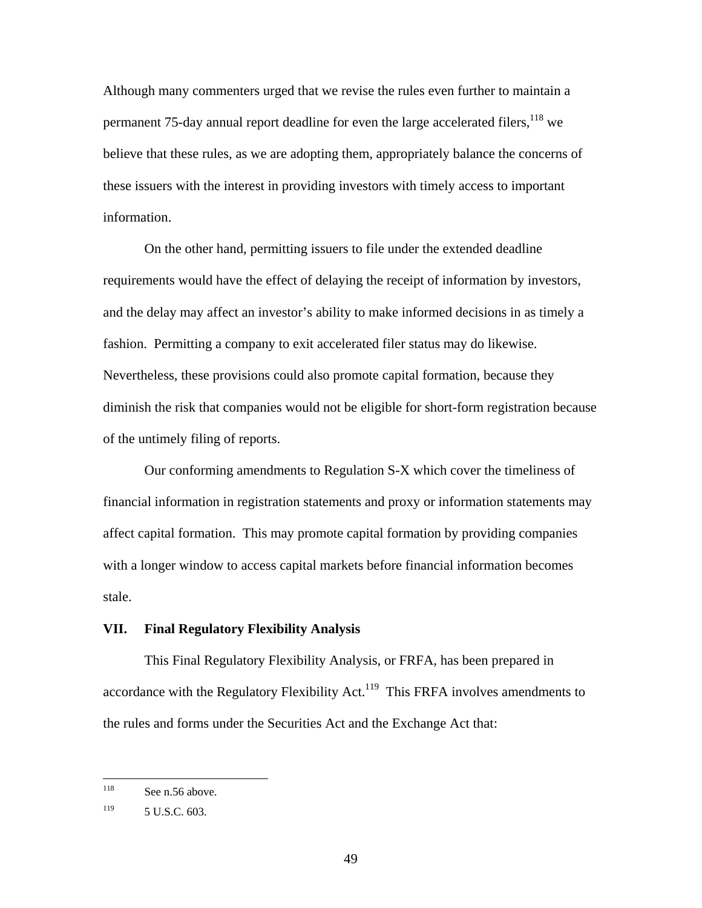Although many commenters urged that we revise the rules even further to maintain a permanent 75-day annual report deadline for even the large accelerated filers,[118] we believe that these rules, as we are adopting them, appropriately balance the concerns of these issuers with the interest in providing investors with timely access to important information.

On the other hand, permitting issuers to file under the extended deadline requirements would have the effect of delaying the receipt of information by investors, and the delay may affect an investor's ability to make informed decisions in as timely a fashion. Permitting a company to exit accelerated filer status may do likewise. Nevertheless, these provisions could also promote capital formation, because they diminish the risk that companies would not be eligible for short-form registration because of the untimely filing of reports.

Our conforming amendments to Regulation S-X which cover the timeliness of financial information in registration statements and proxy or information statements may affect capital formation. This may promote capital formation by providing companies with a longer window to access capital markets before financial information becomes stale.

## VII. Final Regulatory Flexibility Analysis

This Final Regulatory Flexibility Analysis, or FRFA, has been prepared in accordance with the Regulatory Flexibility Act.[119] This FRFA involves amendments to the rules and forms under the Securities Act and the Exchange Act that:

---

[118] See n.56 above.

[119] 5 U.S.C. 603.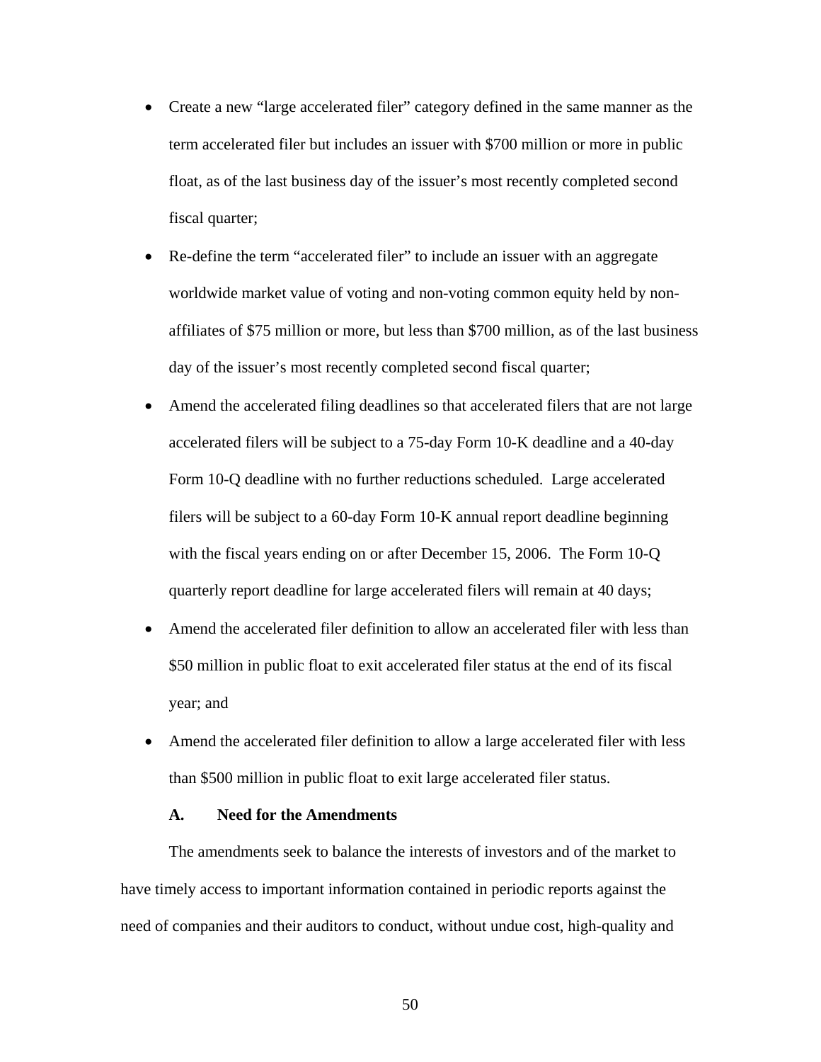- Create a new "large accelerated filer" category defined in the same manner as the term accelerated filer but includes an issuer with $700 million or more in public float, as of the last business day of the issuer's most recently completed second fiscal quarter;
- Re-define the term "accelerated filer" to include an issuer with an aggregate worldwide market value of voting and non-voting common equity held by non-affiliates of $75 million or more, but less than $700 million, as of the last business day of the issuer's most recently completed second fiscal quarter;
- Amend the accelerated filing deadlines so that accelerated filers that are not large accelerated filers will be subject to a 75-day Form 10-K deadline and a 40-day Form 10-Q deadline with no further reductions scheduled. Large accelerated filers will be subject to a 60-day Form 10-K annual report deadline beginning with the fiscal years ending on or after December 15, 2006. The Form 10-Q quarterly report deadline for large accelerated filers will remain at 40 days;
- Amend the accelerated filer definition to allow an accelerated filer with less than $50 million in public float to exit accelerated filer status at the end of its fiscal year; and
- Amend the accelerated filer definition to allow a large accelerated filer with less than $500 million in public float to exit large accelerated filer status.

### A. Need for the Amendments

The amendments seek to balance the interests of investors and of the market to have timely access to important information contained in periodic reports against the need of companies and their auditors to conduct, without undue cost, high-quality and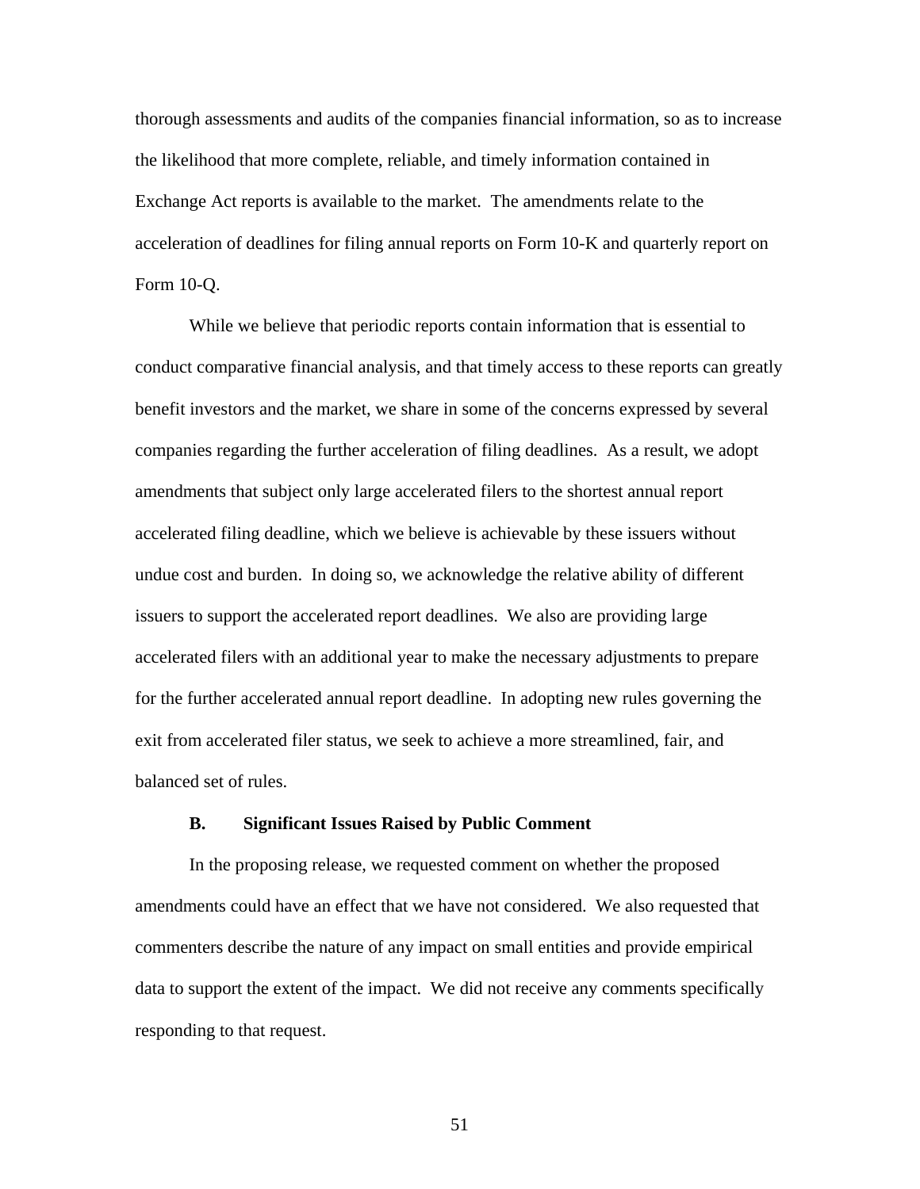thorough assessments and audits of the companies financial information, so as to increase the likelihood that more complete, reliable, and timely information contained in Exchange Act reports is available to the market. The amendments relate to the acceleration of deadlines for filing annual reports on Form 10-K and quarterly report on Form 10-Q.

While we believe that periodic reports contain information that is essential to conduct comparative financial analysis, and that timely access to these reports can greatly benefit investors and the market, we share in some of the concerns expressed by several companies regarding the further acceleration of filing deadlines. As a result, we adopt amendments that subject only large accelerated filers to the shortest annual report accelerated filing deadline, which we believe is achievable by these issuers without undue cost and burden. In doing so, we acknowledge the relative ability of different issuers to support the accelerated report deadlines. We also are providing large accelerated filers with an additional year to make the necessary adjustments to prepare for the further accelerated annual report deadline. In adopting new rules governing the exit from accelerated filer status, we seek to achieve a more streamlined, fair, and balanced set of rules.

### B. Significant Issues Raised by Public Comment

In the proposing release, we requested comment on whether the proposed amendments could have an effect that we have not considered. We also requested that commenters describe the nature of any impact on small entities and provide empirical data to support the extent of the impact. We did not receive any comments specifically responding to that request.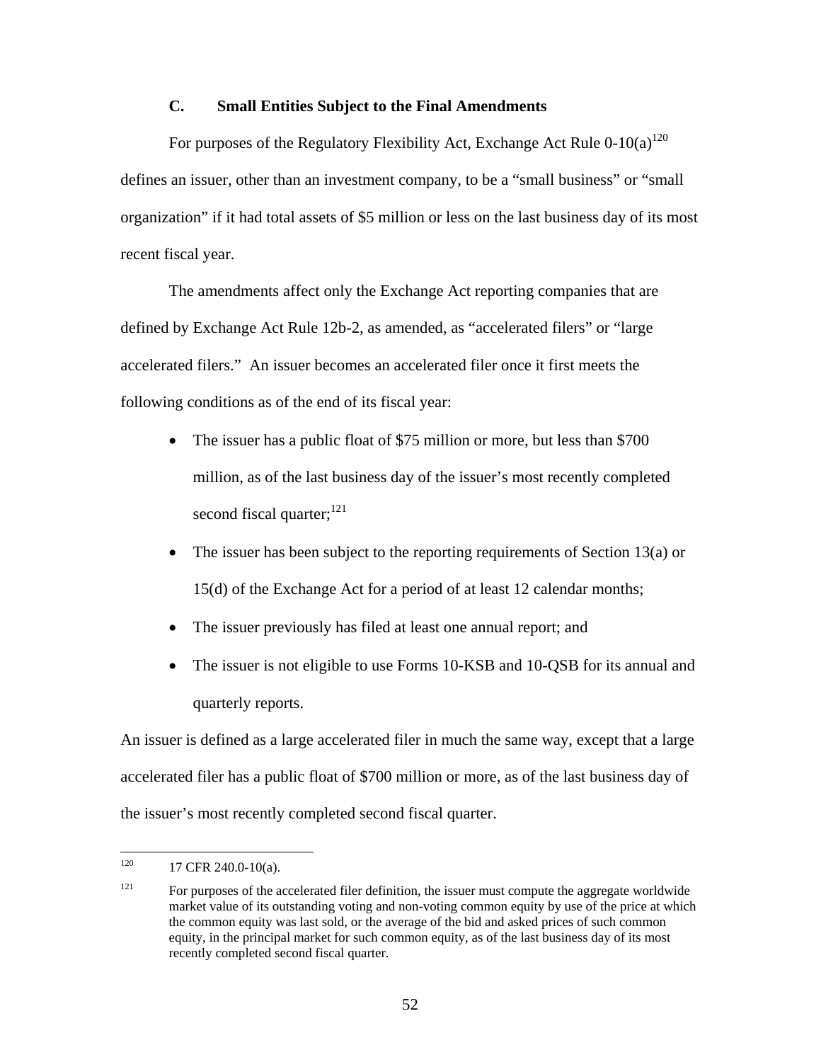### C. Small Entities Subject to the Final Amendments

For purposes of the Regulatory Flexibility Act, Exchange Act Rule 0-10(a)[120] defines an issuer, other than an investment company, to be a "small business" or "small organization" if it had total assets of $5 million or less on the last business day of its most recent fiscal year.

The amendments affect only the Exchange Act reporting companies that are defined by Exchange Act Rule 12b-2, as amended, as "accelerated filers" or "large accelerated filers." An issuer becomes an accelerated filer once it first meets the following conditions as of the end of its fiscal year:

- The issuer has a public float of $75 million or more, but less than $700 million, as of the last business day of the issuer's most recently completed second fiscal quarter;[121]
- The issuer has been subject to the reporting requirements of Section 13(a) or 15(d) of the Exchange Act for a period of at least 12 calendar months;
- The issuer previously has filed at least one annual report; and
- The issuer is not eligible to use Forms 10-KSB and 10-QSB for its annual and quarterly reports.

An issuer is defined as a large accelerated filer in much the same way, except that a large accelerated filer has a public float of $700 million or more, as of the last business day of the issuer's most recently completed second fiscal quarter.

---

[120] 17 CFR 240.0-10(a).

[121] For purposes of the accelerated filer definition, the issuer must compute the aggregate worldwide market value of its outstanding voting and non-voting common equity by use of the price at which the common equity was last sold, or the average of the bid and asked prices of such common equity, in the principal market for such common equity, as of the last business day of its most recently completed second fiscal quarter.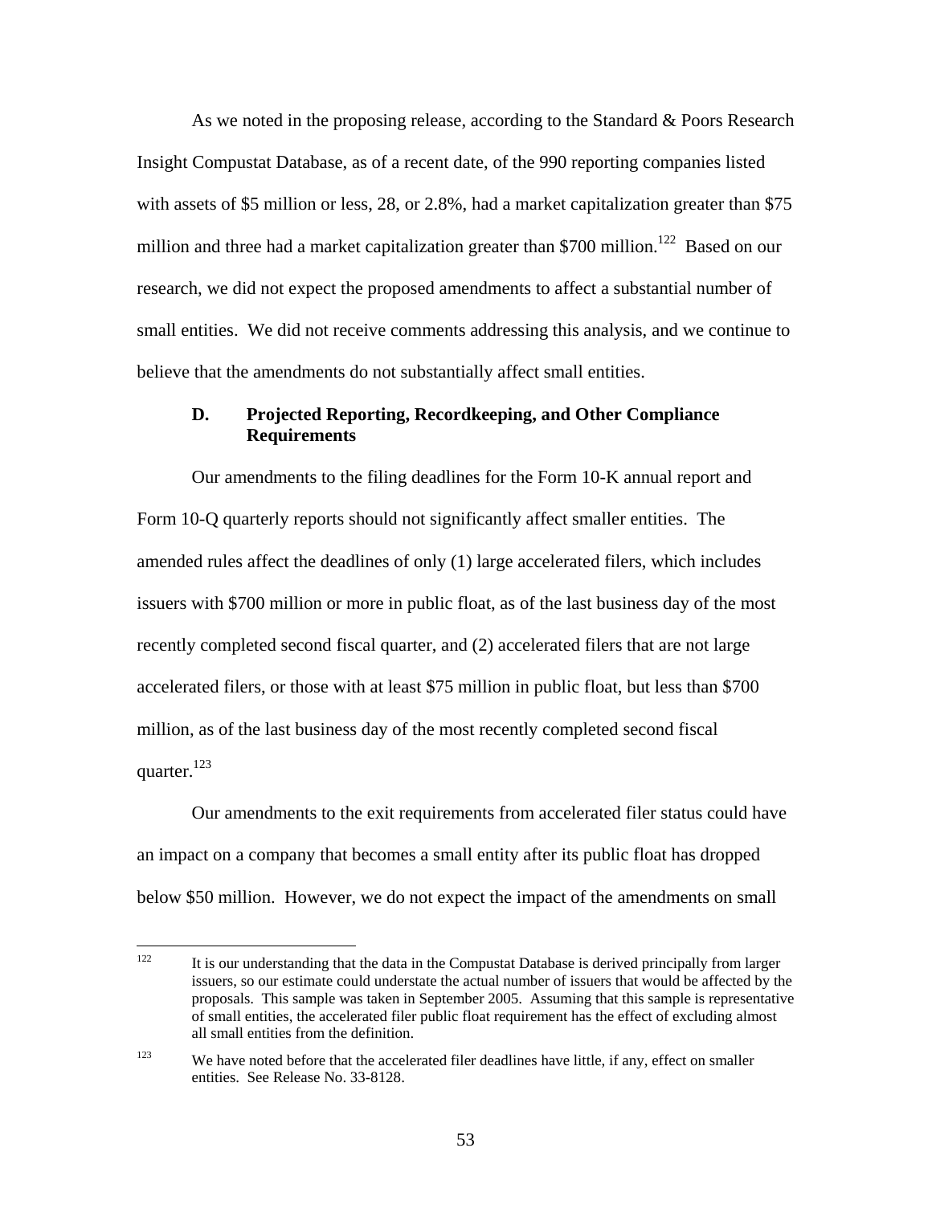As we noted in the proposing release, according to the Standard & Poors Research Insight Compustat Database, as of a recent date, of the 990 reporting companies listed with assets of $5 million or less, 28, or 2.8%, had a market capitalization greater than $75 million and three had a market capitalization greater than $700 million.[122] Based on our research, we did not expect the proposed amendments to affect a substantial number of small entities. We did not receive comments addressing this analysis, and we continue to believe that the amendments do not substantially affect small entities.

### D. Projected Reporting, Recordkeeping, and Other Compliance Requirements

Our amendments to the filing deadlines for the Form 10-K annual report and Form 10-Q quarterly reports should not significantly affect smaller entities. The amended rules affect the deadlines of only (1) large accelerated filers, which includes issuers with $700 million or more in public float, as of the last business day of the most recently completed second fiscal quarter, and (2) accelerated filers that are not large accelerated filers, or those with at least $75 million in public float, but less than $700 million, as of the last business day of the most recently completed second fiscal quarter.[123]

Our amendments to the exit requirements from accelerated filer status could have an impact on a company that becomes a small entity after its public float has dropped below $50 million. However, we do not expect the impact of the amendments on small

---

[122] It is our understanding that the data in the Compustat Database is derived principally from larger issuers, so our estimate could understate the actual number of issuers that would be affected by the proposals. This sample was taken in September 2005. Assuming that this sample is representative of small entities, the accelerated filer public float requirement has the effect of excluding almost all small entities from the definition.

[123] We have noted before that the accelerated filer deadlines have little, if any, effect on smaller entities. See Release No. 33-8128.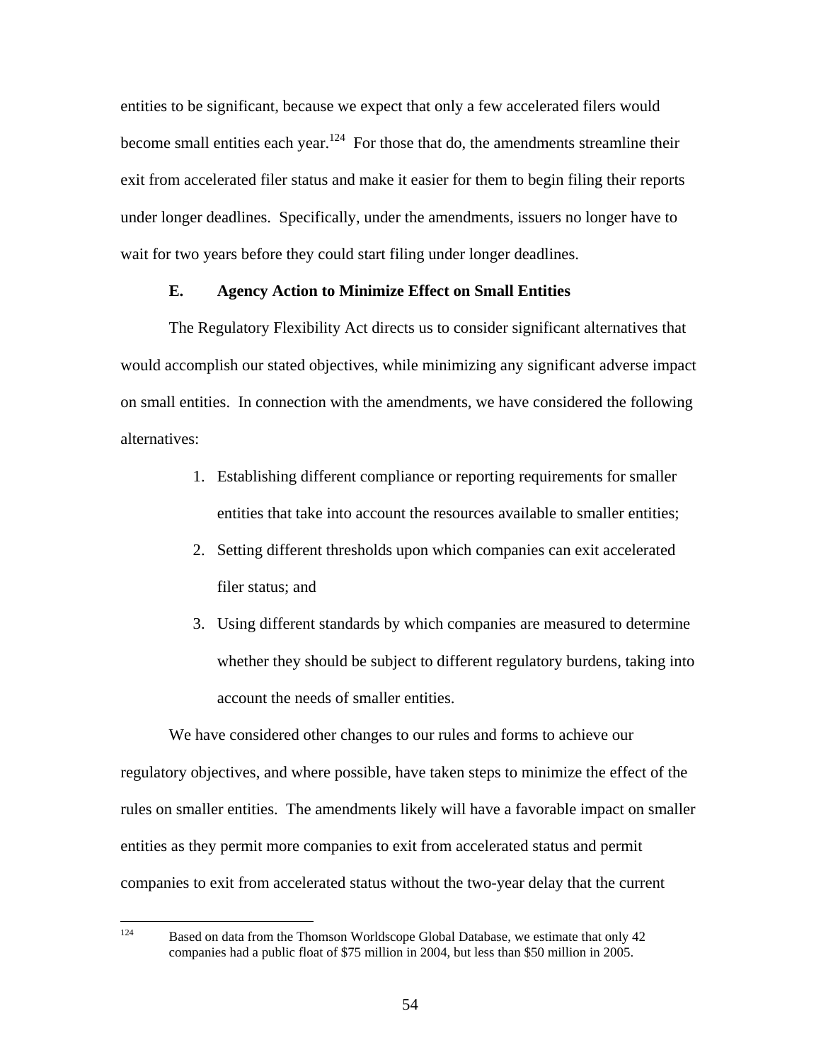entities to be significant, because we expect that only a few accelerated filers would become small entities each year.[124] For those that do, the amendments streamline their exit from accelerated filer status and make it easier for them to begin filing their reports under longer deadlines. Specifically, under the amendments, issuers no longer have to wait for two years before they could start filing under longer deadlines.

### E. Agency Action to Minimize Effect on Small Entities

The Regulatory Flexibility Act directs us to consider significant alternatives that would accomplish our stated objectives, while minimizing any significant adverse impact on small entities. In connection with the amendments, we have considered the following alternatives:

1. Establishing different compliance or reporting requirements for smaller entities that take into account the resources available to smaller entities;
2. Setting different thresholds upon which companies can exit accelerated filer status; and
3. Using different standards by which companies are measured to determine whether they should be subject to different regulatory burdens, taking into account the needs of smaller entities.

We have considered other changes to our rules and forms to achieve our regulatory objectives, and where possible, have taken steps to minimize the effect of the rules on smaller entities. The amendments likely will have a favorable impact on smaller entities as they permit more companies to exit from accelerated status and permit companies to exit from accelerated status without the two-year delay that the current

[124] Based on data from the Thomson Worldscope Global Database, we estimate that only 42 companies had a public float of \$75 million in 2004, but less than \$50 million in 2005.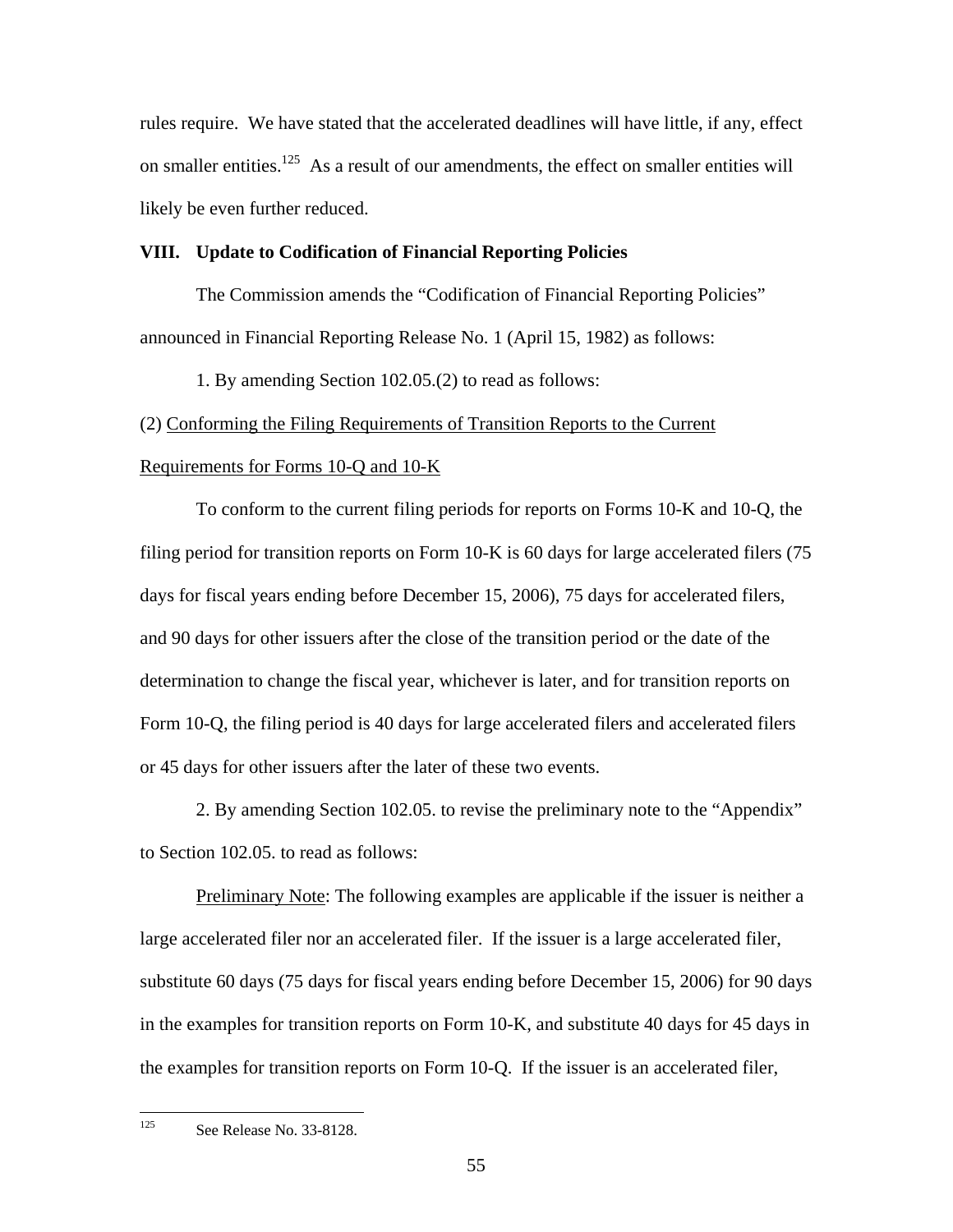rules require. We have stated that the accelerated deadlines will have little, if any, effect on smaller entities.[125] As a result of our amendments, the effect on smaller entities will likely be even further reduced.

## VIII. Update to Codification of Financial Reporting Policies

The Commission amends the "Codification of Financial Reporting Policies" announced in Financial Reporting Release No. 1 (April 15, 1982) as follows:

1. By amending Section 102.05.(2) to read as follows:

(2) Conforming the Filing Requirements of Transition Reports to the Current Requirements for Forms 10-Q and 10-K

To conform to the current filing periods for reports on Forms 10-K and 10-Q, the filing period for transition reports on Form 10-K is 60 days for large accelerated filers (75 days for fiscal years ending before December 15, 2006), 75 days for accelerated filers, and 90 days for other issuers after the close of the transition period or the date of the determination to change the fiscal year, whichever is later, and for transition reports on Form 10-Q, the filing period is 40 days for large accelerated filers and accelerated filers or 45 days for other issuers after the later of these two events.

2. By amending Section 102.05. to revise the preliminary note to the "Appendix" to Section 102.05. to read as follows:

Preliminary Note: The following examples are applicable if the issuer is neither a large accelerated filer nor an accelerated filer. If the issuer is a large accelerated filer, substitute 60 days (75 days for fiscal years ending before December 15, 2006) for 90 days in the examples for transition reports on Form 10-K, and substitute 40 days for 45 days in the examples for transition reports on Form 10-Q. If the issuer is an accelerated filer,

---

[125] See Release No. 33-8128.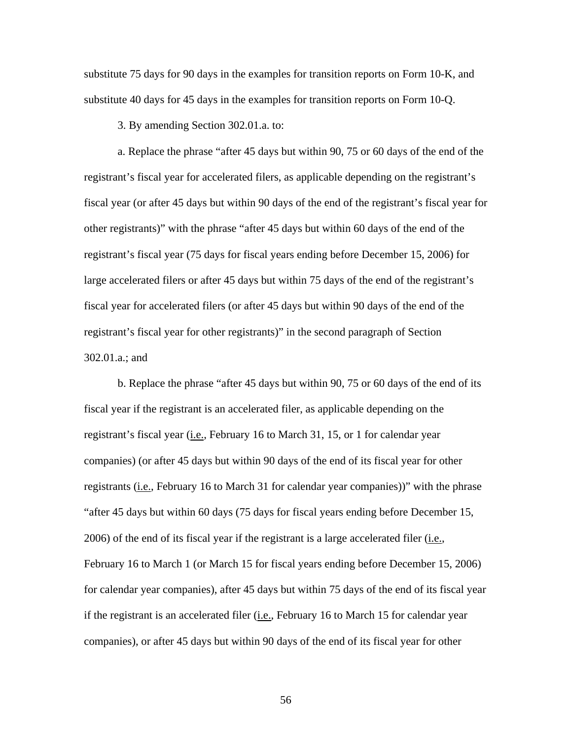substitute 75 days for 90 days in the examples for transition reports on Form 10-K, and substitute 40 days for 45 days in the examples for transition reports on Form 10-Q.

3. By amending Section 302.01.a. to:

a. Replace the phrase "after 45 days but within 90, 75 or 60 days of the end of the registrant's fiscal year for accelerated filers, as applicable depending on the registrant's fiscal year (or after 45 days but within 90 days of the end of the registrant's fiscal year for other registrants)" with the phrase "after 45 days but within 60 days of the end of the registrant's fiscal year (75 days for fiscal years ending before December 15, 2006) for large accelerated filers or after 45 days but within 75 days of the end of the registrant's fiscal year for accelerated filers (or after 45 days but within 90 days of the end of the registrant's fiscal year for other registrants)" in the second paragraph of Section 302.01.a.; and

b. Replace the phrase "after 45 days but within 90, 75 or 60 days of the end of its fiscal year if the registrant is an accelerated filer, as applicable depending on the registrant's fiscal year (i.e., February 16 to March 31, 15, or 1 for calendar year companies) (or after 45 days but within 90 days of the end of its fiscal year for other registrants (i.e., February 16 to March 31 for calendar year companies))" with the phrase "after 45 days but within 60 days (75 days for fiscal years ending before December 15, 2006) of the end of its fiscal year if the registrant is a large accelerated filer (i.e., February 16 to March 1 (or March 15 for fiscal years ending before December 15, 2006) for calendar year companies), after 45 days but within 75 days of the end of its fiscal year if the registrant is an accelerated filer (i.e., February 16 to March 15 for calendar year companies), or after 45 days but within 90 days of the end of its fiscal year for other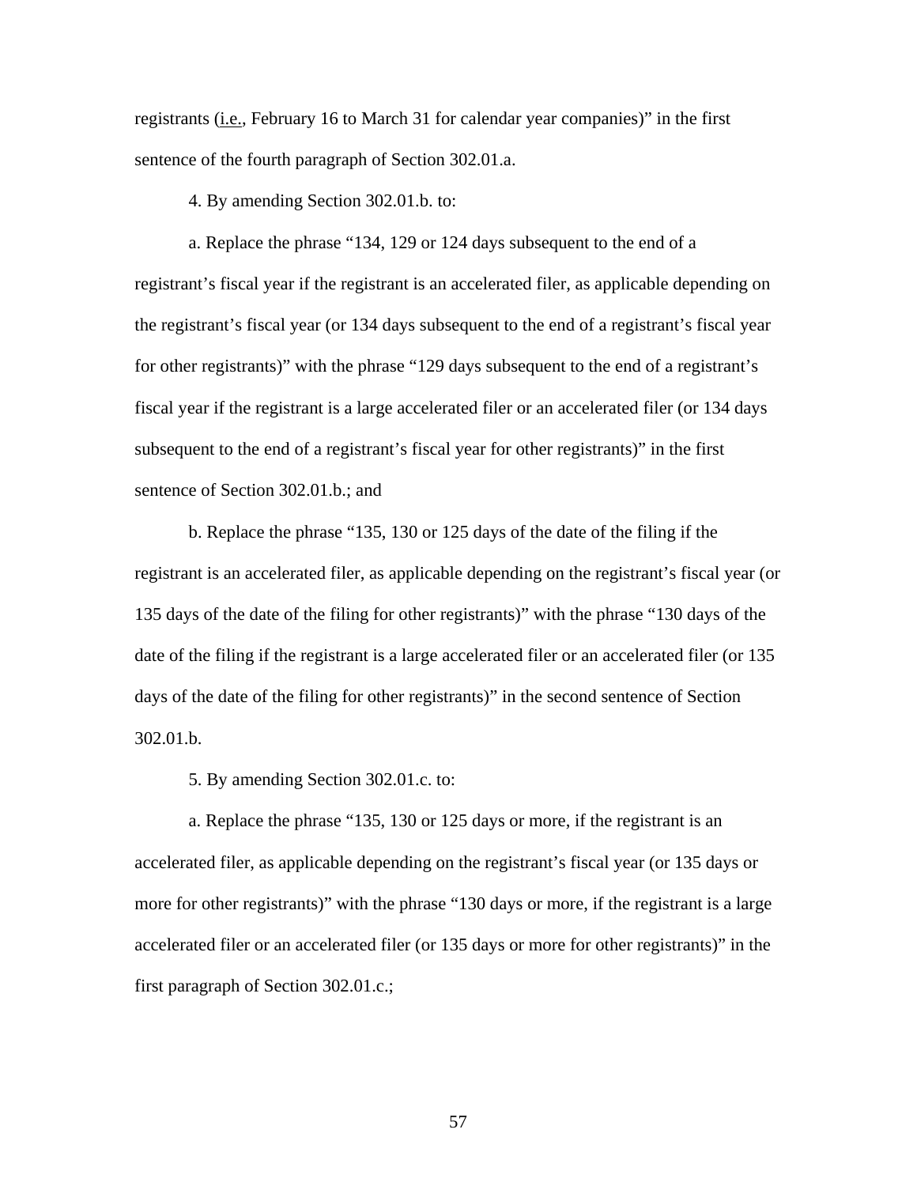registrants (i.e., February 16 to March 31 for calendar year companies)" in the first sentence of the fourth paragraph of Section 302.01.a.

4. By amending Section 302.01.b. to:

a. Replace the phrase "134, 129 or 124 days subsequent to the end of a registrant's fiscal year if the registrant is an accelerated filer, as applicable depending on the registrant's fiscal year (or 134 days subsequent to the end of a registrant's fiscal year for other registrants)" with the phrase "129 days subsequent to the end of a registrant's fiscal year if the registrant is a large accelerated filer or an accelerated filer (or 134 days subsequent to the end of a registrant's fiscal year for other registrants)" in the first sentence of Section 302.01.b.; and

b. Replace the phrase "135, 130 or 125 days of the date of the filing if the registrant is an accelerated filer, as applicable depending on the registrant's fiscal year (or 135 days of the date of the filing for other registrants)" with the phrase "130 days of the date of the filing if the registrant is a large accelerated filer or an accelerated filer (or 135 days of the date of the filing for other registrants)" in the second sentence of Section 302.01.b.

5. By amending Section 302.01.c. to:

a. Replace the phrase "135, 130 or 125 days or more, if the registrant is an accelerated filer, as applicable depending on the registrant's fiscal year (or 135 days or more for other registrants)" with the phrase "130 days or more, if the registrant is a large accelerated filer or an accelerated filer (or 135 days or more for other registrants)" in the first paragraph of Section 302.01.c.;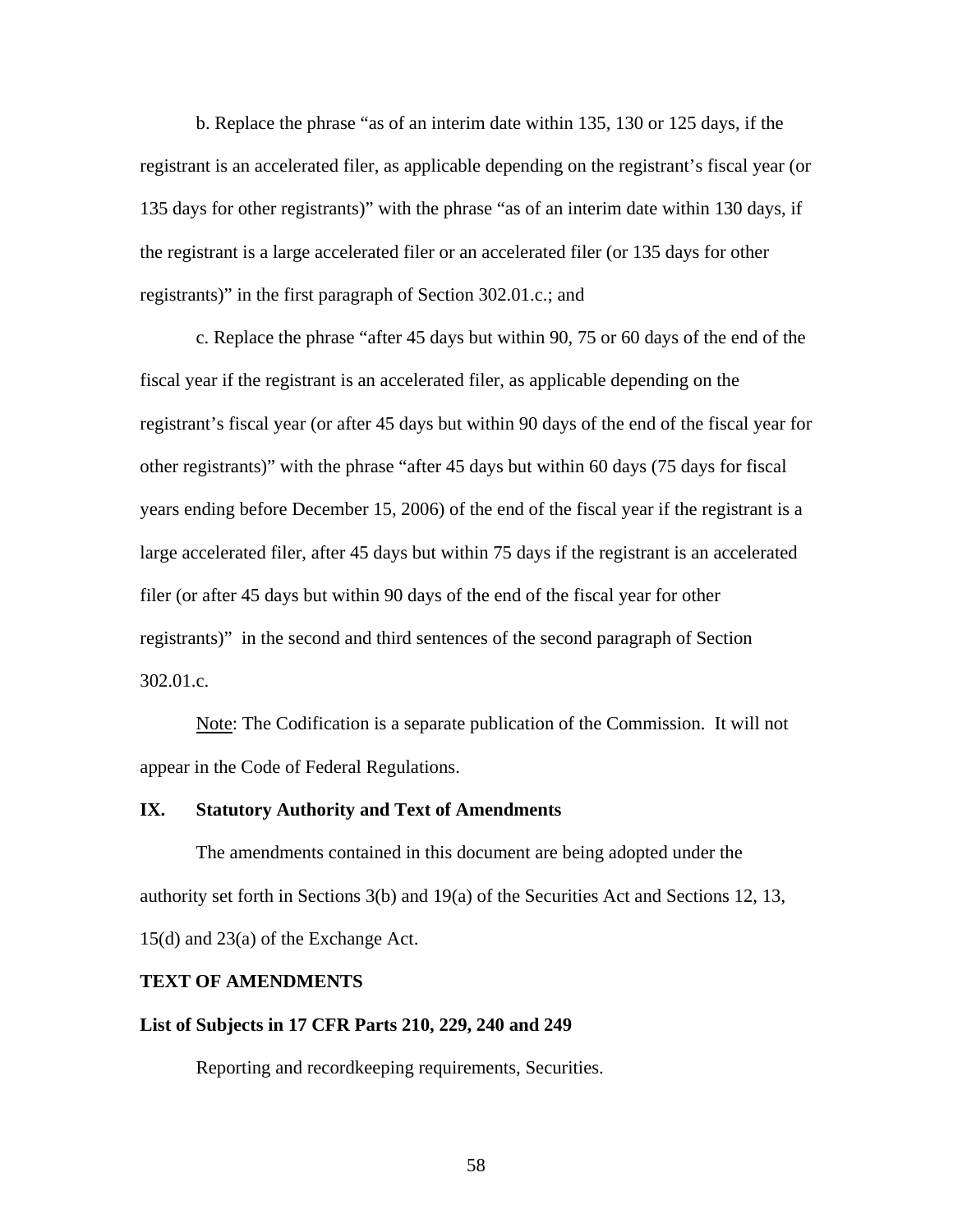b. Replace the phrase "as of an interim date within 135, 130 or 125 days, if the registrant is an accelerated filer, as applicable depending on the registrant's fiscal year (or 135 days for other registrants)" with the phrase "as of an interim date within 130 days, if the registrant is a large accelerated filer or an accelerated filer (or 135 days for other registrants)" in the first paragraph of Section 302.01.c.; and

c. Replace the phrase "after 45 days but within 90, 75 or 60 days of the end of the fiscal year if the registrant is an accelerated filer, as applicable depending on the registrant's fiscal year (or after 45 days but within 90 days of the end of the fiscal year for other registrants)" with the phrase "after 45 days but within 60 days (75 days for fiscal years ending before December 15, 2006) of the end of the fiscal year if the registrant is a large accelerated filer, after 45 days but within 75 days if the registrant is an accelerated filer (or after 45 days but within 90 days of the end of the fiscal year for other registrants)" in the second and third sentences of the second paragraph of Section 302.01.c.

Note: The Codification is a separate publication of the Commission. It will not appear in the Code of Federal Regulations.

## IX. Statutory Authority and Text of Amendments

The amendments contained in this document are being adopted under the authority set forth in Sections 3(b) and 19(a) of the Securities Act and Sections 12, 13, 15(d) and 23(a) of the Exchange Act.

## TEXT OF AMENDMENTS

### List of Subjects in 17 CFR Parts 210, 229, 240 and 249

Reporting and recordkeeping requirements, Securities.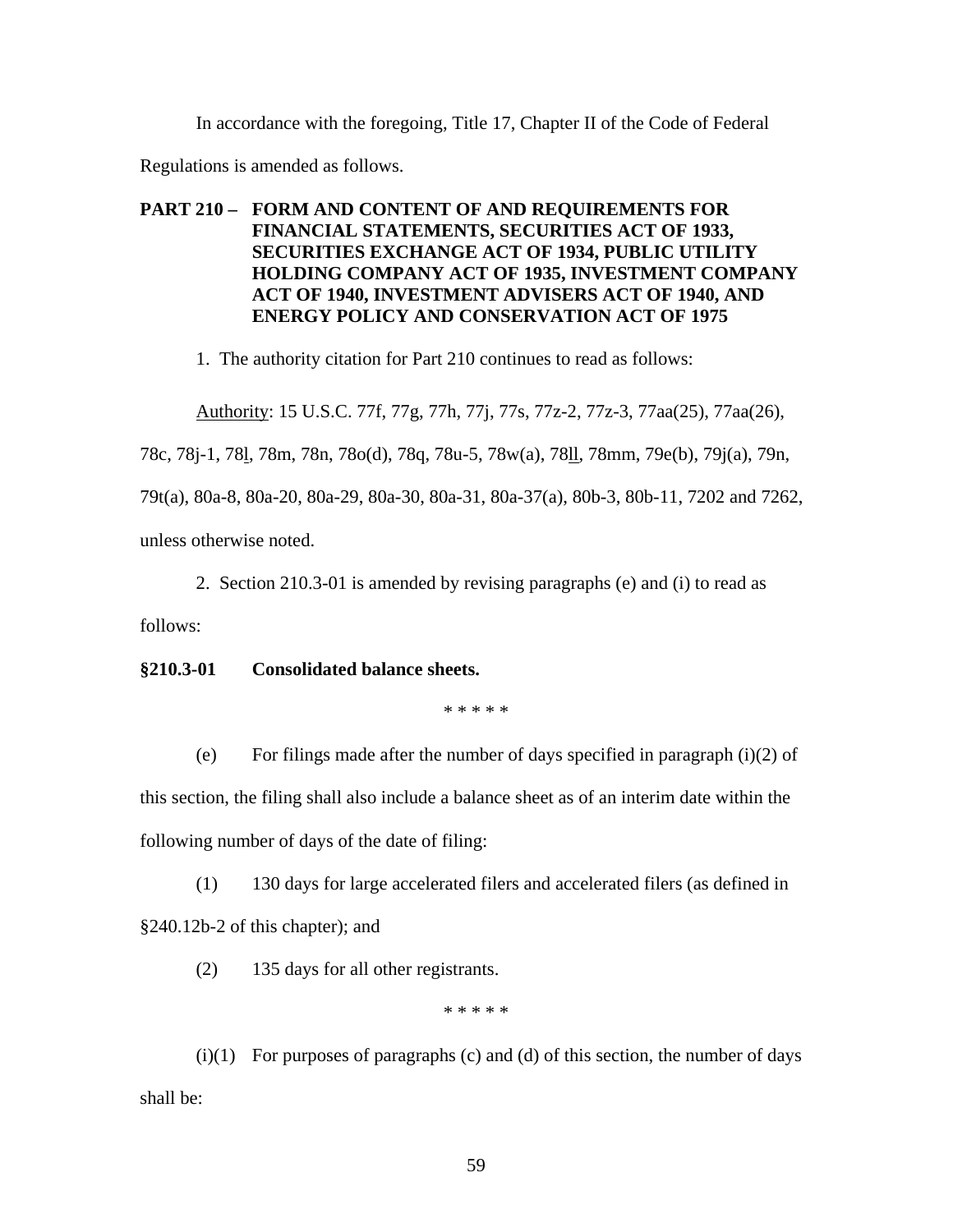In accordance with the foregoing, Title 17, Chapter II of the Code of Federal Regulations is amended as follows.

**PART 210 – FORM AND CONTENT OF AND REQUIREMENTS FOR FINANCIAL STATEMENTS, SECURITIES ACT OF 1933, SECURITIES EXCHANGE ACT OF 1934, PUBLIC UTILITY HOLDING COMPANY ACT OF 1935, INVESTMENT COMPANY ACT OF 1940, INVESTMENT ADVISERS ACT OF 1940, AND ENERGY POLICY AND CONSERVATION ACT OF 1975**

1. The authority citation for Part 210 continues to read as follows:

Authority: 15 U.S.C. 77f, 77g, 77h, 77j, 77s, 77z-2, 77z-3, 77aa(25), 77aa(26), 78c, 78j-1, 78l, 78m, 78n, 78o(d), 78q, 78u-5, 78w(a), 78ll, 78mm, 79e(b), 79j(a), 79n, 79t(a), 80a-8, 80a-20, 80a-29, 80a-30, 80a-31, 80a-37(a), 80b-3, 80b-11, 7202 and 7262, unless otherwise noted.

2. Section 210.3-01 is amended by revising paragraphs (e) and (i) to read as follows:

**§210.3-01 Consolidated balance sheets.**

\* \* \* \* \*

(e) For filings made after the number of days specified in paragraph (i)(2) of this section, the filing shall also include a balance sheet as of an interim date within the following number of days of the date of filing:

(1) 130 days for large accelerated filers and accelerated filers (as defined in §240.12b-2 of this chapter); and

(2) 135 days for all other registrants.

\* \* \* \* \*

(i)(1) For purposes of paragraphs (c) and (d) of this section, the number of days shall be: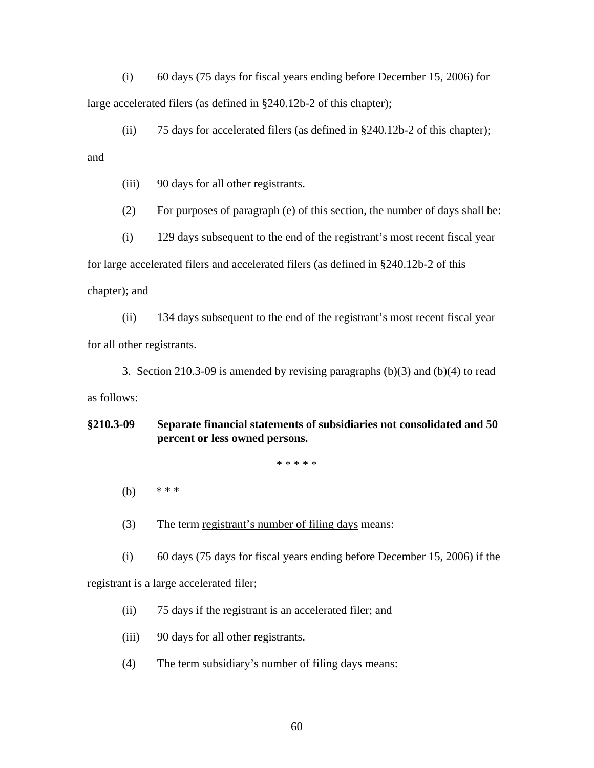(i) 60 days (75 days for fiscal years ending before December 15, 2006) for large accelerated filers (as defined in §240.12b-2 of this chapter);

(ii) 75 days for accelerated filers (as defined in §240.12b-2 of this chapter); and

(iii) 90 days for all other registrants.

(2) For purposes of paragraph (e) of this section, the number of days shall be:

(i) 129 days subsequent to the end of the registrant's most recent fiscal year for large accelerated filers and accelerated filers (as defined in §240.12b-2 of this chapter); and

(ii) 134 days subsequent to the end of the registrant's most recent fiscal year for all other registrants.

3. Section 210.3-09 is amended by revising paragraphs (b)(3) and (b)(4) to read as follows:

**§210.3-09 Separate financial statements of subsidiaries not consolidated and 50 percent or less owned persons.**

\* \* \* \* \*

(b) \* \* \*

(3) The term registrant's number of filing days means:

(i) 60 days (75 days for fiscal years ending before December 15, 2006) if the registrant is a large accelerated filer;

(ii) 75 days if the registrant is an accelerated filer; and

(iii) 90 days for all other registrants.

(4) The term subsidiary's number of filing days means: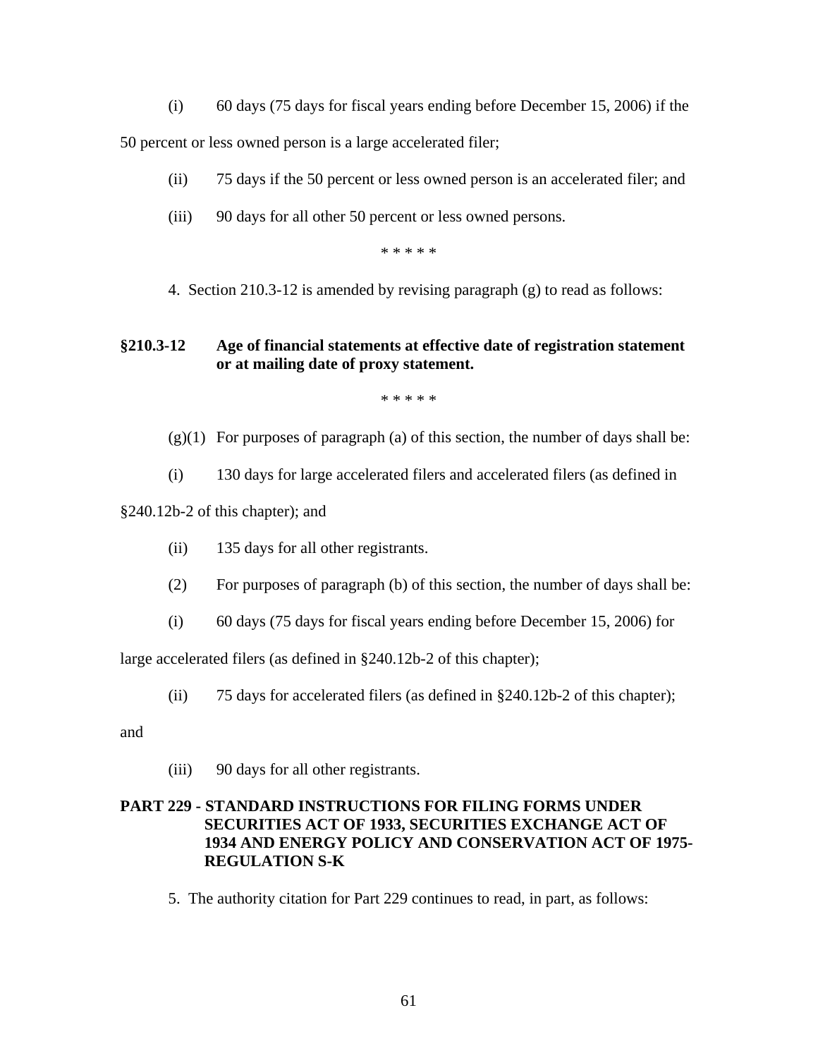(i) 60 days (75 days for fiscal years ending before December 15, 2006) if the 50 percent or less owned person is a large accelerated filer;

(ii) 75 days if the 50 percent or less owned person is an accelerated filer; and

(iii) 90 days for all other 50 percent or less owned persons.

\* \* \* \* \*

4. Section 210.3-12 is amended by revising paragraph (g) to read as follows:

**§210.3-12 Age of financial statements at effective date of registration statement or at mailing date of proxy statement.**

\* \* \* \* \*

(g)(1) For purposes of paragraph (a) of this section, the number of days shall be:

(i) 130 days for large accelerated filers and accelerated filers (as defined in §240.12b-2 of this chapter); and

(ii) 135 days for all other registrants.

(2) For purposes of paragraph (b) of this section, the number of days shall be:

(i) 60 days (75 days for fiscal years ending before December 15, 2006) for large accelerated filers (as defined in §240.12b-2 of this chapter);

(ii) 75 days for accelerated filers (as defined in §240.12b-2 of this chapter); and

(iii) 90 days for all other registrants.

**PART 229 - STANDARD INSTRUCTIONS FOR FILING FORMS UNDER SECURITIES ACT OF 1933, SECURITIES EXCHANGE ACT OF 1934 AND ENERGY POLICY AND CONSERVATION ACT OF 1975-REGULATION S-K**

5. The authority citation for Part 229 continues to read, in part, as follows: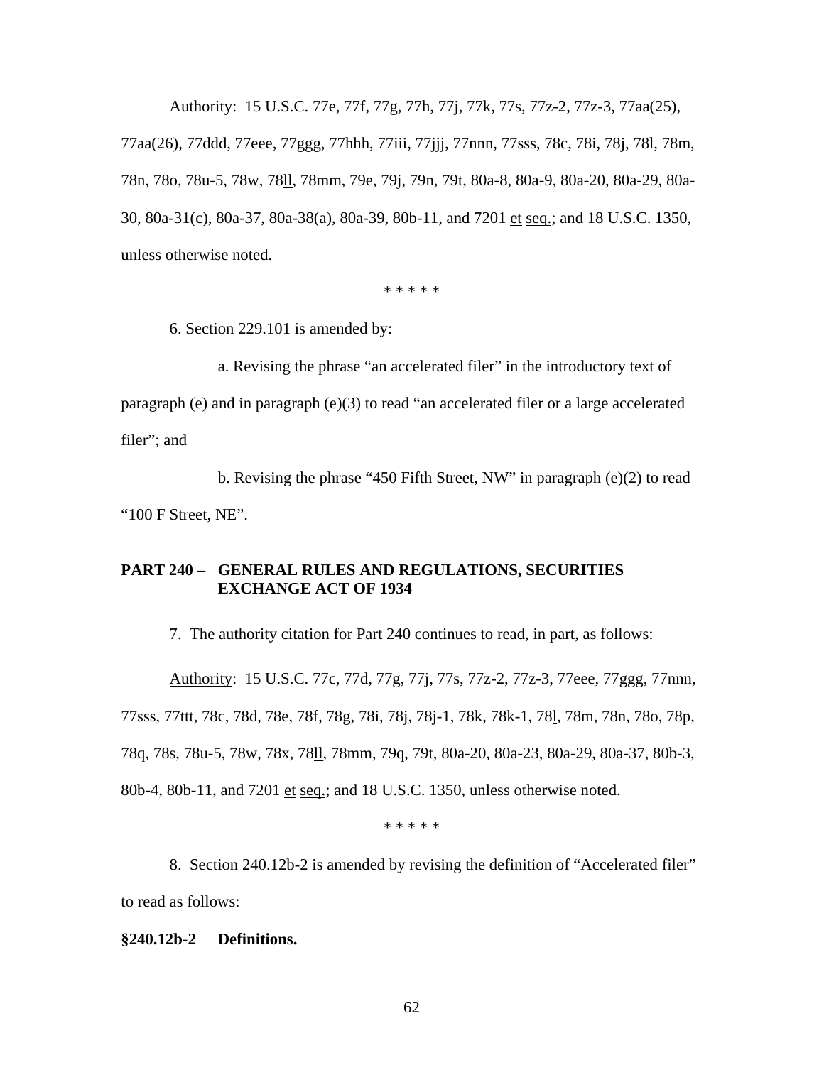Authority: 15 U.S.C. 77e, 77f, 77g, 77h, 77j, 77k, 77s, 77z-2, 77z-3, 77aa(25), 77aa(26), 77ddd, 77eee, 77ggg, 77hhh, 77iii, 77jjj, 77nnn, 77sss, 78c, 78i, 78j, 78l, 78m, 78n, 78o, 78u-5, 78w, 78ll, 78mm, 79e, 79j, 79n, 79t, 80a-8, 80a-9, 80a-20, 80a-29, 80a-30, 80a-31(c), 80a-37, 80a-38(a), 80a-39, 80b-11, and 7201 et seq.; and 18 U.S.C. 1350, unless otherwise noted.

\* \* \* \* \*

6. Section 229.101 is amended by:

a. Revising the phrase "an accelerated filer" in the introductory text of paragraph (e) and in paragraph (e)(3) to read "an accelerated filer or a large accelerated filer"; and

b. Revising the phrase "450 Fifth Street, NW" in paragraph (e)(2) to read "100 F Street, NE".

**PART 240 – GENERAL RULES AND REGULATIONS, SECURITIES EXCHANGE ACT OF 1934**

7. The authority citation for Part 240 continues to read, in part, as follows:

Authority: 15 U.S.C. 77c, 77d, 77g, 77j, 77s, 77z-2, 77z-3, 77eee, 77ggg, 77nnn, 77sss, 77ttt, 78c, 78d, 78e, 78f, 78g, 78i, 78j, 78j-1, 78k, 78k-1, 78l, 78m, 78n, 78o, 78p, 78q, 78s, 78u-5, 78w, 78x, 78ll, 78mm, 79q, 79t, 80a-20, 80a-23, 80a-29, 80a-37, 80b-3, 80b-4, 80b-11, and 7201 et seq.; and 18 U.S.C. 1350, unless otherwise noted.

\* \* \* \* \*

8. Section 240.12b-2 is amended by revising the definition of "Accelerated filer" to read as follows:

**§240.12b-2 Definitions.**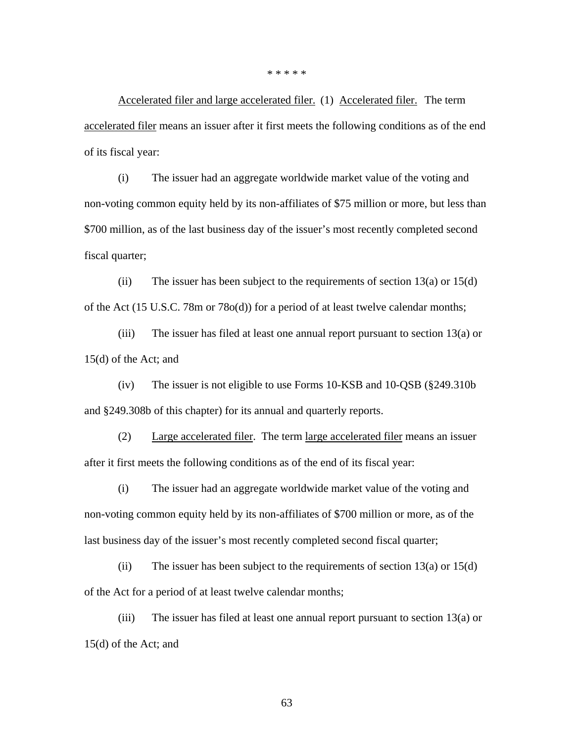\* \* \* \* \*

Accelerated filer and large accelerated filer. (1) Accelerated filer. The term accelerated filer means an issuer after it first meets the following conditions as of the end of its fiscal year:

(i) The issuer had an aggregate worldwide market value of the voting and non-voting common equity held by its non-affiliates of $75 million or more, but less than $700 million, as of the last business day of the issuer's most recently completed second fiscal quarter;

(ii) The issuer has been subject to the requirements of section 13(a) or 15(d) of the Act (15 U.S.C. 78m or 78o(d)) for a period of at least twelve calendar months;

(iii) The issuer has filed at least one annual report pursuant to section 13(a) or 15(d) of the Act; and

(iv) The issuer is not eligible to use Forms 10-KSB and 10-QSB (§249.310b and §249.308b of this chapter) for its annual and quarterly reports.

(2) Large accelerated filer. The term large accelerated filer means an issuer after it first meets the following conditions as of the end of its fiscal year:

(i) The issuer had an aggregate worldwide market value of the voting and non-voting common equity held by its non-affiliates of $700 million or more, as of the last business day of the issuer's most recently completed second fiscal quarter;

(ii) The issuer has been subject to the requirements of section 13(a) or 15(d) of the Act for a period of at least twelve calendar months;

(iii) The issuer has filed at least one annual report pursuant to section 13(a) or 15(d) of the Act; and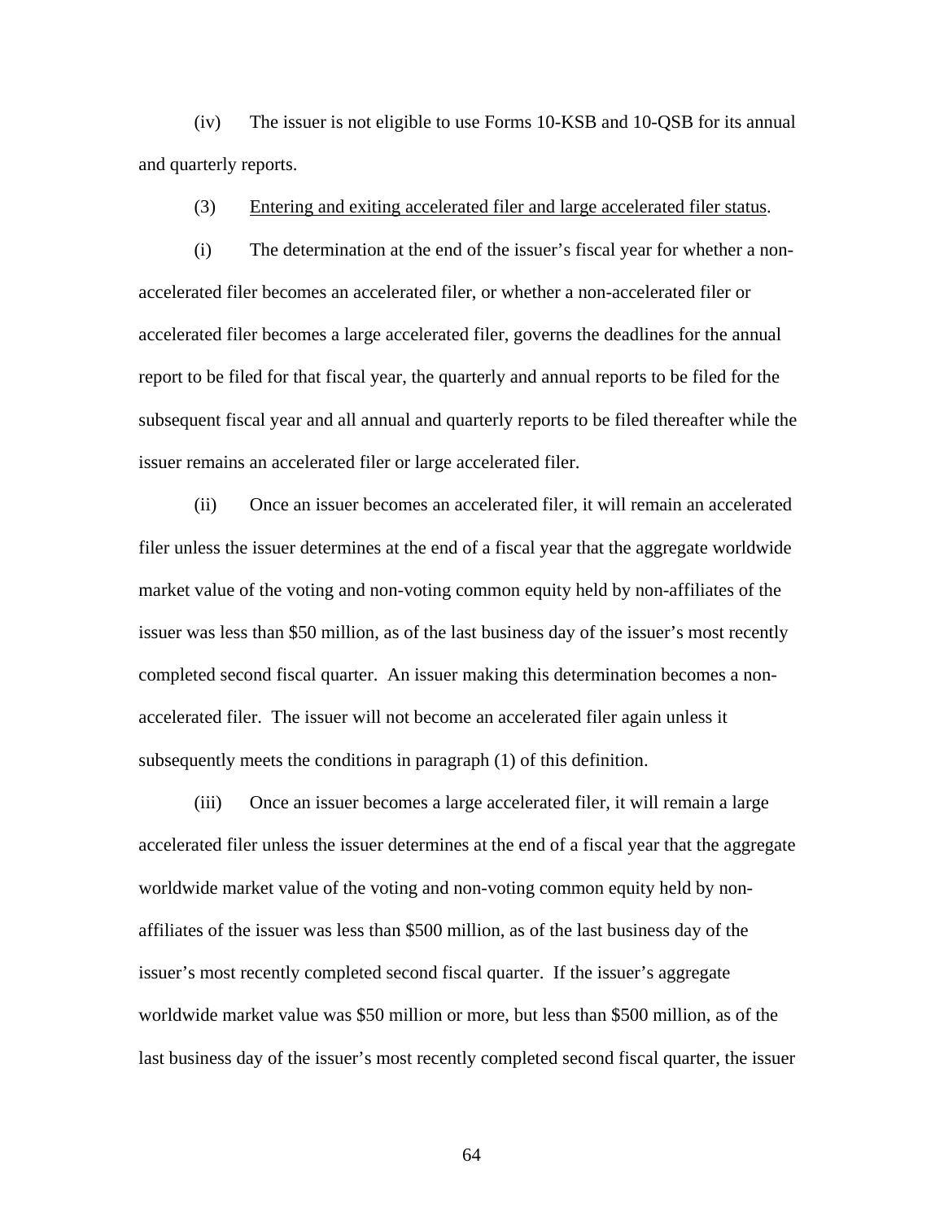(iv) The issuer is not eligible to use Forms 10-KSB and 10-QSB for its annual and quarterly reports.

(3) <u>Entering and exiting accelerated filer and large accelerated filer status</u>.

(i) The determination at the end of the issuer's fiscal year for whether a non-accelerated filer becomes an accelerated filer, or whether a non-accelerated filer or accelerated filer becomes a large accelerated filer, governs the deadlines for the annual report to be filed for that fiscal year, the quarterly and annual reports to be filed for the subsequent fiscal year and all annual and quarterly reports to be filed thereafter while the issuer remains an accelerated filer or large accelerated filer.

(ii) Once an issuer becomes an accelerated filer, it will remain an accelerated filer unless the issuer determines at the end of a fiscal year that the aggregate worldwide market value of the voting and non-voting common equity held by non-affiliates of the issuer was less than $50 million, as of the last business day of the issuer's most recently completed second fiscal quarter. An issuer making this determination becomes a non-accelerated filer. The issuer will not become an accelerated filer again unless it subsequently meets the conditions in paragraph (1) of this definition.

(iii) Once an issuer becomes a large accelerated filer, it will remain a large accelerated filer unless the issuer determines at the end of a fiscal year that the aggregate worldwide market value of the voting and non-voting common equity held by non-affiliates of the issuer was less than $500 million, as of the last business day of the issuer's most recently completed second fiscal quarter. If the issuer's aggregate worldwide market value was $50 million or more, but less than $500 million, as of the last business day of the issuer's most recently completed second fiscal quarter, the issuer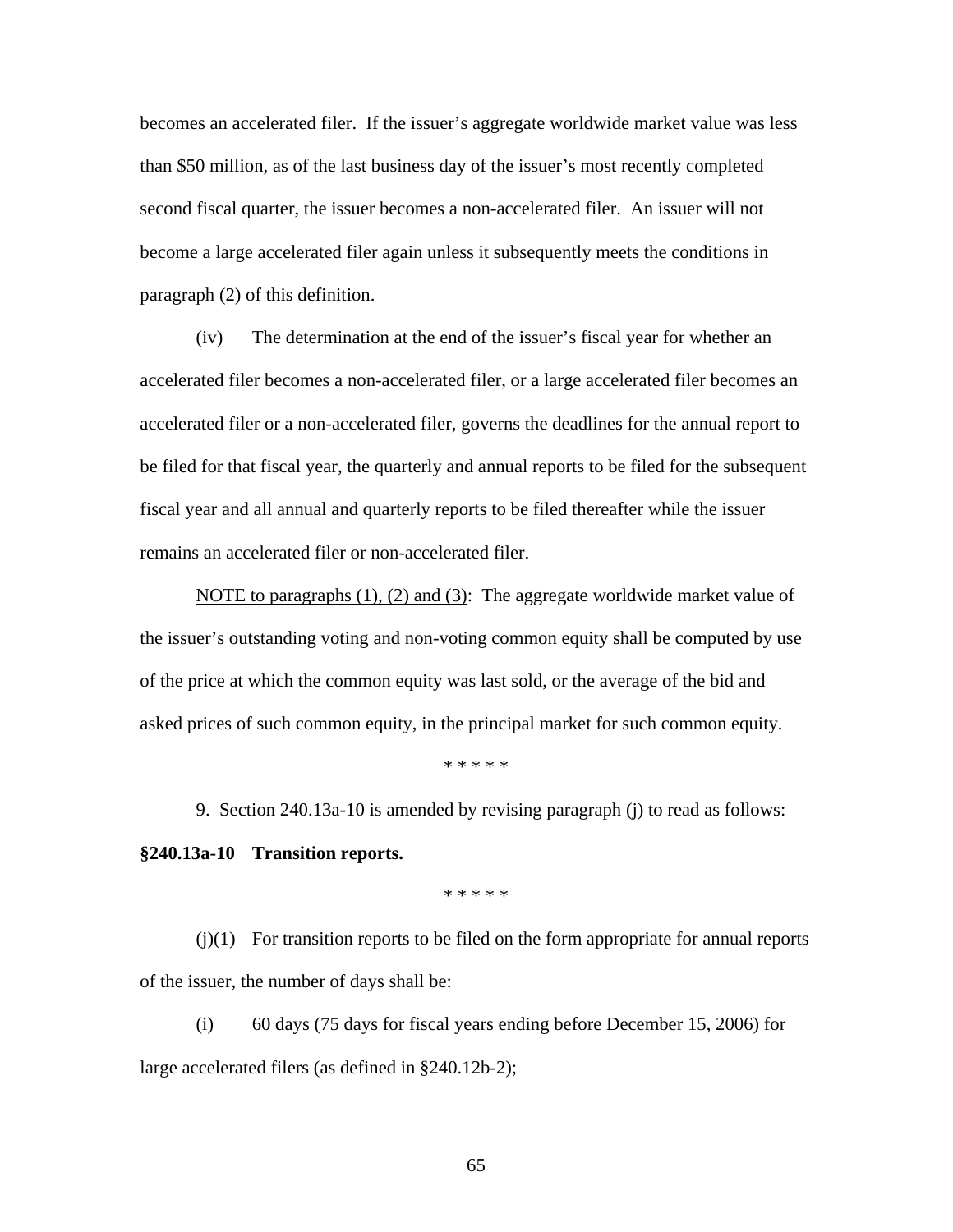becomes an accelerated filer. If the issuer's aggregate worldwide market value was less than $50 million, as of the last business day of the issuer's most recently completed second fiscal quarter, the issuer becomes a non-accelerated filer. An issuer will not become a large accelerated filer again unless it subsequently meets the conditions in paragraph (2) of this definition.

(iv) The determination at the end of the issuer's fiscal year for whether an accelerated filer becomes a non-accelerated filer, or a large accelerated filer becomes an accelerated filer or a non-accelerated filer, governs the deadlines for the annual report to be filed for that fiscal year, the quarterly and annual reports to be filed for the subsequent fiscal year and all annual and quarterly reports to be filed thereafter while the issuer remains an accelerated filer or non-accelerated filer.

<u>NOTE to paragraphs (1), (2) and (3)</u>: The aggregate worldwide market value of the issuer's outstanding voting and non-voting common equity shall be computed by use of the price at which the common equity was last sold, or the average of the bid and asked prices of such common equity, in the principal market for such common equity.

\* \* \* \* \*

9. Section 240.13a-10 is amended by revising paragraph (j) to read as follows:

**§240.13a-10 Transition reports.**

\* \* \* \* \*

(j)(1) For transition reports to be filed on the form appropriate for annual reports of the issuer, the number of days shall be:

(i) 60 days (75 days for fiscal years ending before December 15, 2006) for large accelerated filers (as defined in §240.12b-2);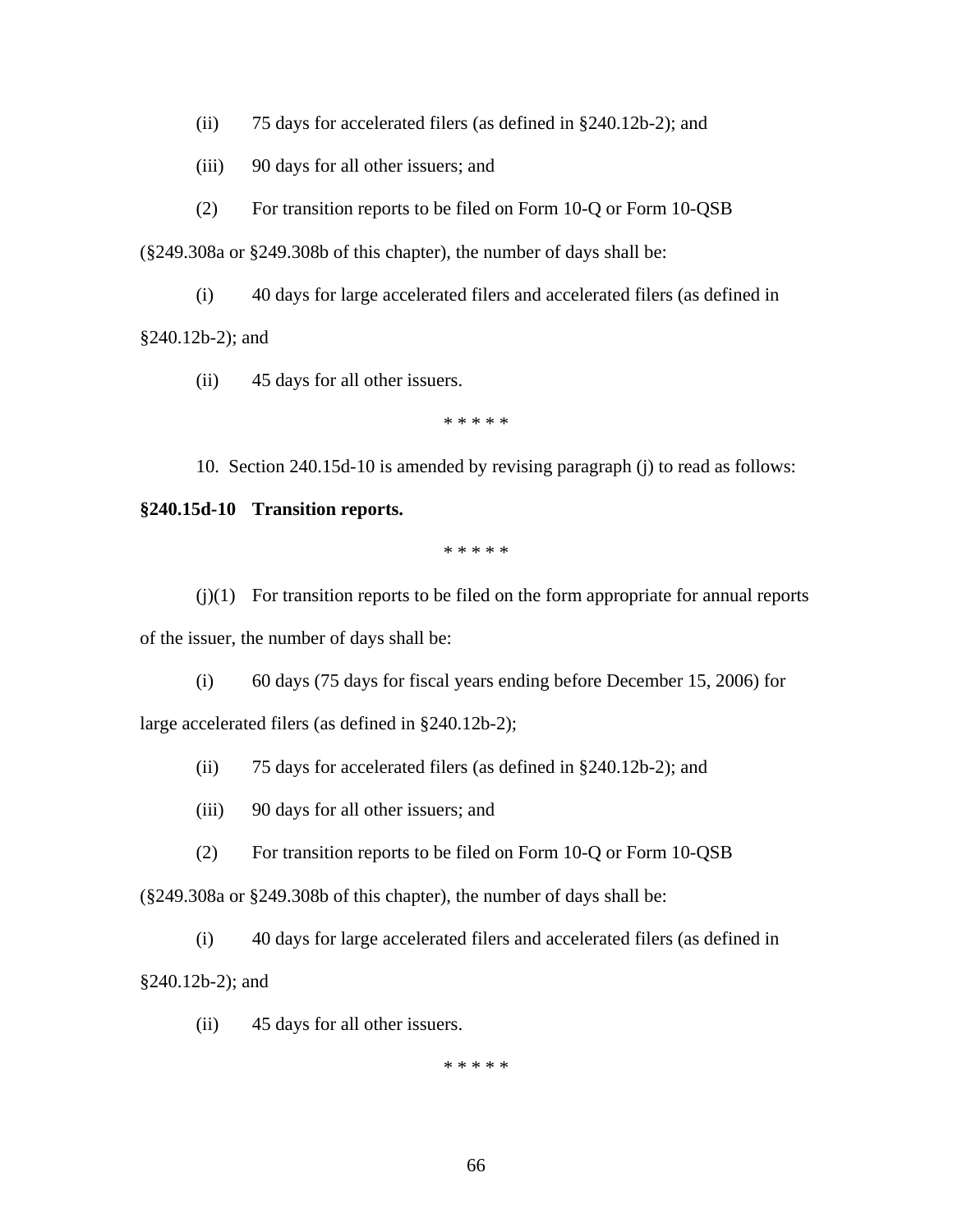(ii) 75 days for accelerated filers (as defined in §240.12b-2); and

(iii) 90 days for all other issuers; and

(2) For transition reports to be filed on Form 10-Q or Form 10-QSB (§249.308a or §249.308b of this chapter), the number of days shall be:

(i) 40 days for large accelerated filers and accelerated filers (as defined in §240.12b-2); and

(ii) 45 days for all other issuers.

\* \* \* \* \*

10. Section 240.15d-10 is amended by revising paragraph (j) to read as follows:

**§240.15d-10 Transition reports.**

\* \* \* \* \*

(j)(1) For transition reports to be filed on the form appropriate for annual reports of the issuer, the number of days shall be:

(i) 60 days (75 days for fiscal years ending before December 15, 2006) for large accelerated filers (as defined in §240.12b-2);

(ii) 75 days for accelerated filers (as defined in §240.12b-2); and

(iii) 90 days for all other issuers; and

(2) For transition reports to be filed on Form 10-Q or Form 10-QSB (§249.308a or §249.308b of this chapter), the number of days shall be:

(i) 40 days for large accelerated filers and accelerated filers (as defined in §240.12b-2); and

(ii) 45 days for all other issuers.

\* \* \* \* \*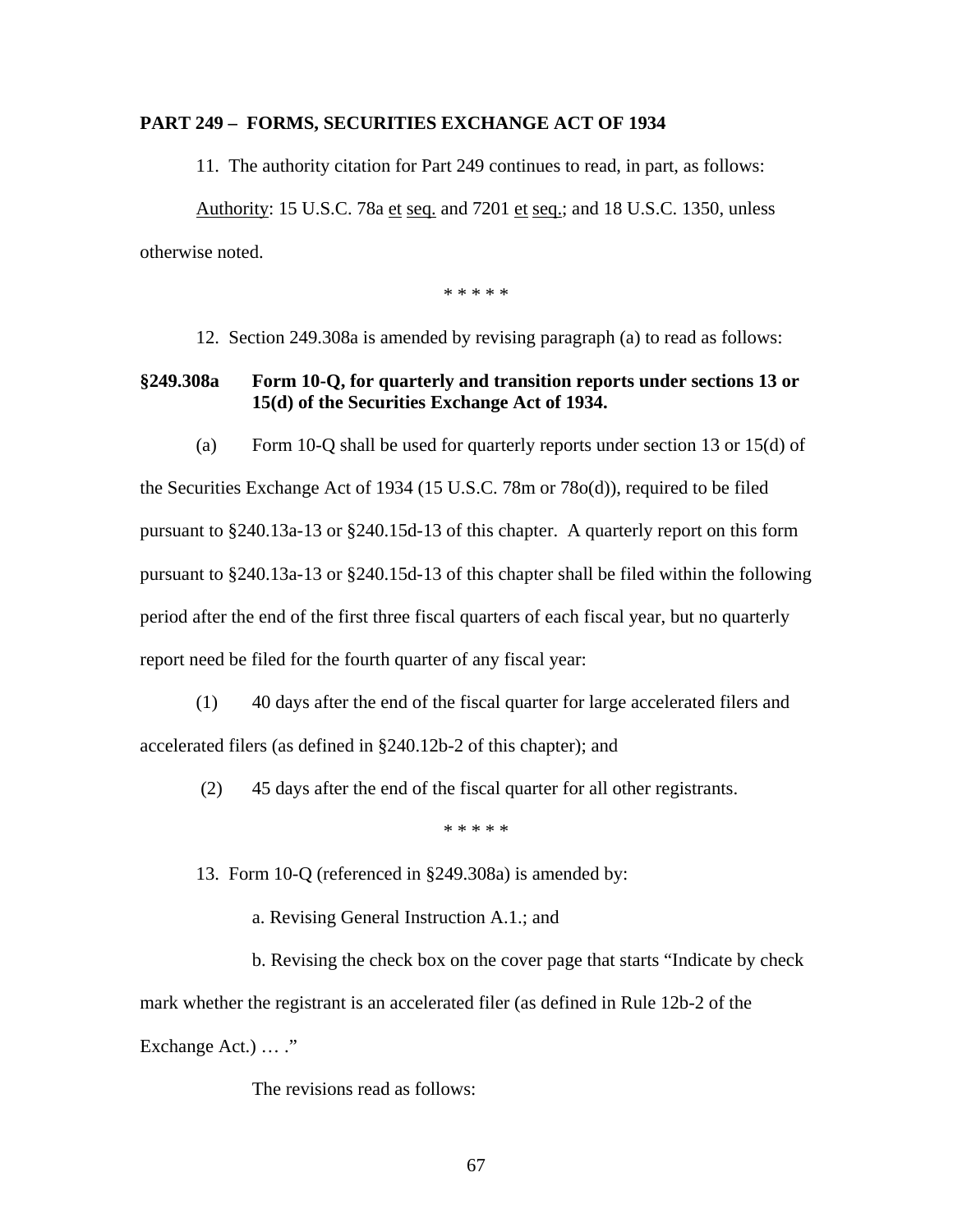**PART 249 – FORMS, SECURITIES EXCHANGE ACT OF 1934**

11. The authority citation for Part 249 continues to read, in part, as follows:

Authority: 15 U.S.C. 78a et seq. and 7201 et seq.; and 18 U.S.C. 1350, unless otherwise noted.

\* \* \* \* \*

12. Section 249.308a is amended by revising paragraph (a) to read as follows:

**§249.308a Form 10-Q, for quarterly and transition reports under sections 13 or 15(d) of the Securities Exchange Act of 1934.**

(a) Form 10-Q shall be used for quarterly reports under section 13 or 15(d) of the Securities Exchange Act of 1934 (15 U.S.C. 78m or 78o(d)), required to be filed pursuant to §240.13a-13 or §240.15d-13 of this chapter. A quarterly report on this form pursuant to §240.13a-13 or §240.15d-13 of this chapter shall be filed within the following period after the end of the first three fiscal quarters of each fiscal year, but no quarterly report need be filed for the fourth quarter of any fiscal year:

(1) 40 days after the end of the fiscal quarter for large accelerated filers and accelerated filers (as defined in §240.12b-2 of this chapter); and

(2) 45 days after the end of the fiscal quarter for all other registrants.

\* \* \* \* \*

13. Form 10-Q (referenced in §249.308a) is amended by:

a. Revising General Instruction A.1.; and

b. Revising the check box on the cover page that starts "Indicate by check mark whether the registrant is an accelerated filer (as defined in Rule 12b-2 of the Exchange Act.) … ."

The revisions read as follows: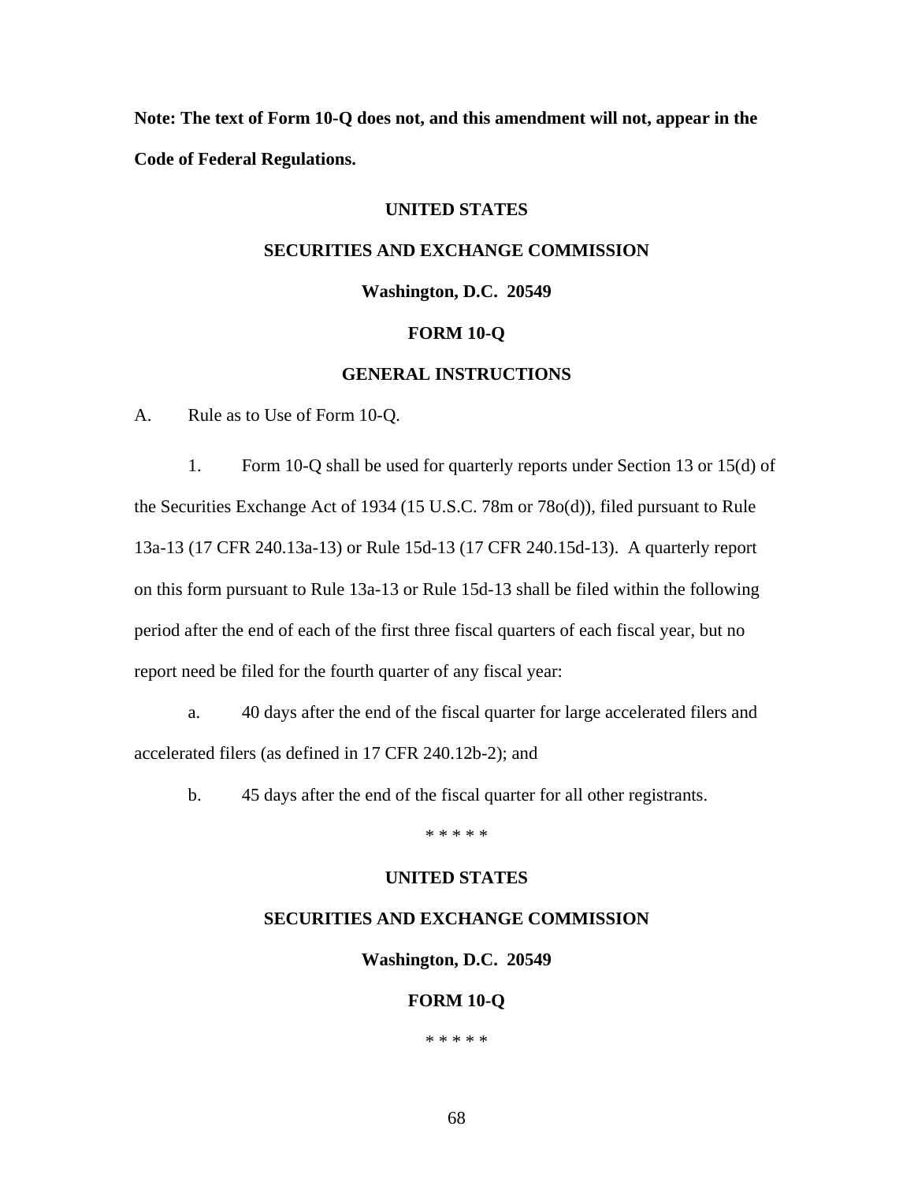**Note: The text of Form 10-Q does not, and this amendment will not, appear in the Code of Federal Regulations.**

**UNITED STATES**

**SECURITIES AND EXCHANGE COMMISSION**

**Washington, D.C. 20549**

**FORM 10-Q**

**GENERAL INSTRUCTIONS**

A. Rule as to Use of Form 10-Q.

1. Form 10-Q shall be used for quarterly reports under Section 13 or 15(d) of the Securities Exchange Act of 1934 (15 U.S.C. 78m or 78o(d)), filed pursuant to Rule 13a-13 (17 CFR 240.13a-13) or Rule 15d-13 (17 CFR 240.15d-13). A quarterly report on this form pursuant to Rule 13a-13 or Rule 15d-13 shall be filed within the following period after the end of each of the first three fiscal quarters of each fiscal year, but no report need be filed for the fourth quarter of any fiscal year:

a. 40 days after the end of the fiscal quarter for large accelerated filers and accelerated filers (as defined in 17 CFR 240.12b-2); and

b. 45 days after the end of the fiscal quarter for all other registrants.

\* \* \* \* \*

**UNITED STATES**

**SECURITIES AND EXCHANGE COMMISSION**

**Washington, D.C. 20549**

**FORM 10-Q**

\* \* \* \* \*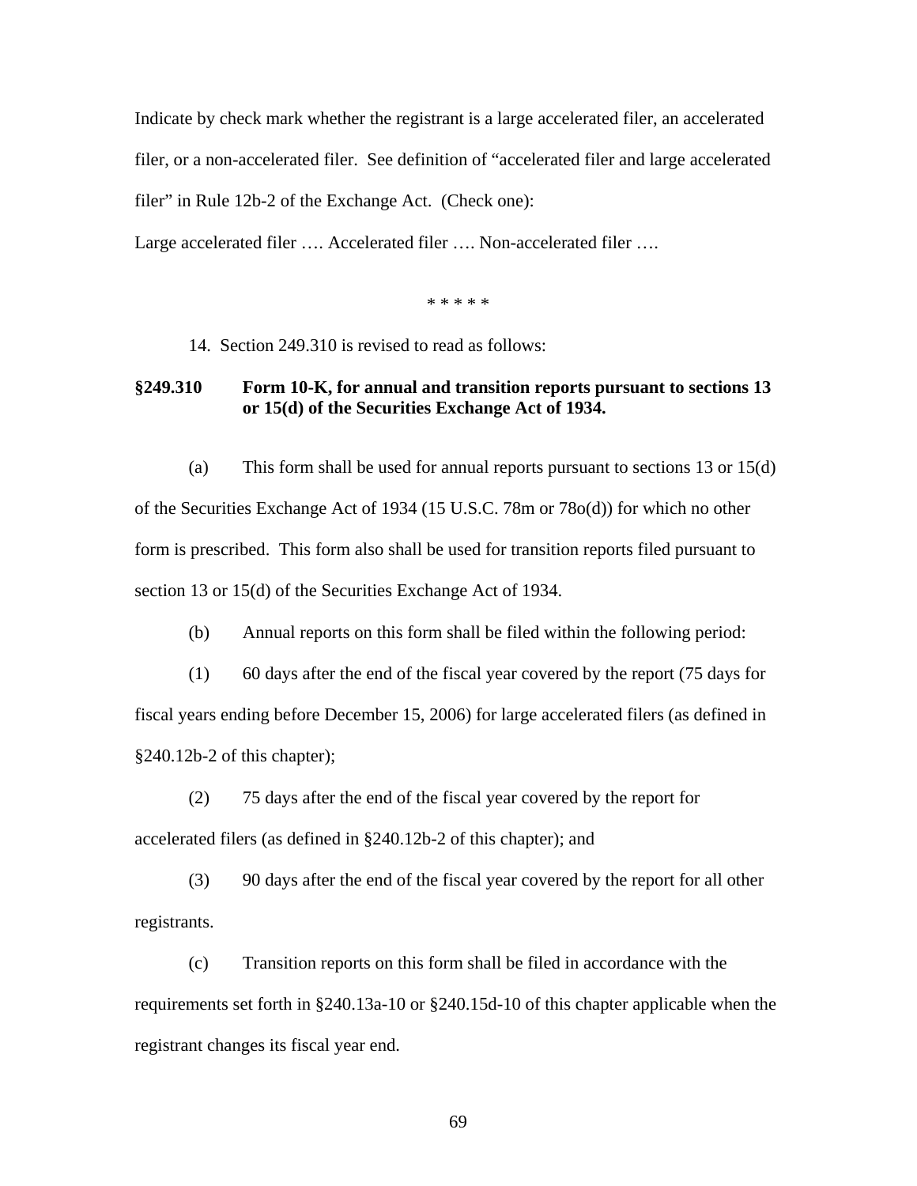Indicate by check mark whether the registrant is a large accelerated filer, an accelerated filer, or a non-accelerated filer. See definition of "accelerated filer and large accelerated filer" in Rule 12b-2 of the Exchange Act. (Check one):

Large accelerated filer …. Accelerated filer …. Non-accelerated filer ….

\* \* \* \* \*

14. Section 249.310 is revised to read as follows:

**§249.310 Form 10-K, for annual and transition reports pursuant to sections 13 or 15(d) of the Securities Exchange Act of 1934.**

(a) This form shall be used for annual reports pursuant to sections 13 or 15(d) of the Securities Exchange Act of 1934 (15 U.S.C. 78m or 78o(d)) for which no other form is prescribed. This form also shall be used for transition reports filed pursuant to section 13 or 15(d) of the Securities Exchange Act of 1934.

(b) Annual reports on this form shall be filed within the following period:

(1) 60 days after the end of the fiscal year covered by the report (75 days for fiscal years ending before December 15, 2006) for large accelerated filers (as defined in §240.12b-2 of this chapter);

(2) 75 days after the end of the fiscal year covered by the report for accelerated filers (as defined in §240.12b-2 of this chapter); and

(3) 90 days after the end of the fiscal year covered by the report for all other registrants.

(c) Transition reports on this form shall be filed in accordance with the requirements set forth in §240.13a-10 or §240.15d-10 of this chapter applicable when the registrant changes its fiscal year end.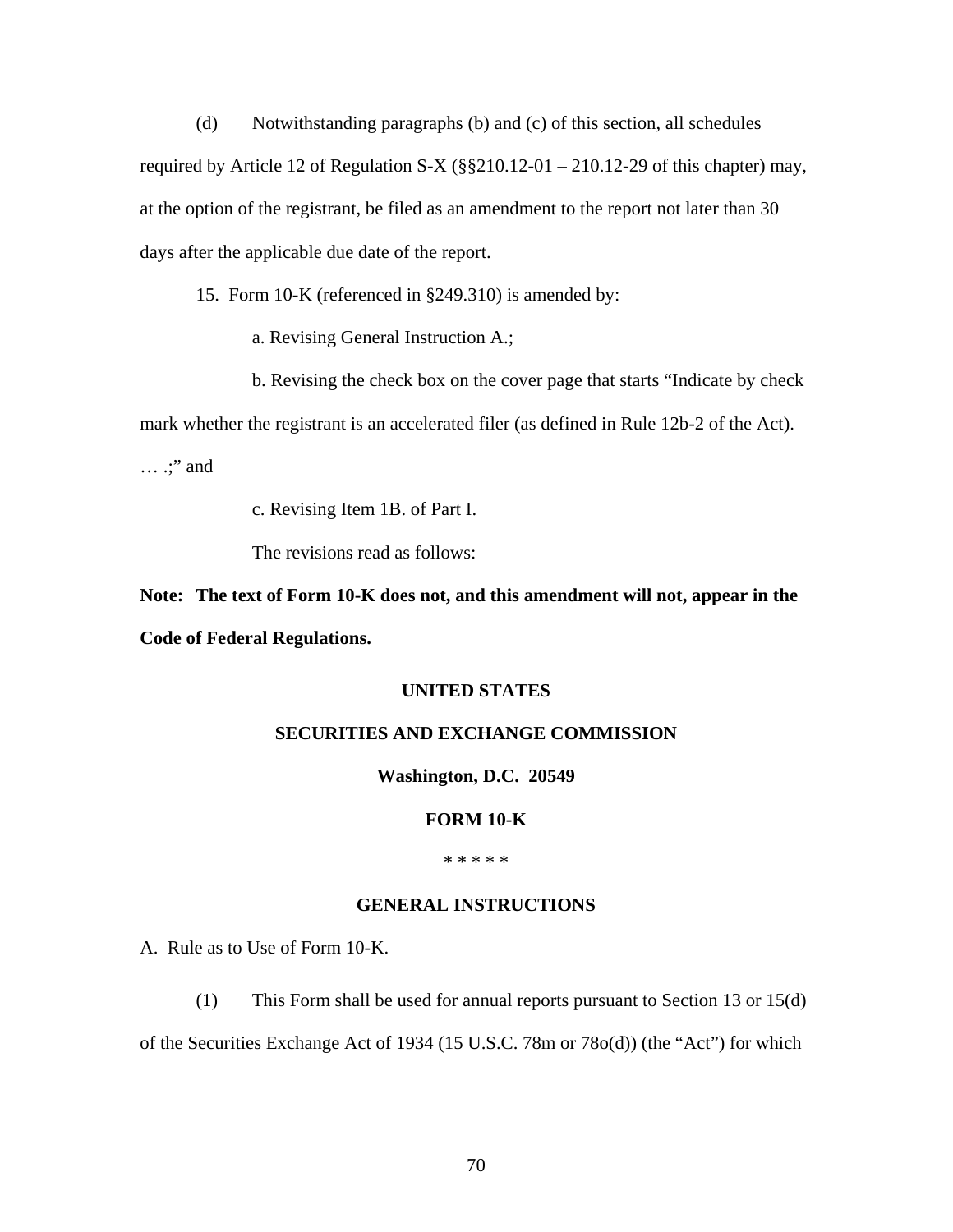(d) Notwithstanding paragraphs (b) and (c) of this section, all schedules required by Article 12 of Regulation S-X (§§210.12-01 – 210.12-29 of this chapter) may, at the option of the registrant, be filed as an amendment to the report not later than 30 days after the applicable due date of the report.

15. Form 10-K (referenced in §249.310) is amended by:

a. Revising General Instruction A.;

b. Revising the check box on the cover page that starts "Indicate by check mark whether the registrant is an accelerated filer (as defined in Rule 12b-2 of the Act). … .;" and

c. Revising Item 1B. of Part I.

The revisions read as follows:

**Note: The text of Form 10-K does not, and this amendment will not, appear in the Code of Federal Regulations.**

**UNITED STATES**

**SECURITIES AND EXCHANGE COMMISSION**

**Washington, D.C. 20549**

**FORM 10-K**

\* \* \* \* \*

**GENERAL INSTRUCTIONS**

A. Rule as to Use of Form 10-K.

(1) This Form shall be used for annual reports pursuant to Section 13 or 15(d) of the Securities Exchange Act of 1934 (15 U.S.C. 78m or 78o(d)) (the "Act") for which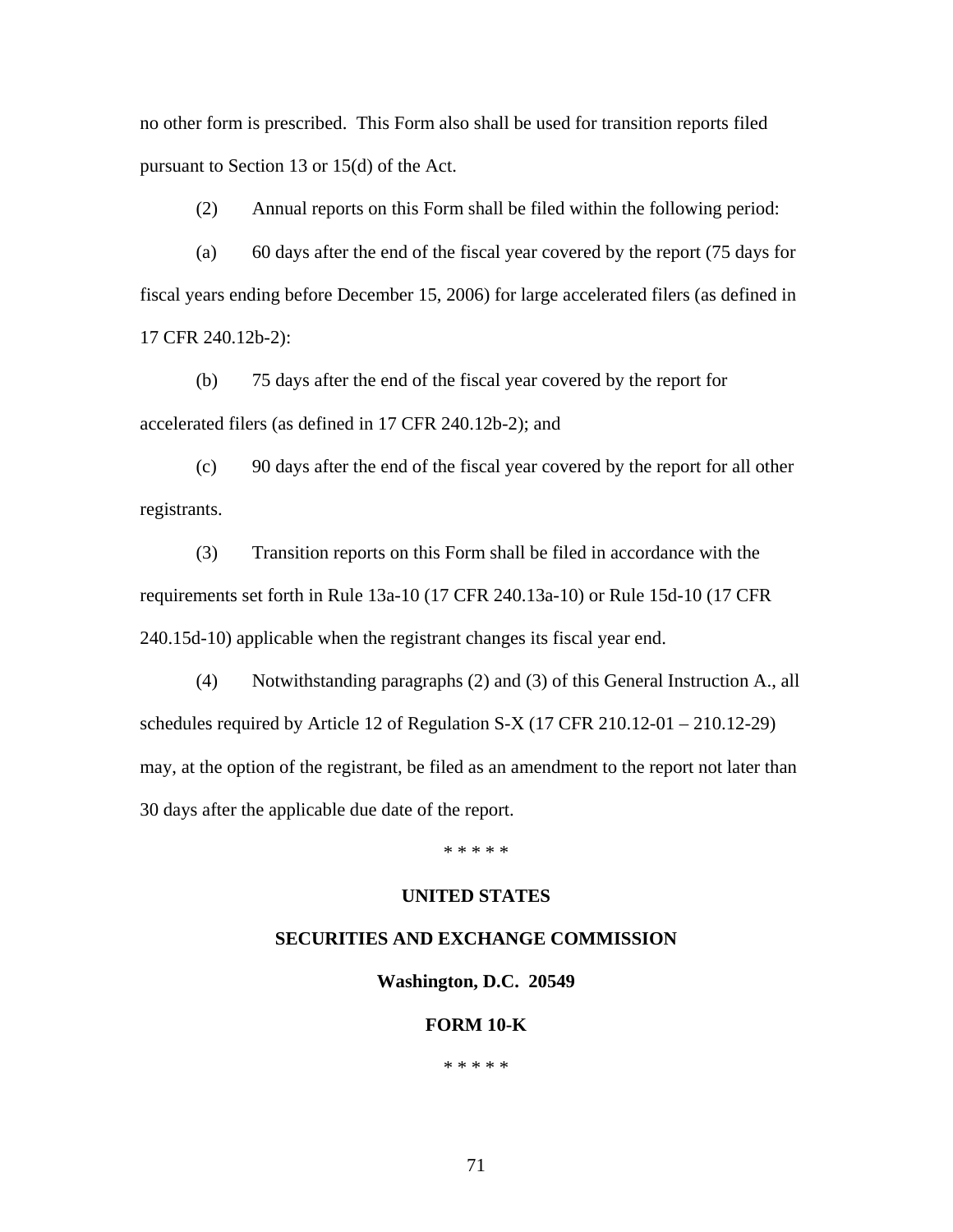no other form is prescribed. This Form also shall be used for transition reports filed pursuant to Section 13 or 15(d) of the Act.

(2) Annual reports on this Form shall be filed within the following period:

(a) 60 days after the end of the fiscal year covered by the report (75 days for fiscal years ending before December 15, 2006) for large accelerated filers (as defined in 17 CFR 240.12b-2):

(b) 75 days after the end of the fiscal year covered by the report for accelerated filers (as defined in 17 CFR 240.12b-2); and

(c) 90 days after the end of the fiscal year covered by the report for all other registrants.

(3) Transition reports on this Form shall be filed in accordance with the requirements set forth in Rule 13a-10 (17 CFR 240.13a-10) or Rule 15d-10 (17 CFR 240.15d-10) applicable when the registrant changes its fiscal year end.

(4) Notwithstanding paragraphs (2) and (3) of this General Instruction A., all schedules required by Article 12 of Regulation S-X (17 CFR 210.12-01 – 210.12-29) may, at the option of the registrant, be filed as an amendment to the report not later than 30 days after the applicable due date of the report.

\* \* \* \* \*

**UNITED STATES**

**SECURITIES AND EXCHANGE COMMISSION**

**Washington, D.C. 20549**

**FORM 10-K**

\* \* \* \* \*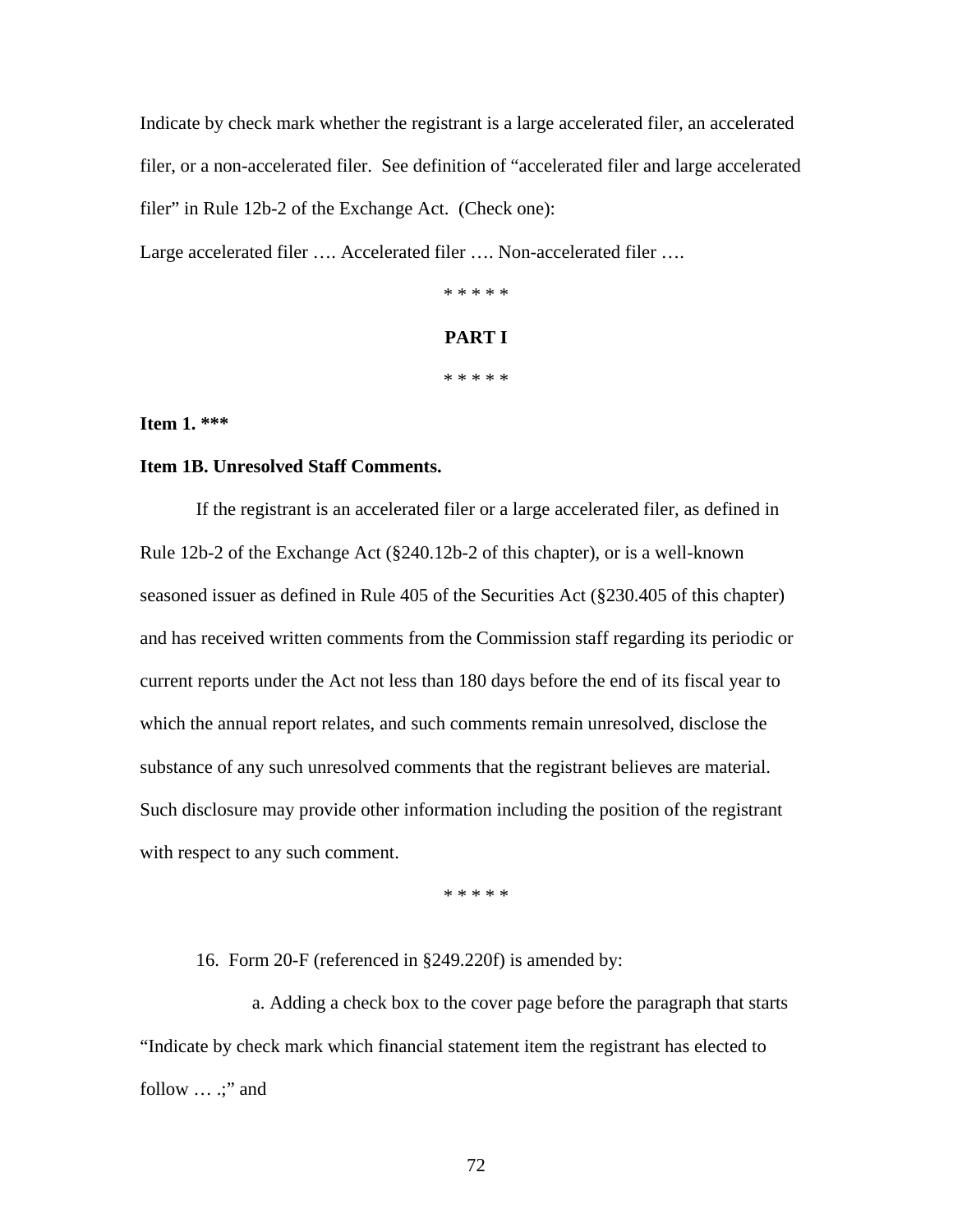Indicate by check mark whether the registrant is a large accelerated filer, an accelerated filer, or a non-accelerated filer. See definition of "accelerated filer and large accelerated filer" in Rule 12b-2 of the Exchange Act. (Check one):

Large accelerated filer …. Accelerated filer …. Non-accelerated filer ….

\* \* \* \* \*

**PART I**

\* \* \* \* \*

**Item 1. \*\*\***

**Item 1B. Unresolved Staff Comments.**

If the registrant is an accelerated filer or a large accelerated filer, as defined in Rule 12b-2 of the Exchange Act (§240.12b-2 of this chapter), or is a well-known seasoned issuer as defined in Rule 405 of the Securities Act (§230.405 of this chapter) and has received written comments from the Commission staff regarding its periodic or current reports under the Act not less than 180 days before the end of its fiscal year to which the annual report relates, and such comments remain unresolved, disclose the substance of any such unresolved comments that the registrant believes are material. Such disclosure may provide other information including the position of the registrant with respect to any such comment.

\* \* \* \* \*

16. Form 20-F (referenced in §249.220f) is amended by:

a. Adding a check box to the cover page before the paragraph that starts "Indicate by check mark which financial statement item the registrant has elected to follow … .;" and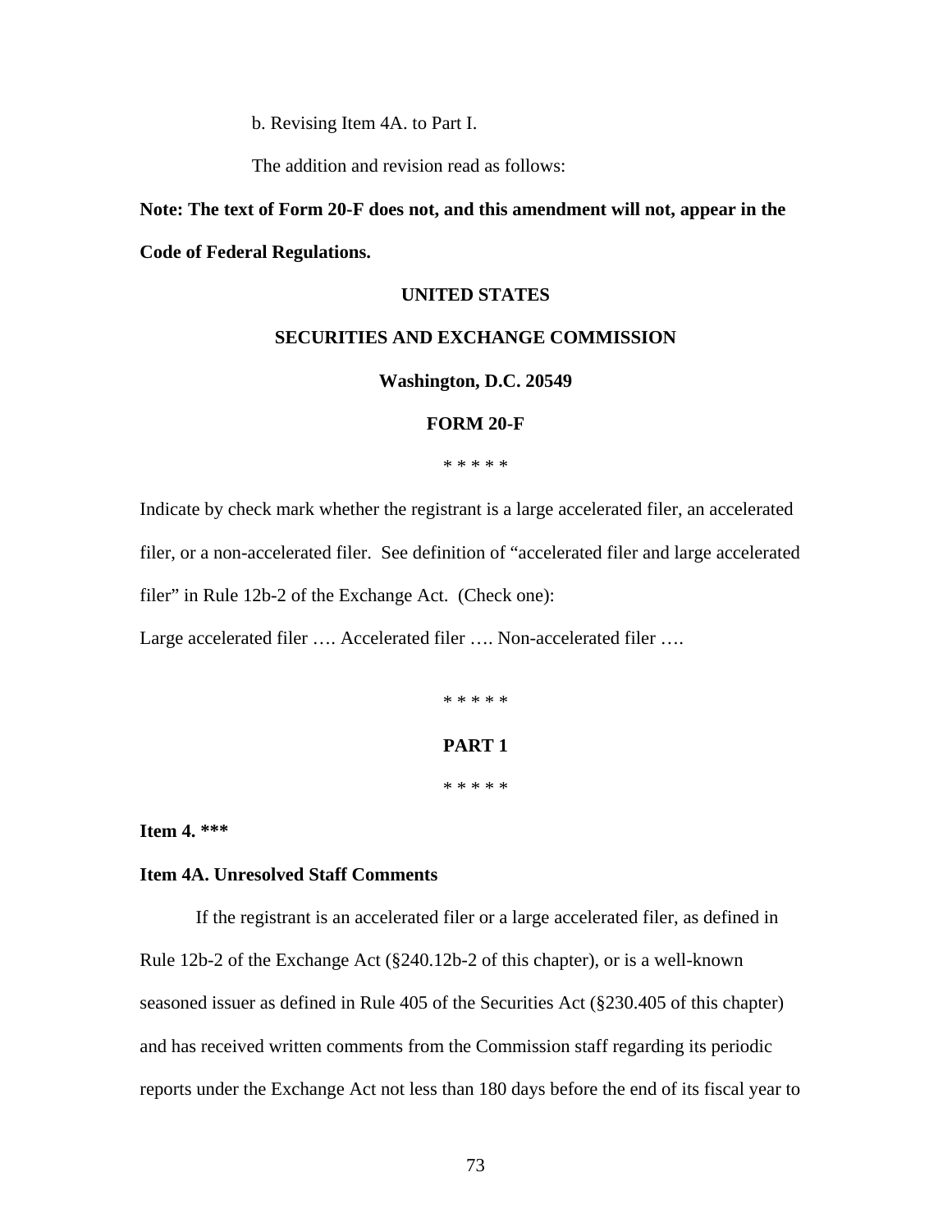b. Revising Item 4A. to Part I.

The addition and revision read as follows:

**Note: The text of Form 20-F does not, and this amendment will not, appear in the Code of Federal Regulations.**

**UNITED STATES**

**SECURITIES AND EXCHANGE COMMISSION**

**Washington, D.C. 20549**

**FORM 20-F**

\* \* \* \* \*

Indicate by check mark whether the registrant is a large accelerated filer, an accelerated filer, or a non-accelerated filer. See definition of “accelerated filer and large accelerated filer” in Rule 12b-2 of the Exchange Act. (Check one):

Large accelerated filer …. Accelerated filer …. Non-accelerated filer ….

\* \* \* \* \*

**PART 1**

\* \* \* \* \*

**Item 4. \*\*\***

**Item 4A. Unresolved Staff Comments**

If the registrant is an accelerated filer or a large accelerated filer, as defined in Rule 12b-2 of the Exchange Act (§240.12b-2 of this chapter), or is a well-known seasoned issuer as defined in Rule 405 of the Securities Act (§230.405 of this chapter) and has received written comments from the Commission staff regarding its periodic reports under the Exchange Act not less than 180 days before the end of its fiscal year to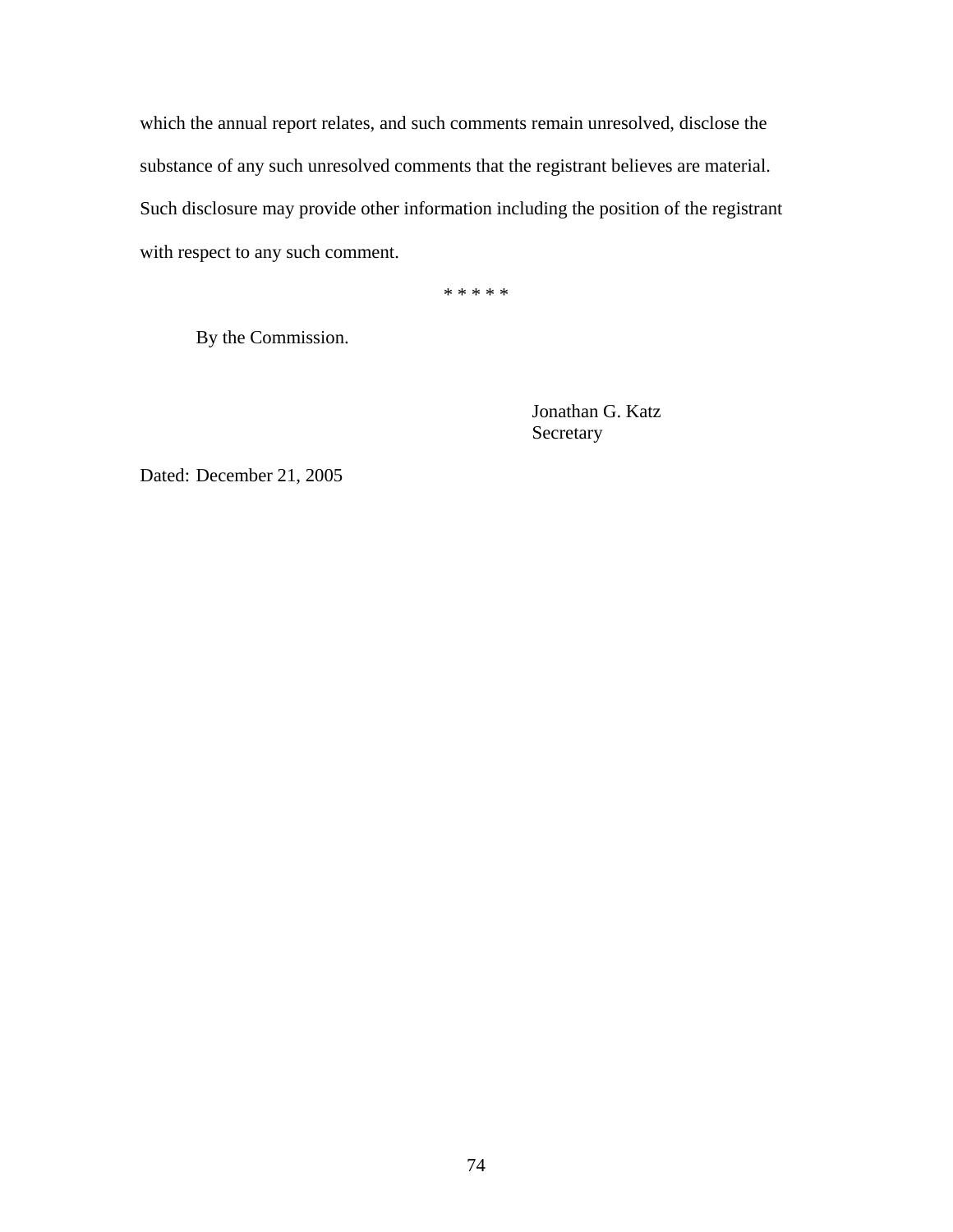which the annual report relates, and such comments remain unresolved, disclose the substance of any such unresolved comments that the registrant believes are material. Such disclosure may provide other information including the position of the registrant with respect to any such comment.

* * * * *

By the Commission.

Jonathan G. Katz
Secretary

Dated: December 21, 2005